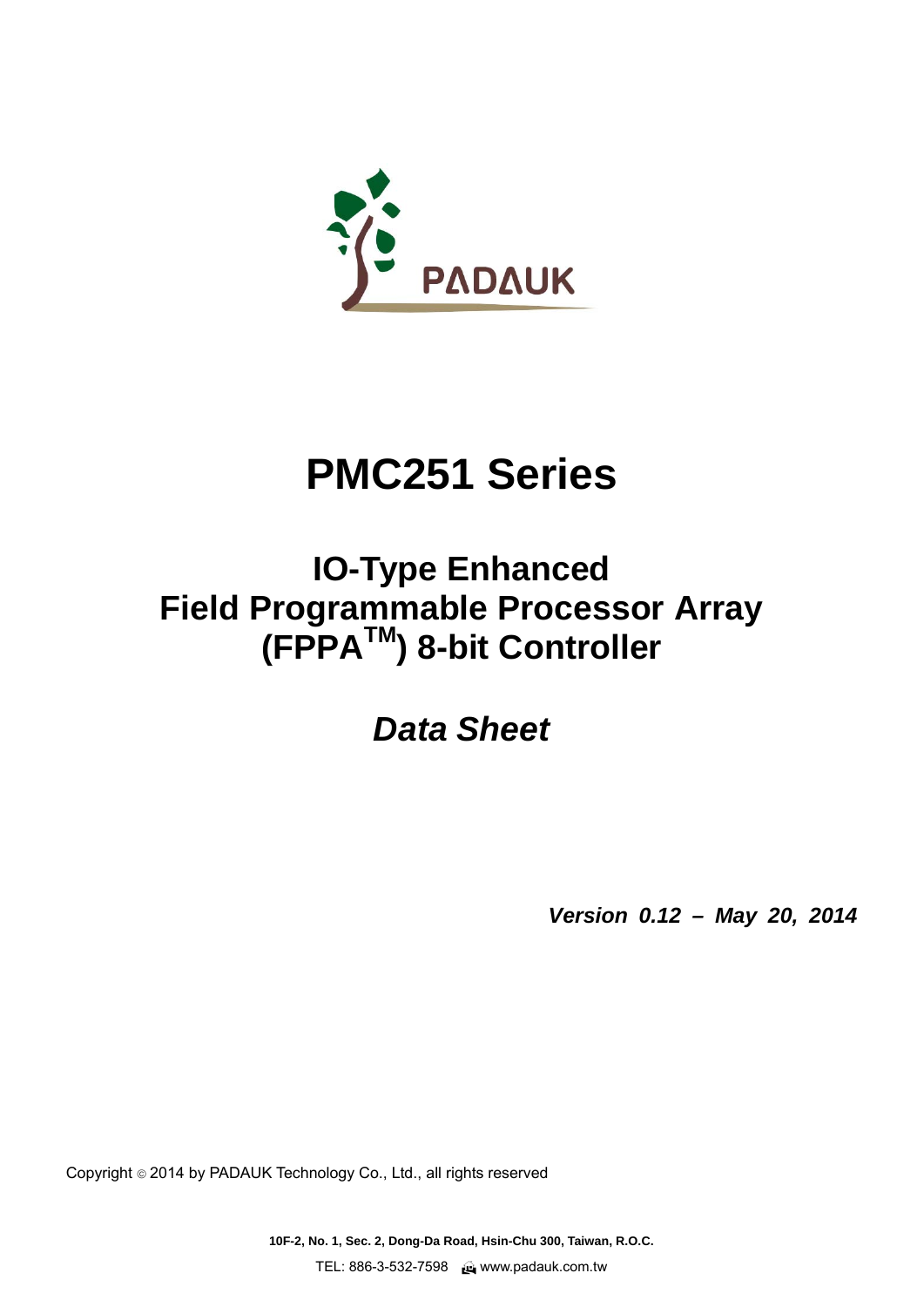PADAUK

# PMC251 Series

## IO-Type Enhanced
## Field Programmable Processor Array
## (FPPA$^{TM}$) 8-bit Controller

## *Data Sheet*

***Version 0.12 – May 20, 2014***

Copyright © 2014 by PADAUK Technology Co., Ltd., all rights reserved

**10F-2, No. 1, Sec. 2, Dong-Da Road, Hsin-Chu 300, Taiwan, R.O.C.**

TEL: 886-3-532-7598 www.padauk.com.tw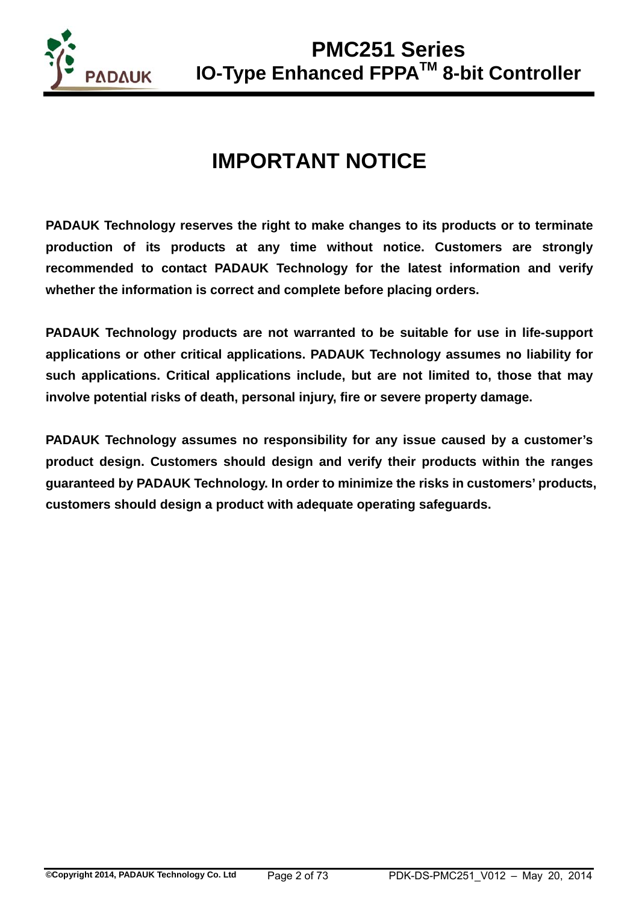# IMPORTANT NOTICE

**PADAUK Technology reserves the right to make changes to its products or to terminate production of its products at any time without notice. Customers are strongly recommended to contact PADAUK Technology for the latest information and verify whether the information is correct and complete before placing orders.**

**PADAUK Technology products are not warranted to be suitable for use in life-support applications or other critical applications. PADAUK Technology assumes no liability for such applications. Critical applications include, but are not limited to, those that may involve potential risks of death, personal injury, fire or severe property damage.**

**PADAUK Technology assumes no responsibility for any issue caused by a customer's product design. Customers should design and verify their products within the ranges guaranteed by PADAUK Technology. In order to minimize the risks in customers' products, customers should design a product with adequate operating safeguards.**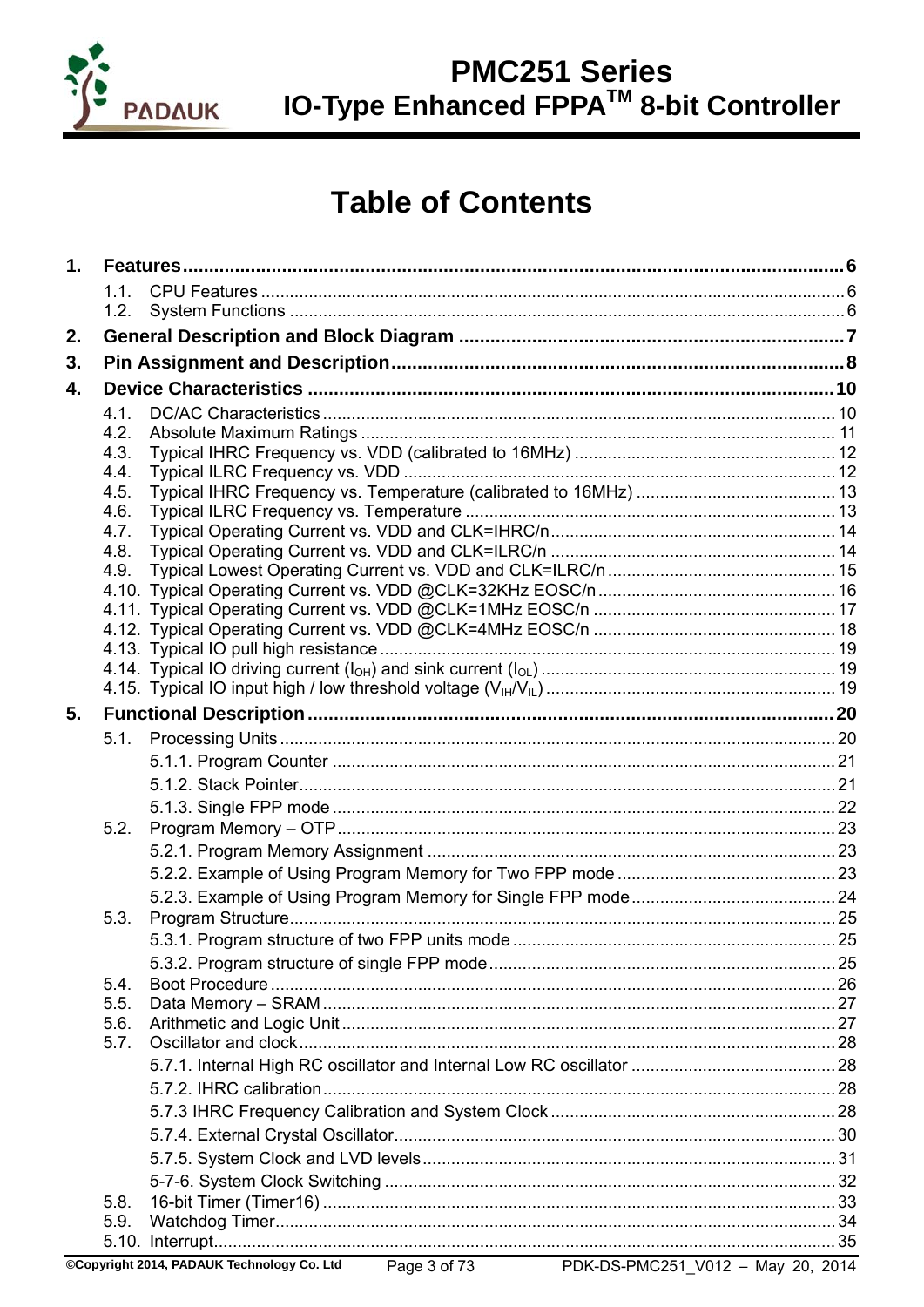# Table of Contents

**1. Features** ........................................................ **6**

- 1.1. CPU Features ........................................................ 6
- 1.2. System Functions ........................................................ 6

**2. General Description and Block Diagram** ........................................................ **7**

**3. Pin Assignment and Description** ........................................................ **8**

**4. Device Characteristics** ........................................................ **10**

- 4.1. DC/AC Characteristics ........................................................ 10
- 4.2. Absolute Maximum Ratings ........................................................ 11
- 4.3. Typical IHRC Frequency vs. VDD (calibrated to 16MHz) ........................................................ 12
- 4.4. Typical ILRC Frequency vs. VDD ........................................................ 12
- 4.5. Typical IHRC Frequency vs. Temperature (calibrated to 16MHz) ........................................................ 13
- 4.6. Typical ILRC Frequency vs. Temperature ........................................................ 13
- 4.7. Typical Operating Current vs. VDD and CLK=IHRC/n ........................................................ 14
- 4.8. Typical Operating Current vs. VDD and CLK=ILRC/n ........................................................ 14
- 4.9. Typical Lowest Operating Current vs. VDD and CLK=ILRC/n ........................................................ 15
- 4.10. Typical Operating Current vs. VDD @CLK=32KHz EOSC/n ........................................................ 16
- 4.11. Typical Operating Current vs. VDD @CLK=1MHz EOSC/n ........................................................ 17
- 4.12. Typical Operating Current vs. VDD @CLK=4MHz EOSC/n ........................................................ 18
- 4.13. Typical IO pull high resistance ........................................................ 19
- 4.14. Typical IO driving current ($I_{OH}$) and sink current ($I_{OL}$) ........................................................ 19
- 4.15. Typical IO input high / low threshold voltage ($V_{IH}$/$V_{IL}$) ........................................................ 19

**5. Functional Description** ........................................................ **20**

- 5.1. Processing Units ........................................................ 20
  - 5.1.1. Program Counter ........................................................ 21
  - 5.1.2. Stack Pointer ........................................................ 21
  - 5.1.3. Single FPP mode ........................................................ 22
- 5.2. Program Memory – OTP ........................................................ 23
  - 5.2.1. Program Memory Assignment ........................................................ 23
  - 5.2.2. Example of Using Program Memory for Two FPP mode ........................................................ 23
  - 5.2.3. Example of Using Program Memory for Single FPP mode ........................................................ 24
- 5.3. Program Structure ........................................................ 25
  - 5.3.1. Program structure of two FPP units mode ........................................................ 25
  - 5.3.2. Program structure of single FPP mode ........................................................ 25
- 5.4. Boot Procedure ........................................................ 26
- 5.5. Data Memory – SRAM ........................................................ 27
- 5.6. Arithmetic and Logic Unit ........................................................ 27
- 5.7. Oscillator and clock ........................................................ 28
  - 5.7.1. Internal High RC oscillator and Internal Low RC oscillator ........................................................ 28
  - 5.7.2. IHRC calibration ........................................................ 28
  - 5.7.3 IHRC Frequency Calibration and System Clock ........................................................ 28
  - 5.7.4. External Crystal Oscillator ........................................................ 30
  - 5.7.5. System Clock and LVD levels ........................................................ 31
  - 5-7-6. System Clock Switching ........................................................ 32
- 5.8. 16-bit Timer (Timer16) ........................................................ 33
- 5.9. Watchdog Timer ........................................................ 34
- 5.10. Interrupt ........................................................ 35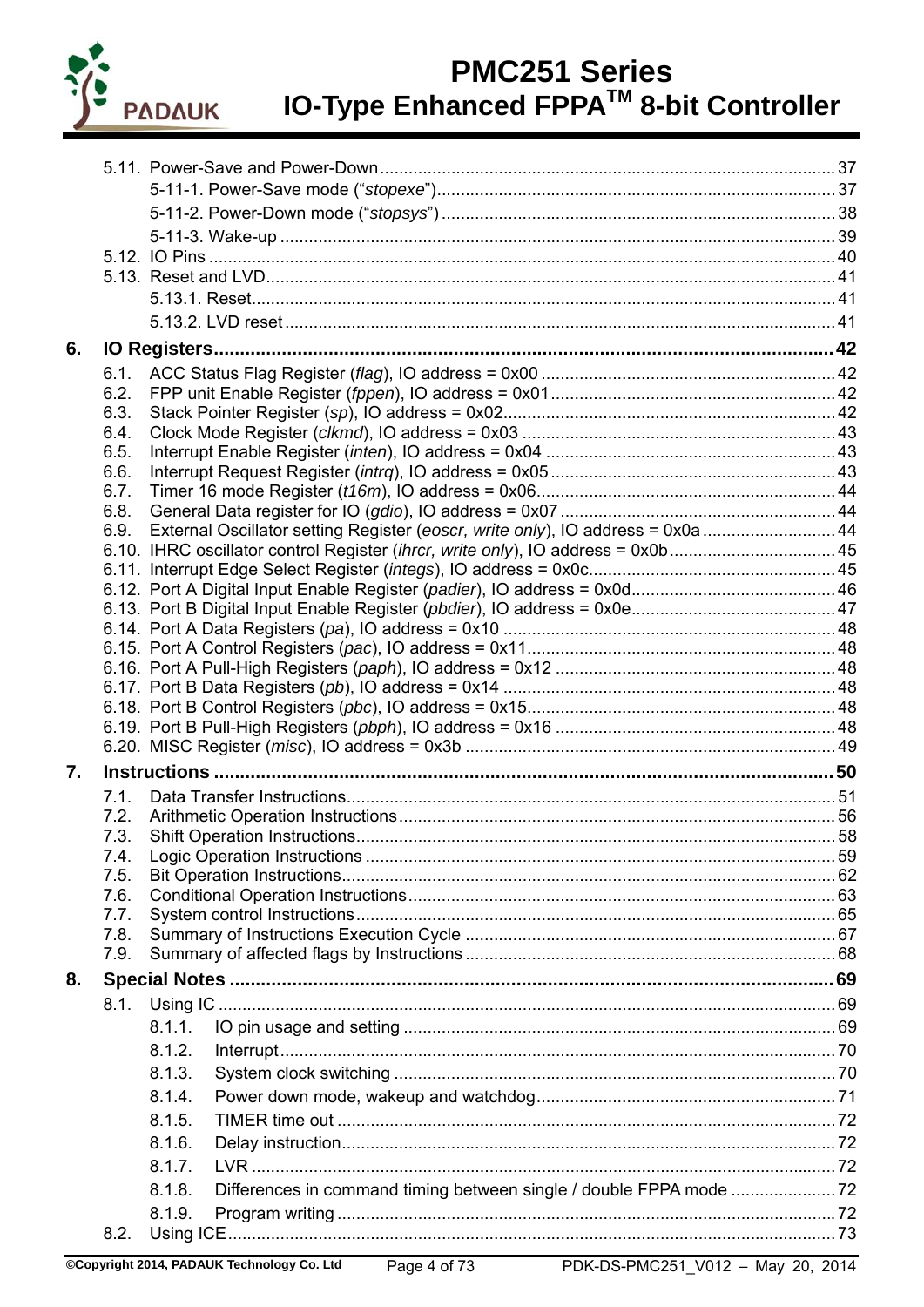- 5.11. Power-Save and Power-Down ... 37
  - 5-11-1. Power-Save mode (“*stopexe*”) ... 37
  - 5-11-2. Power-Down mode (“*stopsys*”) ... 38
  - 5-11-3. Wake-up ... 39
- 5.12. IO Pins ... 40
- 5.13. Reset and LVD ... 41
  - 5.13.1. Reset ... 41
  - 5.13.2. LVD reset ... 41

**6. IO Registers ... 42**

- 6.1. ACC Status Flag Register (*flag*), IO address = 0x00 ... 42
- 6.2. FPP unit Enable Register (*fppen*), IO address = 0x01 ... 42
- 6.3. Stack Pointer Register (*sp*), IO address = 0x02 ... 42
- 6.4. Clock Mode Register (*clkmd*), IO address = 0x03 ... 43
- 6.5. Interrupt Enable Register (*inten*), IO address = 0x04 ... 43
- 6.6. Interrupt Request Register (*intrq*), IO address = 0x05 ... 43
- 6.7. Timer 16 mode Register (*t16m*), IO address = 0x06 ... 44
- 6.8. General Data register for IO (*gdio*), IO address = 0x07 ... 44
- 6.9. External Oscillator setting Register (*eoscr, write only*), IO address = 0x0a ... 44
- 6.10. IHRC oscillator control Register (*ihrcr, write only*), IO address = 0x0b ... 45
- 6.11. Interrupt Edge Select Register (*integs*), IO address = 0x0c ... 45
- 6.12. Port A Digital Input Enable Register (*padier*), IO address = 0x0d ... 46
- 6.13. Port B Digital Input Enable Register (*pbdier*), IO address = 0x0e ... 47
- 6.14. Port A Data Registers (*pa*), IO address = 0x10 ... 48
- 6.15. Port A Control Registers (*pac*), IO address = 0x11 ... 48
- 6.16. Port A Pull-High Registers (*paph*), IO address = 0x12 ... 48
- 6.17. Port B Data Registers (*pb*), IO address = 0x14 ... 48
- 6.18. Port B Control Registers (*pbc*), IO address = 0x15 ... 48
- 6.19. Port B Pull-High Registers (*pbph*), IO address = 0x16 ... 48
- 6.20. MISC Register (*misc*), IO address = 0x3b ... 49

**7. Instructions ... 50**

- 7.1. Data Transfer Instructions ... 51
- 7.2. Arithmetic Operation Instructions ... 56
- 7.3. Shift Operation Instructions ... 58
- 7.4. Logic Operation Instructions ... 59
- 7.5. Bit Operation Instructions ... 62
- 7.6. Conditional Operation Instructions ... 63
- 7.7. System control Instructions ... 65
- 7.8. Summary of Instructions Execution Cycle ... 67
- 7.9. Summary of affected flags by Instructions ... 68

**8. Special Notes ... 69**

- 8.1. Using IC ... 69
  - 8.1.1. IO pin usage and setting ... 69
  - 8.1.2. Interrupt ... 70
  - 8.1.3. System clock switching ... 70
  - 8.1.4. Power down mode, wakeup and watchdog ... 71
  - 8.1.5. TIMER time out ... 72
  - 8.1.6. Delay instruction ... 72
  - 8.1.7. LVR ... 72
  - 8.1.8. Differences in command timing between single / double FPPA mode ... 72
  - 8.1.9. Program writing ... 72
- 8.2. Using ICE ... 73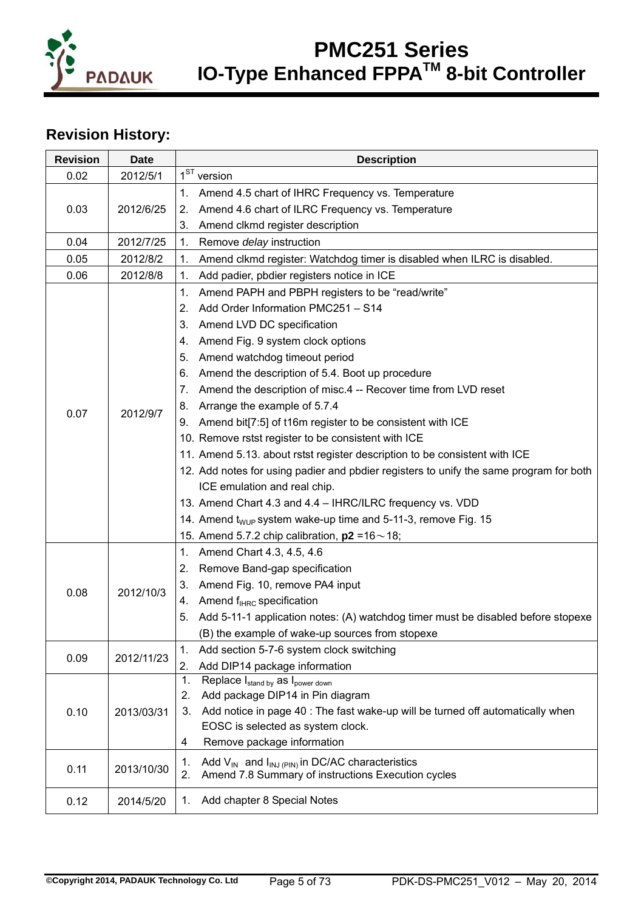## Revision History:

| Revision | Date | Description |
|---|---|---|
| 0.02 | 2012/5/1 | 1ST version |
| 0.03 | 2012/6/25 | 1. Amend 4.5 chart of IHRC Frequency vs. Temperature<br>2. Amend 4.6 chart of ILRC Frequency vs. Temperature<br>3. Amend clkmd register description |
| 0.04 | 2012/7/25 | 1. Remove *delay* instruction |
| 0.05 | 2012/8/2 | 1. Amend clkmd register: Watchdog timer is disabled when ILRC is disabled. |
| 0.06 | 2012/8/8 | 1. Add padier, pbdier registers notice in ICE |
| 0.07 | 2012/9/7 | 1. Amend PAPH and PBPH registers to be "read/write"<br>2. Add Order Information PMC251 – S14<br>3. Amend LVD DC specification<br>4. Amend Fig. 9 system clock options<br>5. Amend watchdog timeout period<br>6. Amend the description of 5.4. Boot up procedure<br>7. Amend the description of misc.4 -- Recover time from LVD reset<br>8. Arrange the example of 5.7.4<br>9. Amend bit[7:5] of t16m register to be consistent with ICE<br>10. Remove rstst register to be consistent with ICE<br>11. Amend 5.13. about rstst register description to be consistent with ICE<br>12. Add notes for using padier and pbdier registers to unify the same program for both ICE emulation and real chip.<br>13. Amend Chart 4.3 and 4.4 – IHRC/ILRC frequency vs. VDD<br>14. Amend $t_{WUP}$ system wake-up time and 5-11-3, remove Fig. 15<br>15. Amend 5.7.2 chip calibration, **p2** =16～18; |
| 0.08 | 2012/10/3 | 1. Amend Chart 4.3, 4.5, 4.6<br>2. Remove Band-gap specification<br>3. Amend Fig. 10, remove PA4 input<br>4. Amend $f_{IHRC}$ specification<br>5. Add 5-11-1 application notes: (A) watchdog timer must be disabled before stopexe (B) the example of wake-up sources from stopexe |
| 0.09 | 2012/11/23 | 1. Add section 5-7-6 system clock switching<br>2. Add DIP14 package information |
| 0.10 | 2013/03/31 | 1. Replace $I_{stand\ by}$ as $I_{power\ down}$<br>2. Add package DIP14 in Pin diagram<br>3. Add notice in page 40 : The fast wake-up will be turned off automatically when EOSC is selected as system clock.<br>4 Remove package information |
| 0.11 | 2013/10/30 | 1. Add $V_{IN}$ and $I_{INJ\ (PIN)}$ in DC/AC characteristics<br>2. Amend 7.8 Summary of instructions Execution cycles |
| 0.12 | 2014/5/20 | 1. Add chapter 8 Special Notes |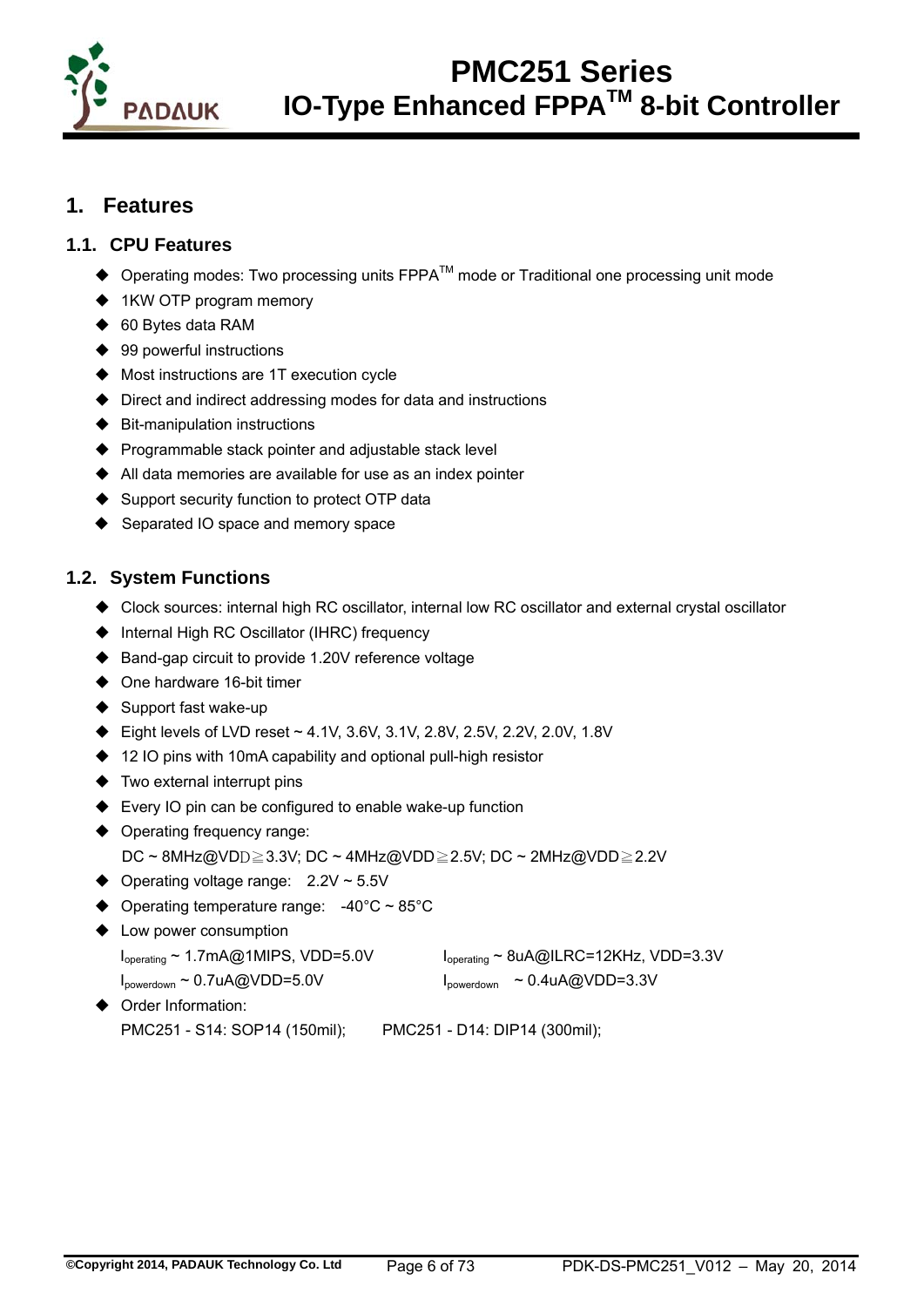# 1. Features

## 1.1. CPU Features

- Operating modes: Two processing units FPPA™ mode or Traditional one processing unit mode
- 1KW OTP program memory
- 60 Bytes data RAM
- 99 powerful instructions
- Most instructions are 1T execution cycle
- Direct and indirect addressing modes for data and instructions
- Bit-manipulation instructions
- Programmable stack pointer and adjustable stack level
- All data memories are available for use as an index pointer
- Support security function to protect OTP data
- Separated IO space and memory space

## 1.2. System Functions

- Clock sources: internal high RC oscillator, internal low RC oscillator and external crystal oscillator
- Internal High RC Oscillator (IHRC) frequency
- Band-gap circuit to provide 1.20V reference voltage
- One hardware 16-bit timer
- Support fast wake-up
- Eight levels of LVD reset ~ 4.1V, 3.6V, 3.1V, 2.8V, 2.5V, 2.2V, 2.0V, 1.8V
- 12 IO pins with 10mA capability and optional pull-high resistor
- Two external interrupt pins
- Every IO pin can be configured to enable wake-up function
- Operating frequency range:
  DC ~ 8MHz@VDD≧3.3V; DC ~ 4MHz@VDD≧2.5V; DC ~ 2MHz@VDD≧2.2V
- Operating voltage range: 2.2V ~ 5.5V
- Operating temperature range: -40°C ~ 85°C
- Low power consumption
  $I_{operating}$ ~ 1.7mA@1MIPS, VDD=5.0V    $I_{operating}$ ~ 8uA@ILRC=12KHz, VDD=3.3V
  $I_{powerdown}$ ~ 0.7uA@VDD=5.0V    $I_{powerdown}$ ~ 0.4uA@VDD=3.3V
- Order Information:
  PMC251 - S14: SOP14 (150mil);    PMC251 - D14: DIP14 (300mil);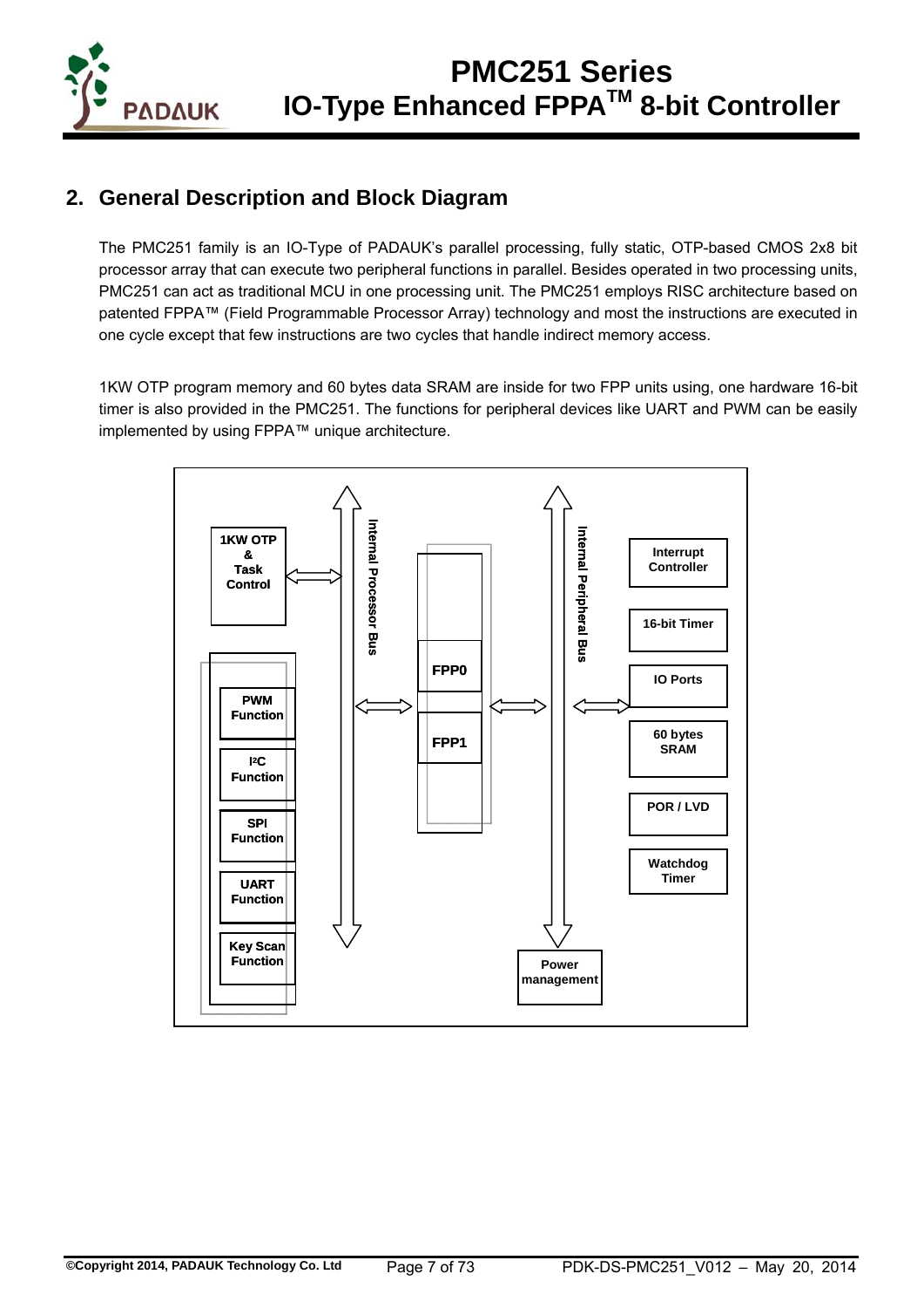## 2. General Description and Block Diagram

The PMC251 family is an IO-Type of PADAUK's parallel processing, fully static, OTP-based CMOS 2x8 bit processor array that can execute two peripheral functions in parallel. Besides operated in two processing units, PMC251 can act as traditional MCU in one processing unit. The PMC251 employs RISC architecture based on patented FPPA™ (Field Programmable Processor Array) technology and most the instructions are executed in one cycle except that few instructions are two cycles that handle indirect memory access.

1KW OTP program memory and 60 bytes data SRAM are inside for two FPP units using, one hardware 16-bit timer is also provided in the PMC251. The functions for peripheral devices like UART and PWM can be easily implemented by using FPPA™ unique architecture.

1KW OTP & Task Control

PWM Function

I²C Function

SPI Function

UART Function

Key Scan Function

Internal Processor Bus

FPP0

FPP1

Internal Peripheral Bus

Interrupt Controller

16-bit Timer

IO Ports

60 bytes SRAM

POR / LVD

Watchdog Timer

Power management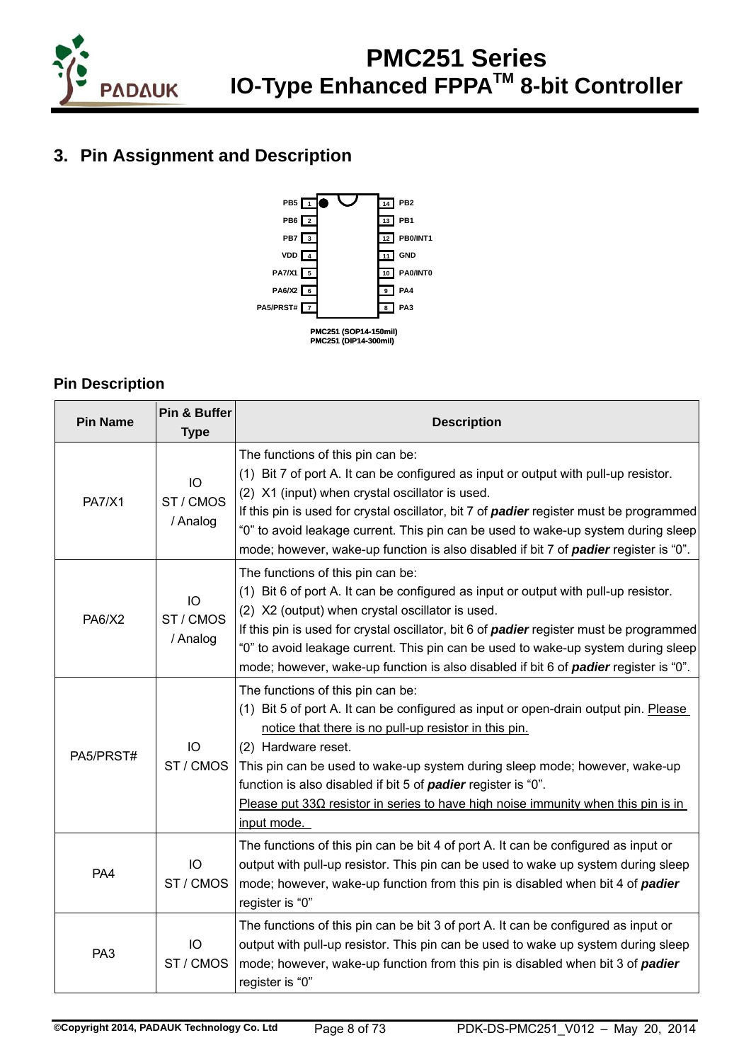## 3. Pin Assignment and Description

| Pin | Left | Right | Pin |
|---|---|---|---|
| 1 | PB5 | PB2 | 14 |
| 2 | PB6 | PB1 | 13 |
| 3 | PB7 | PB0/INT1 | 12 |
| 4 | VDD | GND | 11 |
| 5 | PA7/X1 | PA0/INT0 | 10 |
| 6 | PA6/X2 | PA4 | 9 |
| 7 | PA5/PRST# | PA3 | 8 |

PMC251 (SOP14-150mil)
PMC251 (DIP14-300mil)

### Pin Description

| Pin Name | Pin & Buffer Type | Description |
|---|---|---|
| PA7/X1 | IO<br>ST / CMOS<br>/ Analog | The functions of this pin can be:<br>(1) Bit 7 of port A. It can be configured as input or output with pull-up resistor.<br>(2) X1 (input) when crystal oscillator is used.<br>If this pin is used for crystal oscillator, bit 7 of ***padier*** register must be programmed "0" to avoid leakage current. This pin can be used to wake-up system during sleep mode; however, wake-up function is also disabled if bit 7 of ***padier*** register is "0". |
| PA6/X2 | IO<br>ST / CMOS<br>/ Analog | The functions of this pin can be:<br>(1) Bit 6 of port A. It can be configured as input or output with pull-up resistor.<br>(2) X2 (output) when crystal oscillator is used.<br>If this pin is used for crystal oscillator, bit 6 of ***padier*** register must be programmed "0" to avoid leakage current. This pin can be used to wake-up system during sleep mode; however, wake-up function is also disabled if bit 6 of ***padier*** register is "0". |
| PA5/PRST# | IO<br>ST / CMOS | The functions of this pin can be:<br>(1) Bit 5 of port A. It can be configured as input or open-drain output pin. <u>Please notice that there is no pull-up resistor in this pin.</u><br>(2) Hardware reset.<br>This pin can be used to wake-up system during sleep mode; however, wake-up function is also disabled if bit 5 of ***padier*** register is "0".<br><u>Please put 33Ω resistor in series to have high noise immunity when this pin is in input mode.</u> |
| PA4 | IO<br>ST / CMOS | The functions of this pin can be bit 4 of port A. It can be configured as input or output with pull-up resistor. This pin can be used to wake up system during sleep mode; however, wake-up function from this pin is disabled when bit 4 of ***padier*** register is "0" |
| PA3 | IO<br>ST / CMOS | The functions of this pin can be bit 3 of port A. It can be configured as input or output with pull-up resistor. This pin can be used to wake up system during sleep mode; however, wake-up function from this pin is disabled when bit 3 of ***padier*** register is "0" |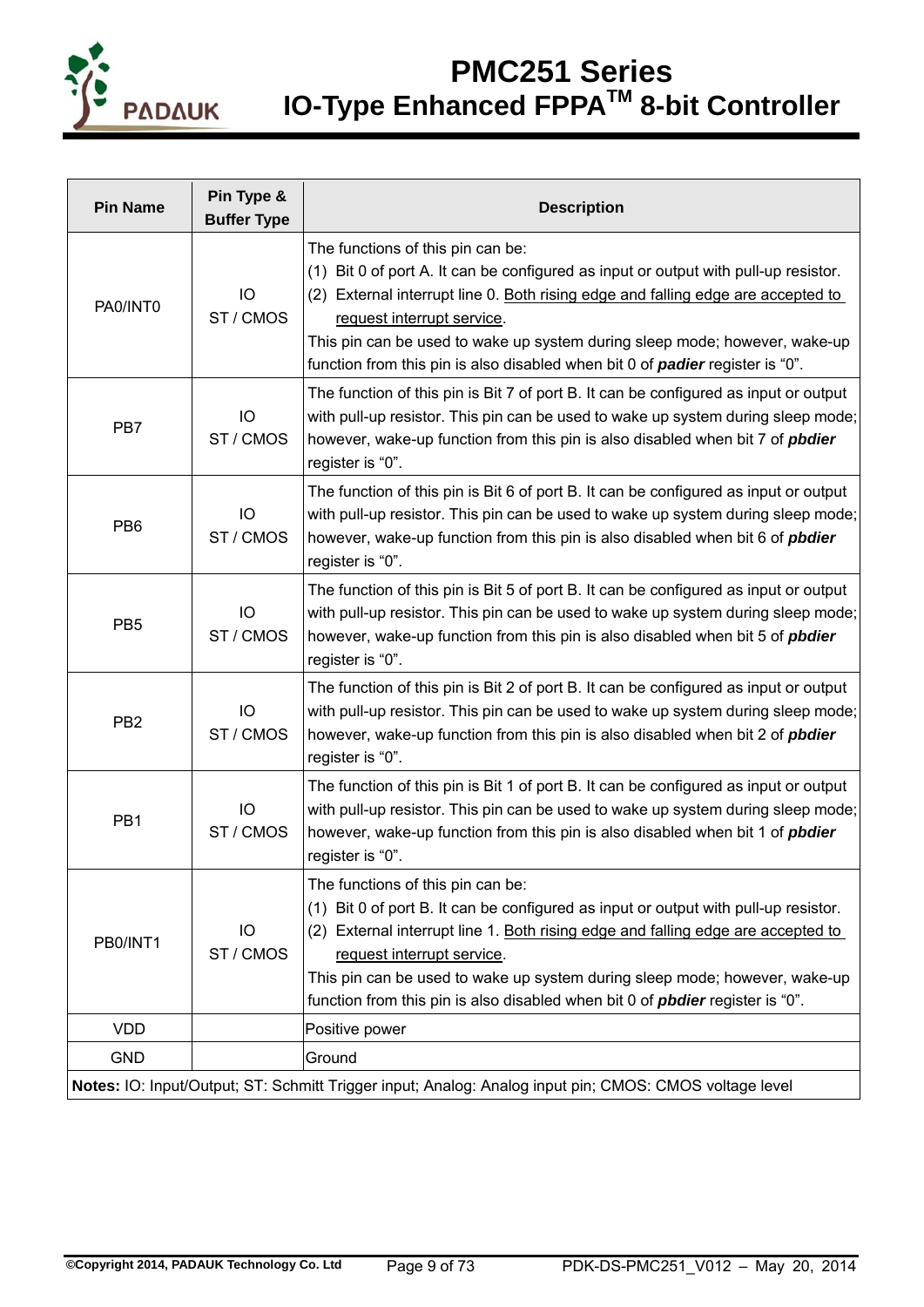| Pin Name | Pin Type & Buffer Type | Description |
|---|---|---|
| PA0/INT0 | IO<br>ST / CMOS | The functions of this pin can be:<br>(1) Bit 0 of port A. It can be configured as input or output with pull-up resistor.<br>(2) External interrupt line 0. Both rising edge and falling edge are accepted to request interrupt service.<br>This pin can be used to wake up system during sleep mode; however, wake-up function from this pin is also disabled when bit 0 of ***padier*** register is "0". |
| PB7 | IO<br>ST / CMOS | The function of this pin is Bit 7 of port B. It can be configured as input or output with pull-up resistor. This pin can be used to wake up system during sleep mode; however, wake-up function from this pin is also disabled when bit 7 of ***pbdier*** register is "0". |
| PB6 | IO<br>ST / CMOS | The function of this pin is Bit 6 of port B. It can be configured as input or output with pull-up resistor. This pin can be used to wake up system during sleep mode; however, wake-up function from this pin is also disabled when bit 6 of ***pbdier*** register is "0". |
| PB5 | IO<br>ST / CMOS | The function of this pin is Bit 5 of port B. It can be configured as input or output with pull-up resistor. This pin can be used to wake up system during sleep mode; however, wake-up function from this pin is also disabled when bit 5 of ***pbdier*** register is "0". |
| PB2 | IO<br>ST / CMOS | The function of this pin is Bit 2 of port B. It can be configured as input or output with pull-up resistor. This pin can be used to wake up system during sleep mode; however, wake-up function from this pin is also disabled when bit 2 of ***pbdier*** register is "0". |
| PB1 | IO<br>ST / CMOS | The function of this pin is Bit 1 of port B. It can be configured as input or output with pull-up resistor. This pin can be used to wake up system during sleep mode; however, wake-up function from this pin is also disabled when bit 1 of ***pbdier*** register is "0". |
| PB0/INT1 | IO<br>ST / CMOS | The functions of this pin can be:<br>(1) Bit 0 of port B. It can be configured as input or output with pull-up resistor.<br>(2) External interrupt line 1. Both rising edge and falling edge are accepted to request interrupt service.<br>This pin can be used to wake up system during sleep mode; however, wake-up function from this pin is also disabled when bit 0 of ***pbdier*** register is "0". |
| VDD | | Positive power |
| GND | | Ground |

**Notes:** IO: Input/Output; ST: Schmitt Trigger input; Analog: Analog input pin; CMOS: CMOS voltage level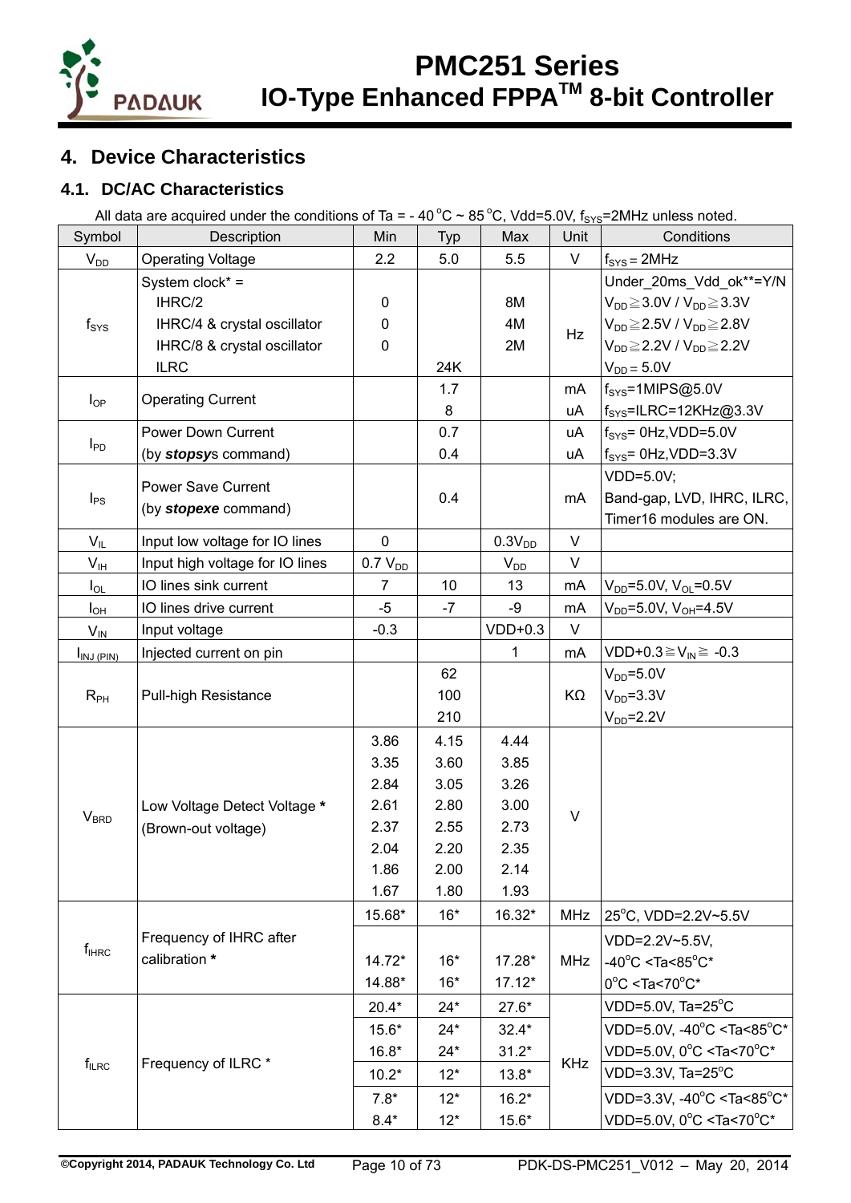## 4. Device Characteristics

### 4.1. DC/AC Characteristics

All data are acquired under the conditions of Ta = - 40 °C ~ 85 °C, Vdd=5.0V, $f_{SYS}$=2MHz unless noted.

| Symbol | Description | Min | Typ | Max | Unit | Conditions |
|---|---|---|---|---|---|---|
| $V_{DD}$ | Operating Voltage | 2.2 | 5.0 | 5.5 | V | $f_{SYS}$ = 2MHz |
| $f_{SYS}$ | System clock* = | | | | Hz | Under_20ms_Vdd_ok**=Y/N |
| | IHRC/2 | 0 | | 8M | | $V_{DD}$≧3.0V / $V_{DD}$≧3.3V |
| | IHRC/4 & crystal oscillator | 0 | | 4M | | $V_{DD}$≧2.5V / $V_{DD}$≧2.8V |
| | IHRC/8 & crystal oscillator | 0 | | 2M | | $V_{DD}$≧2.2V / $V_{DD}$≧2.2V |
| | ILRC | | 24K | | | $V_{DD}$ = 5.0V |
| $I_{OP}$ | Operating Current | | 1.7 | | mA | $f_{SYS}$=1MIPS@5.0V |
| | | | 8 | | uA | $f_{SYS}$=ILRC=12KHz@3.3V |
| $I_{PD}$ | Power Down Current (by ***stopsys*** command) | | 0.7 | | uA | $f_{SYS}$= 0Hz,VDD=5.0V |
| | | | 0.4 | | uA | $f_{SYS}$= 0Hz,VDD=3.3V |
| $I_{PS}$ | Power Save Current (by ***stopexe*** command) | | 0.4 | | mA | VDD=5.0V; Band-gap, LVD, IHRC, ILRC, Timer16 modules are ON. |
| $V_{IL}$ | Input low voltage for IO lines | 0 | | 0.3$V_{DD}$ | V | |
| $V_{IH}$ | Input high voltage for IO lines | 0.7 $V_{DD}$ | | $V_{DD}$ | V | |
| $I_{OL}$ | IO lines sink current | 7 | 10 | 13 | mA | $V_{DD}$=5.0V, $V_{OL}$=0.5V |
| $I_{OH}$ | IO lines drive current | -5 | -7 | -9 | mA | $V_{DD}$=5.0V, $V_{OH}$=4.5V |
| $V_{IN}$ | Input voltage | -0.3 | | VDD+0.3 | V | |
| $I_{INJ\ (PIN)}$ | Injected current on pin | | | 1 | mA | VDD+0.3≧$V_{IN}$≧ -0.3 |
| $R_{PH}$ | Pull-high Resistance | | 62 | | KΩ | $V_{DD}$=5.0V |
| | | | 100 | | | $V_{DD}$=3.3V |
| | | | 210 | | | $V_{DD}$=2.2V |
| $V_{BRD}$ | Low Voltage Detect Voltage * (Brown-out voltage) | 3.86 | 4.15 | 4.44 | V | |
| | | 3.35 | 3.60 | 3.85 | | |
| | | 2.84 | 3.05 | 3.26 | | |
| | | 2.61 | 2.80 | 3.00 | | |
| | | 2.37 | 2.55 | 2.73 | | |
| | | 2.04 | 2.20 | 2.35 | | |
| | | 1.86 | 2.00 | 2.14 | | |
| | | 1.67 | 1.80 | 1.93 | | |
| $f_{IHRC}$ | Frequency of IHRC after calibration * | 15.68* | 16* | 16.32* | MHz | 25°C, VDD=2.2V~5.5V |
| | | 14.72* | 16* | 17.28* | MHz | VDD=2.2V~5.5V, -40°C <Ta<85°C* |
| | | 14.88* | 16* | 17.12* | | 0°C <Ta<70°C* |
| $f_{ILRC}$ | Frequency of ILRC * | 20.4* | 24* | 27.6* | KHz | VDD=5.0V, Ta=25°C |
| | | 15.6* | 24* | 32.4* | | VDD=5.0V, -40°C <Ta<85°C* |
| | | 16.8* | 24* | 31.2* | | VDD=5.0V, 0°C <Ta<70°C* |
| | | 10.2* | 12* | 13.8* | | VDD=3.3V, Ta=25°C |
| | | 7.8* | 12* | 16.2* | | VDD=3.3V, -40°C <Ta<85°C* |
| | | 8.4* | 12* | 15.6* | | VDD=5.0V, 0°C <Ta<70°C* |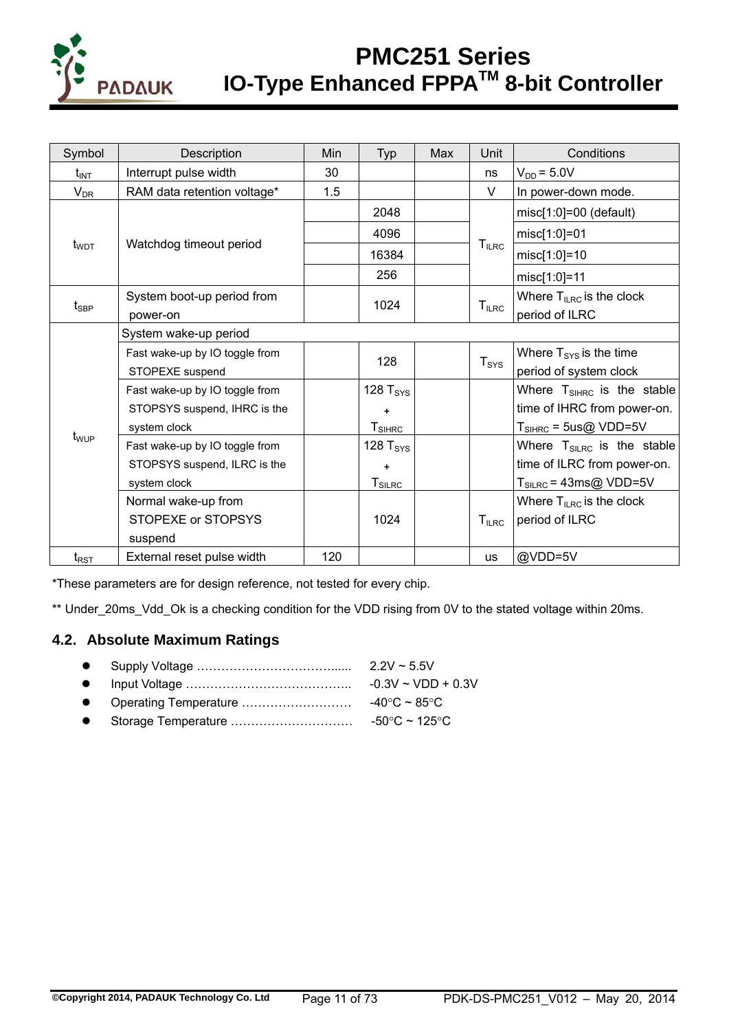| Symbol | Description | Min | Typ | Max | Unit | Conditions |
|---|---|---|---|---|---|---|
| $t_{INT}$ | Interrupt pulse width | 30 | | | ns | $V_{DD}$ = 5.0V |
| $V_{DR}$ | RAM data retention voltage* | 1.5 | | | V | In power-down mode. |
| $t_{WDT}$ | Watchdog timeout period | | 2048 | | $T_{ILRC}$ | misc[1:0]=00 (default) |
| | | | 4096 | | | misc[1:0]=01 |
| | | | 16384 | | | misc[1:0]=10 |
| | | | 256 | | | misc[1:0]=11 |
| $t_{SBP}$ | System boot-up period from power-on | | 1024 | | $T_{ILRC}$ | Where $T_{ILRC}$ is the clock period of ILRC |
| $t_{WUP}$ | System wake-up period | | | | | |
| | Fast wake-up by IO toggle from STOPEXE suspend | | 128 | | $T_{SYS}$ | Where $T_{SYS}$ is the time period of system clock |
| | Fast wake-up by IO toggle from STOPSYS suspend, IHRC is the system clock | | 128 $T_{SYS}$ + $T_{SIHRC}$ | | | Where $T_{SIHRC}$ is the stable time of IHRC from power-on. $T_{SIHRC}$ = 5us@ VDD=5V |
| | Fast wake-up by IO toggle from STOPSYS suspend, ILRC is the system clock | | 128 $T_{SYS}$ + $T_{SILRC}$ | | | Where $T_{SILRC}$ is the stable time of ILRC from power-on. $T_{SILRC}$ = 43ms@ VDD=5V |
| | Normal wake-up from STOPEXE or STOPSYS suspend | | 1024 | | $T_{ILRC}$ | Where $T_{ILRC}$ is the clock period of ILRC |
| $t_{RST}$ | External reset pulse width | 120 | | | us | @VDD=5V |

*These parameters are for design reference, not tested for every chip.

** Under_20ms_Vdd_Ok is a checking condition for the VDD rising from 0V to the stated voltage within 20ms.

## 4.2. Absolute Maximum Ratings

- Supply Voltage ……………………………….... 2.2V ~ 5.5V
- Input Voltage ………………………………….. -0.3V ~ VDD + 0.3V
- Operating Temperature ……………………… -40°C ~ 85°C
- Storage Temperature ………………………… -50°C ~ 125°C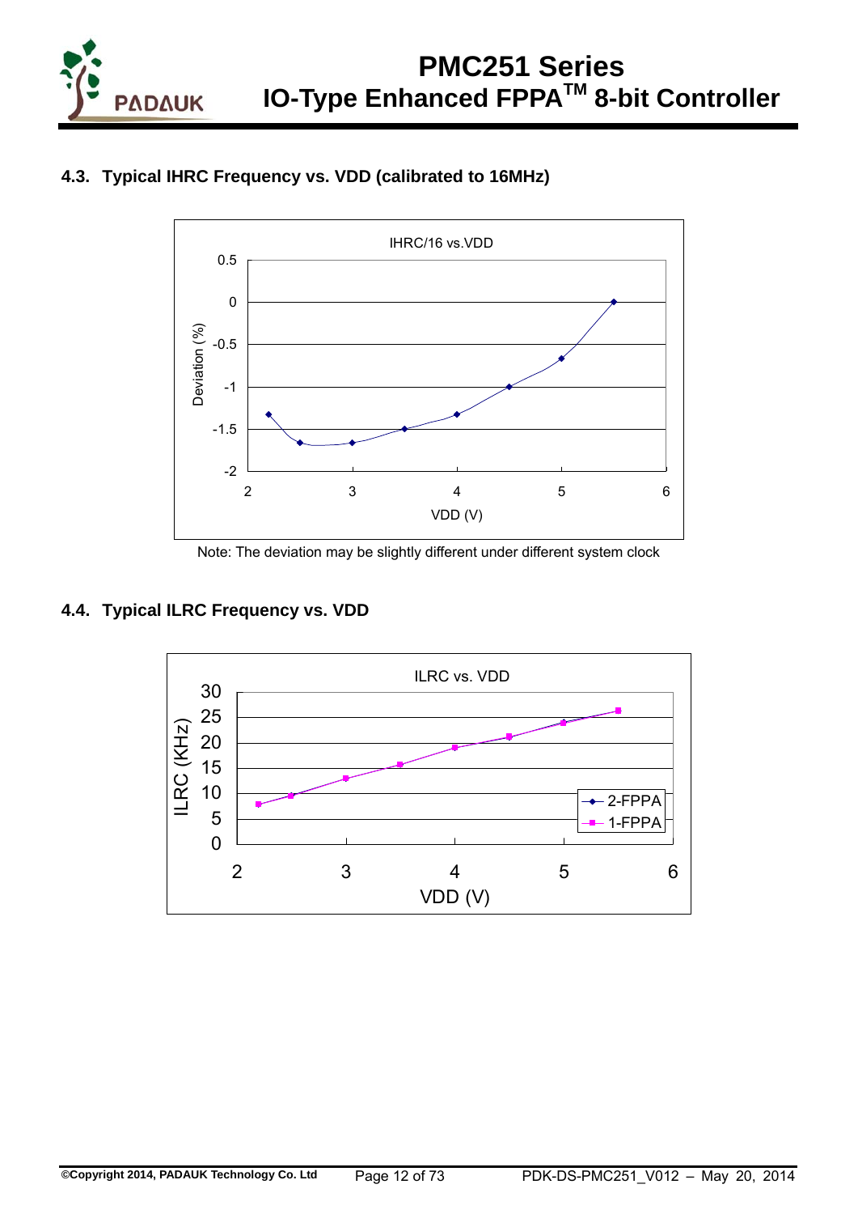### 4.3. Typical IHRC Frequency vs. VDD (calibrated to 16MHz)

IHRC/16 vs.VDD

Deviation (%)

VDD (V)

Note: The deviation may be slightly different under different system clock

### 4.4. Typical ILRC Frequency vs. VDD

ILRC vs. VDD

ILRC (KHz)

VDD (V)

2-FPPA
1-FPPA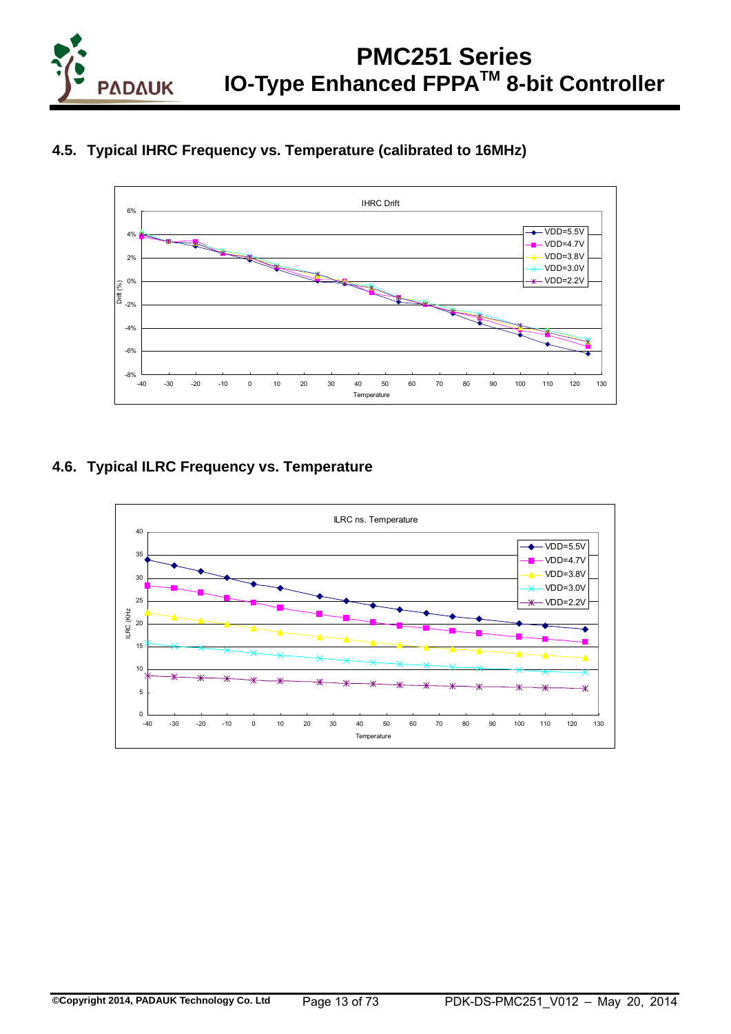## 4.5. Typical IHRC Frequency vs. Temperature (calibrated to 16MHz)

## 4.6. Typical ILRC Frequency vs. Temperature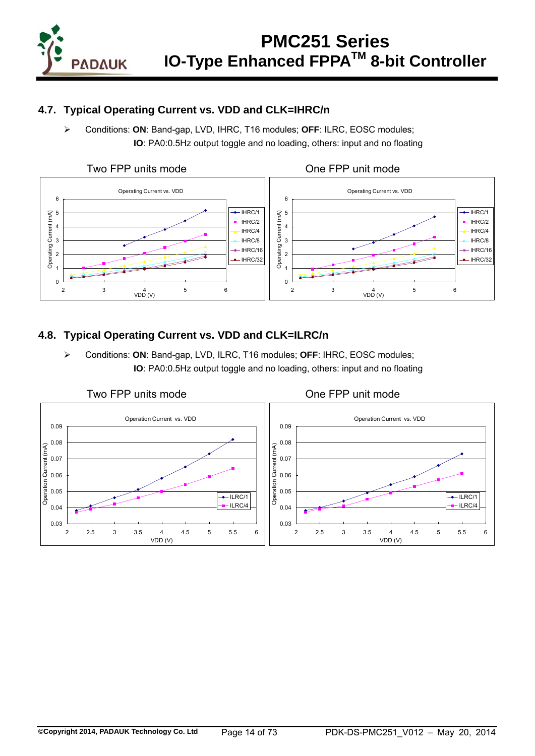## 4.7. Typical Operating Current vs. VDD and CLK=IHRC/n

- Conditions: **ON**: Band-gap, LVD, IHRC, T16 modules; **OFF**: ILRC, EOSC modules;
  **IO**: PA0:0.5Hz output toggle and no loading, others: input and no floating

Two FPP units mode

One FPP unit mode

## 4.8. Typical Operating Current vs. VDD and CLK=ILRC/n

- Conditions: **ON**: Band-gap, LVD, ILRC, T16 modules; **OFF**: IHRC, EOSC modules;
  **IO**: PA0:0.5Hz output toggle and no loading, others: input and no floating

Two FPP units mode

One FPP unit mode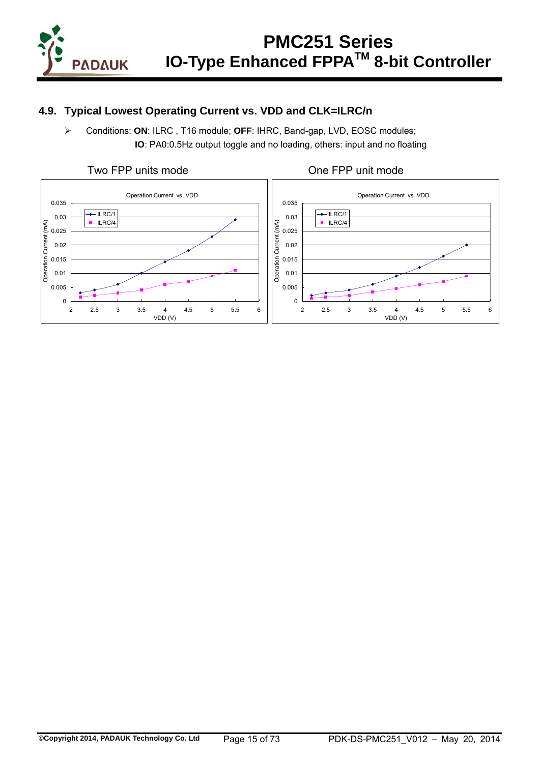## 4.9. Typical Lowest Operating Current vs. VDD and CLK=ILRC/n

- Conditions: **ON**: ILRC , T16 module; **OFF**: IHRC, Band-gap, LVD, EOSC modules;
  **IO**: PA0:0.5Hz output toggle and no loading, others: input and no floating

Two FPP units mode

One FPP unit mode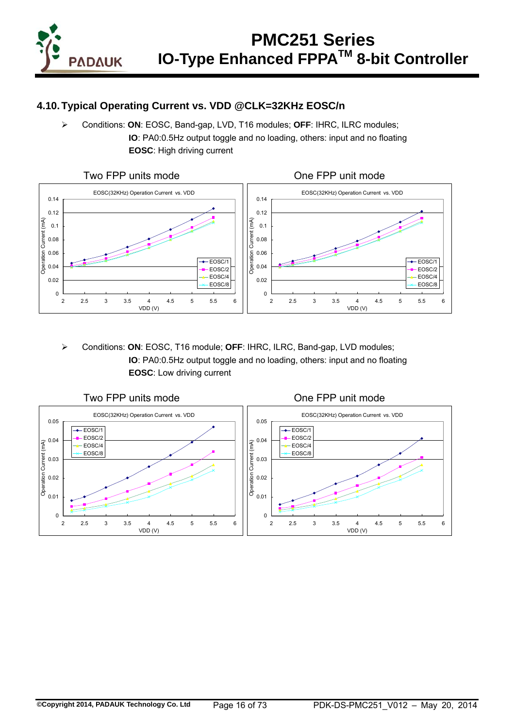## 4.10. Typical Operating Current vs. VDD @CLK=32KHz EOSC/n

- Conditions: **ON**: EOSC, Band-gap, LVD, T16 modules; **OFF**: IHRC, ILRC modules;
  **IO**: PA0:0.5Hz output toggle and no loading, others: input and no floating
  **EOSC**: High driving current

Two FPP units mode

One FPP unit mode

- Conditions: **ON**: EOSC, T16 module; **OFF**: IHRC, ILRC, Band-gap, LVD modules;
  **IO**: PA0:0.5Hz output toggle and no loading, others: input and no floating
  **EOSC**: Low driving current

Two FPP units mode

One FPP unit mode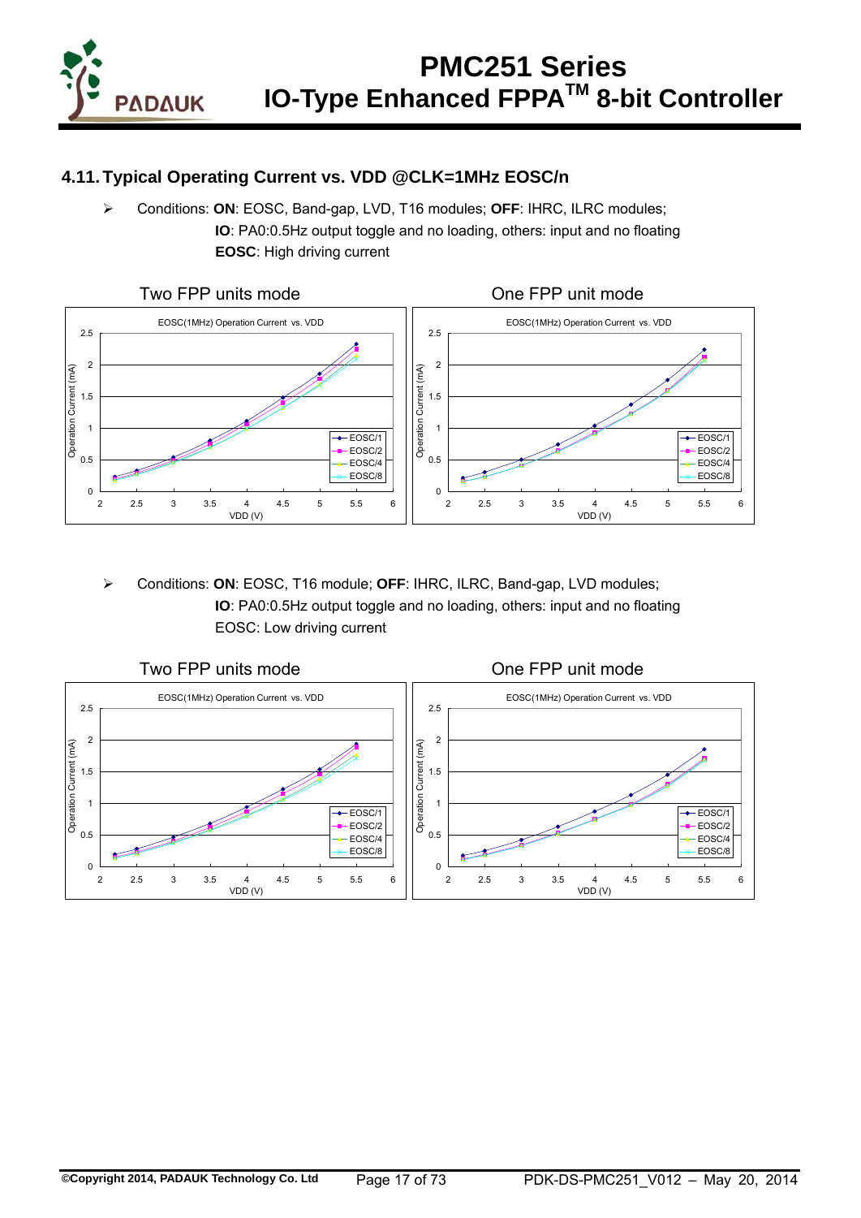## 4.11. Typical Operating Current vs. VDD @CLK=1MHz EOSC/n

- Conditions: **ON**: EOSC, Band-gap, LVD, T16 modules; **OFF**: IHRC, ILRC modules;
  **IO**: PA0:0.5Hz output toggle and no loading, others: input and no floating
  **EOSC**: High driving current

Two FPP units mode

EOSC(1MHz) Operation Current vs. VDD

One FPP unit mode

EOSC(1MHz) Operation Current vs. VDD

- Conditions: **ON**: EOSC, T16 module; **OFF**: IHRC, ILRC, Band-gap, LVD modules;
  **IO**: PA0:0.5Hz output toggle and no loading, others: input and no floating
  EOSC: Low driving current

Two FPP units mode

EOSC(1MHz) Operation Current vs. VDD

One FPP unit mode

EOSC(1MHz) Operation Current vs. VDD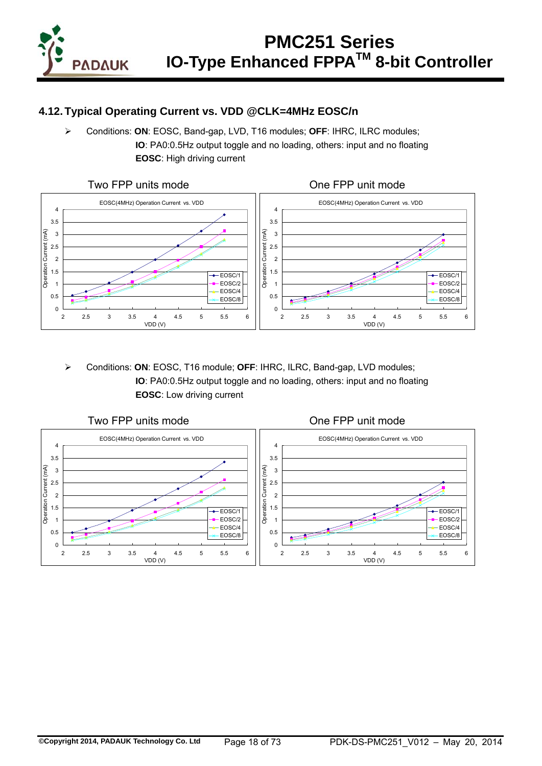## 4.12. Typical Operating Current vs. VDD @CLK=4MHz EOSC/n

- Conditions: **ON**: EOSC, Band-gap, LVD, T16 modules; **OFF**: IHRC, ILRC modules;
  **IO**: PA0:0.5Hz output toggle and no loading, others: input and no floating
  **EOSC**: High driving current

Two FPP units mode

One FPP unit mode

- Conditions: **ON**: EOSC, T16 module; **OFF**: IHRC, ILRC, Band-gap, LVD modules;
  **IO**: PA0:0.5Hz output toggle and no loading, others: input and no floating
  **EOSC**: Low driving current

Two FPP units mode

One FPP unit mode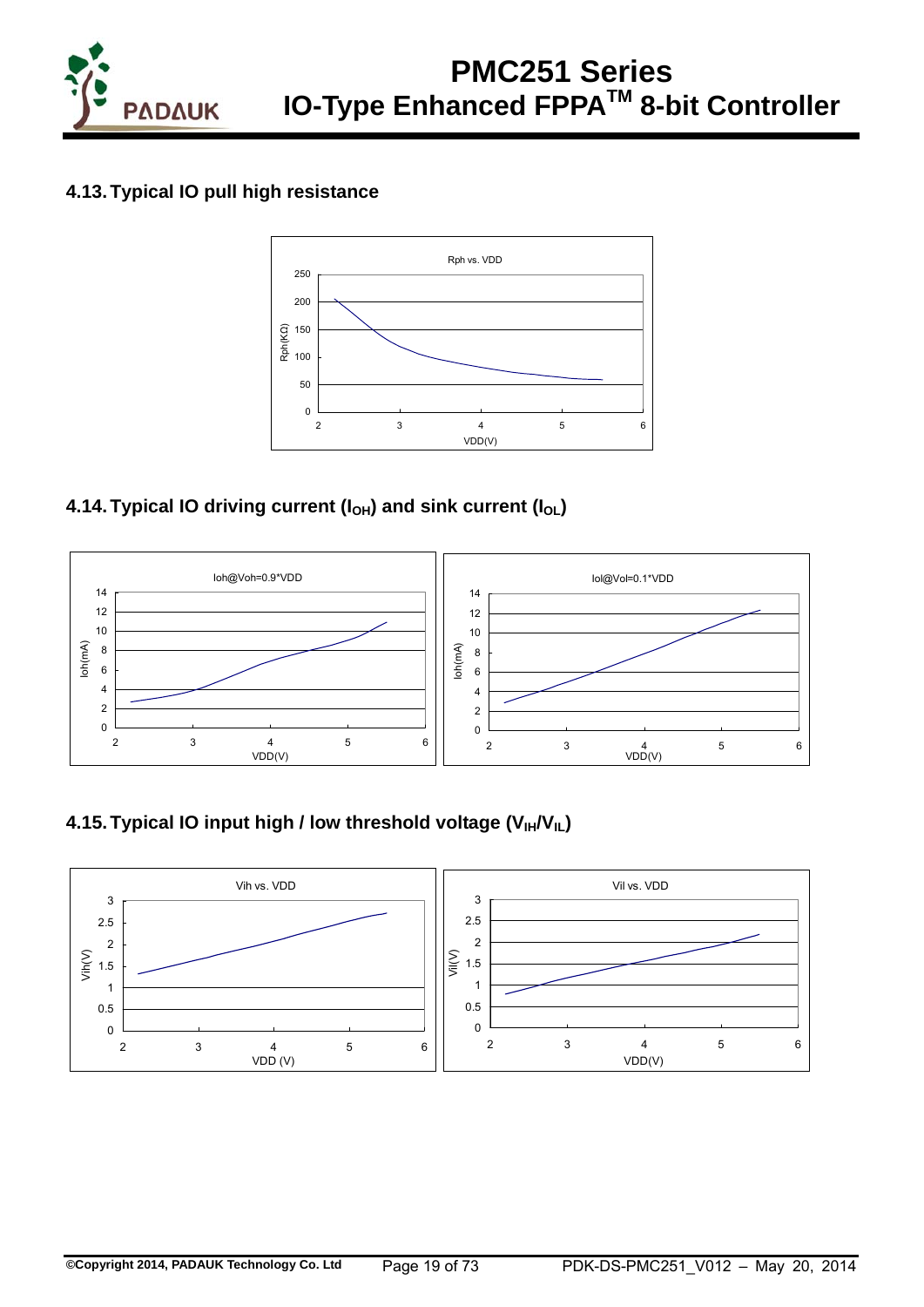## 4.13. Typical IO pull high resistance

Rph vs. VDD

## 4.14. Typical IO driving current ($I_{OH}$) and sink current ($I_{OL}$)

Ioh@Voh=0.9*VDD

Iol@Vol=0.1*VDD

## 4.15. Typical IO input high / low threshold voltage ($V_{IH}$/$V_{IL}$)

Vih vs. VDD

Vil vs. VDD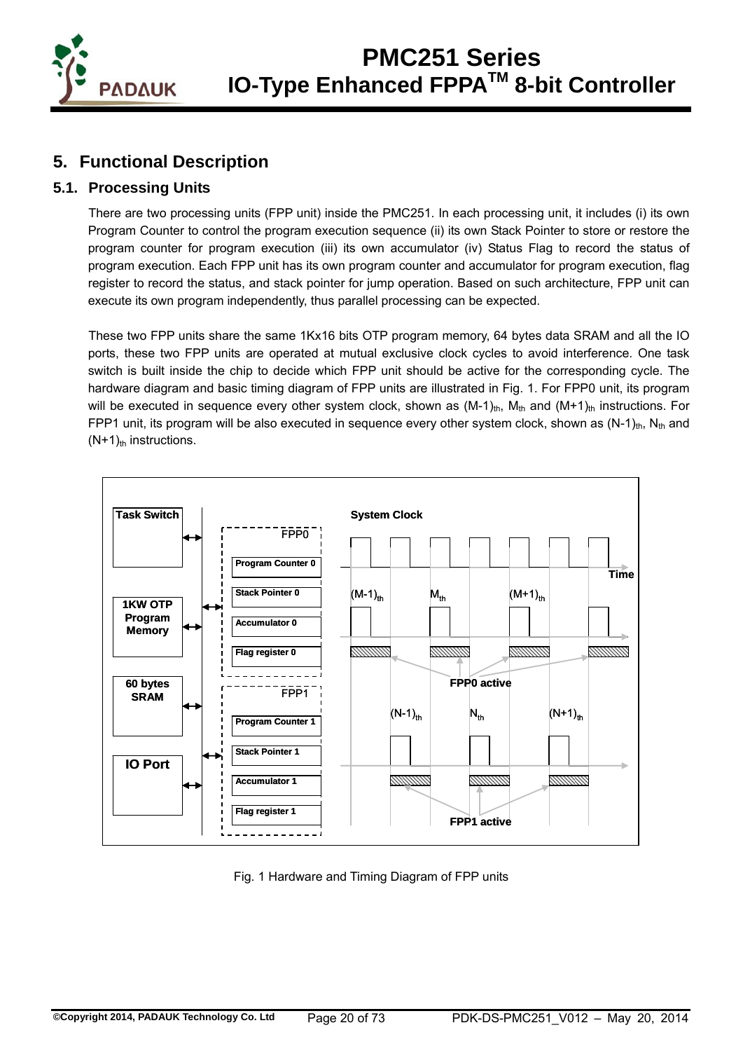## 5. Functional Description

### 5.1. Processing Units

There are two processing units (FPP unit) inside the PMC251. In each processing unit, it includes (i) its own Program Counter to control the program execution sequence (ii) its own Stack Pointer to store or restore the program counter for program execution (iii) its own accumulator (iv) Status Flag to record the status of program execution. Each FPP unit has its own program counter and accumulator for program execution, flag register to record the status, and stack pointer for jump operation. Based on such architecture, FPP unit can execute its own program independently, thus parallel processing can be expected.

These two FPP units share the same 1Kx16 bits OTP program memory, 64 bytes data SRAM and all the IO ports, these two FPP units are operated at mutual exclusive clock cycles to avoid interference. One task switch is built inside the chip to decide which FPP unit should be active for the corresponding cycle. The hardware diagram and basic timing diagram of FPP units are illustrated in Fig. 1. For FPP0 unit, its program will be executed in sequence every other system clock, shown as $(M-1)_{th}$, $M_{th}$ and $(M+1)_{th}$ instructions. For FPP1 unit, its program will be also executed in sequence every other system clock, shown as $(N-1)_{th}$, $N_{th}$ and $(N+1)_{th}$ instructions.

Fig. 1 Hardware and Timing Diagram of FPP units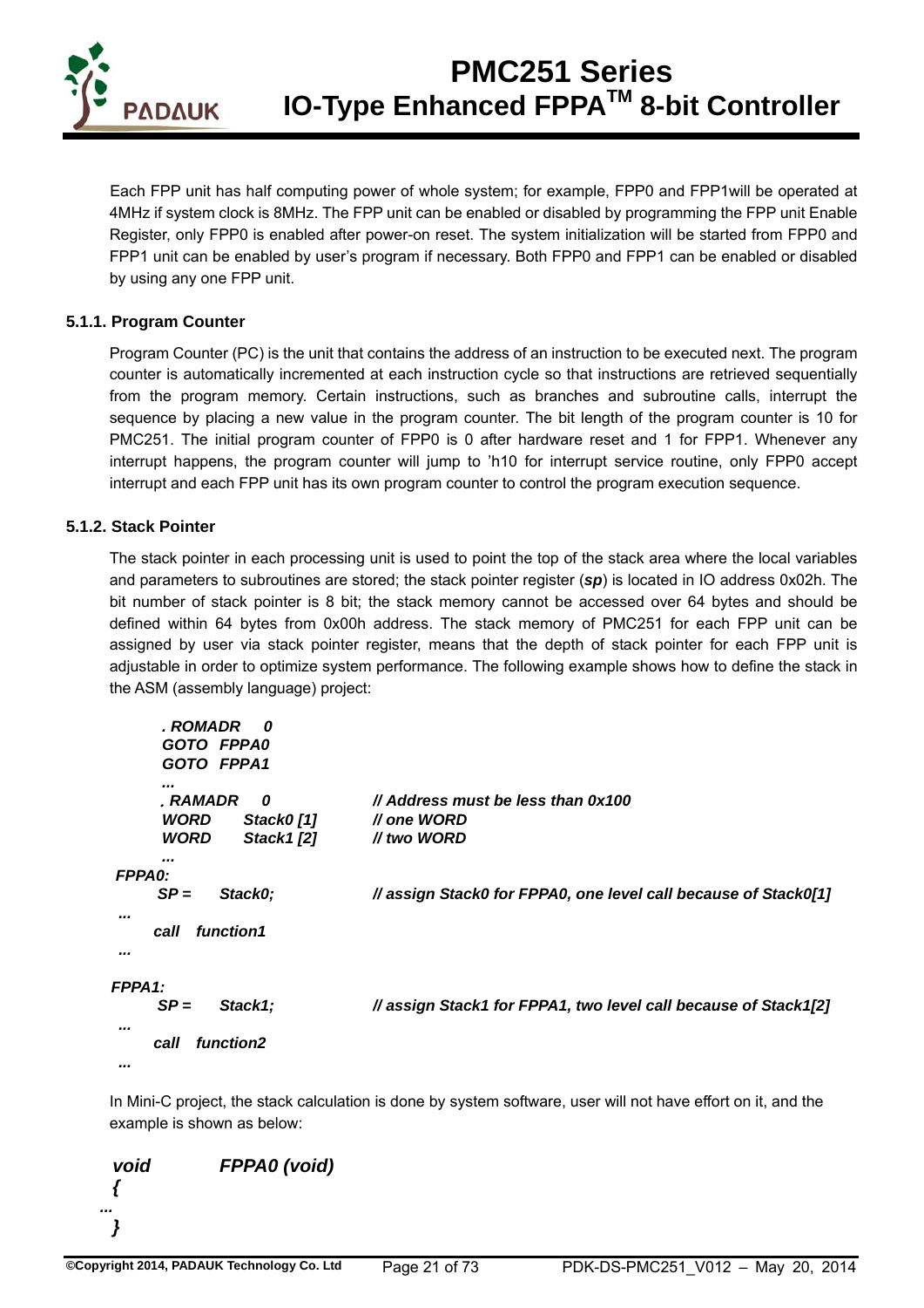Each FPP unit has half computing power of whole system; for example, FPP0 and FPP1will be operated at 4MHz if system clock is 8MHz. The FPP unit can be enabled or disabled by programming the FPP unit Enable Register, only FPP0 is enabled after power-on reset. The system initialization will be started from FPP0 and FPP1 unit can be enabled by user's program if necessary. Both FPP0 and FPP1 can be enabled or disabled by using any one FPP unit.

### 5.1.1. Program Counter

Program Counter (PC) is the unit that contains the address of an instruction to be executed next. The program counter is automatically incremented at each instruction cycle so that instructions are retrieved sequentially from the program memory. Certain instructions, such as branches and subroutine calls, interrupt the sequence by placing a new value in the program counter. The bit length of the program counter is 10 for PMC251. The initial program counter of FPP0 is 0 after hardware reset and 1 for FPP1. Whenever any interrupt happens, the program counter will jump to 'h10 for interrupt service routine, only FPP0 accept interrupt and each FPP unit has its own program counter to control the program execution sequence.

### 5.1.2. Stack Pointer

The stack pointer in each processing unit is used to point the top of the stack area where the local variables and parameters to subroutines are stored; the stack pointer register (***sp***) is located in IO address 0x02h. The bit number of stack pointer is 8 bit; the stack memory cannot be accessed over 64 bytes and should be defined within 64 bytes from 0x00h address. The stack memory of PMC251 for each FPP unit can be assigned by user via stack pointer register, means that the depth of stack pointer for each FPP unit is adjustable in order to optimize system performance. The following example shows how to define the stack in the ASM (assembly language) project:

```
    . ROMADR    0
    GOTO  FPPA0
    GOTO  FPPA1
    ...
    . RAMADR    0                    // Address must be less than 0x100
    WORD      Stack0 [1]             // one WORD
    WORD      Stack1 [2]             // two WORD
    ...
FPPA0:
    SP =      Stack0;                // assign Stack0 for FPPA0, one level call because of Stack0[1]
 ...
    call   function1
 ...

FPPA1:
    SP =      Stack1;                // assign Stack1 for FPPA1, two level call because of Stack1[2]
 ...
    call   function2
 ...
```

In Mini-C project, the stack calculation is done by system software, user will not have effort on it, and the example is shown as below:

```
void        FPPA0 (void)
{
...
}
```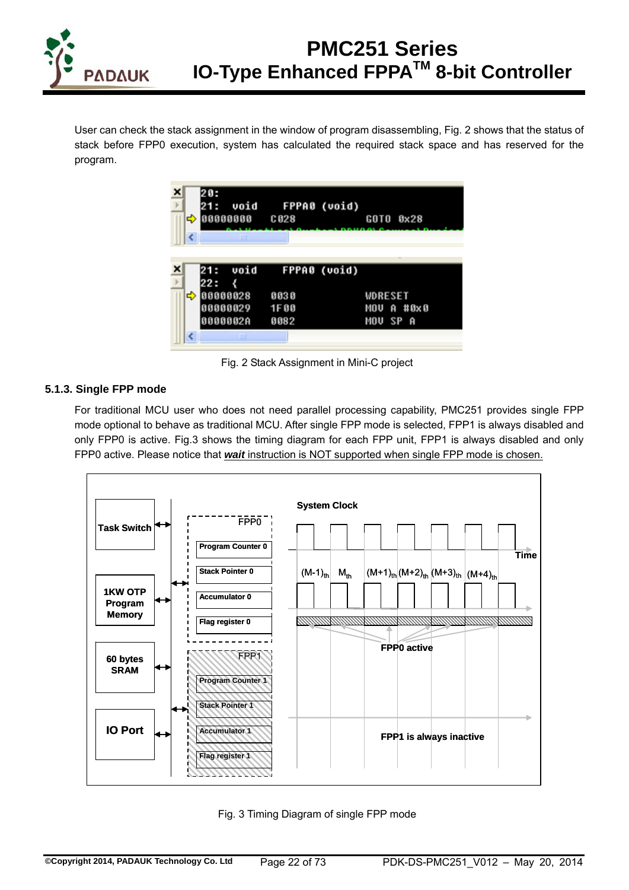User can check the stack assignment in the window of program disassembling, Fig. 2 shows that the status of stack before FPP0 execution, system has calculated the required stack space and has reserved for the program.

```
20:
21:  void     FPPA0 (void)
00000000   C028            GOTO 0x28
```

```
21:  void     FPPA0 (void)
22:  {
00000028   0030            WDRESET
00000029   1F00            MOV A #0x0
0000002A   0082            MOV SP A
```

Fig. 2 Stack Assignment in Mini-C project

### 5.1.3. Single FPP mode

For traditional MCU user who does not need parallel processing capability, PMC251 provides single FPP mode optional to behave as traditional MCU. After single FPP mode is selected, FPP1 is always disabled and only FPP0 is active. Fig.3 shows the timing diagram for each FPP unit, FPP1 is always disabled and only FPP0 active. Please notice that <u>***wait*** instruction is NOT supported when single FPP mode is chosen.</u>

Fig. 3 Timing Diagram of single FPP mode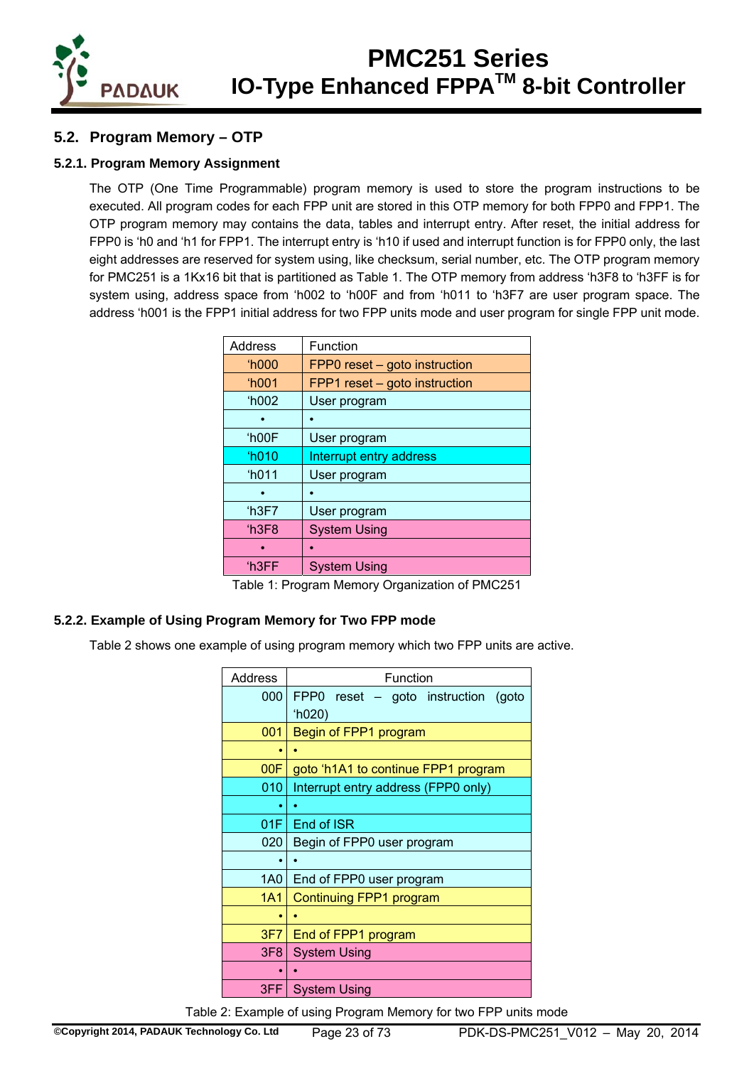## 5.2. Program Memory – OTP

### 5.2.1. Program Memory Assignment

The OTP (One Time Programmable) program memory is used to store the program instructions to be executed. All program codes for each FPP unit are stored in this OTP memory for both FPP0 and FPP1. The OTP program memory may contains the data, tables and interrupt entry. After reset, the initial address for FPP0 is 'h0 and 'h1 for FPP1. The interrupt entry is 'h10 if used and interrupt function is for FPP0 only, the last eight addresses are reserved for system using, like checksum, serial number, etc. The OTP program memory for PMC251 is a 1Kx16 bit that is partitioned as Table 1. The OTP memory from address 'h3F8 to 'h3FF is for system using, address space from 'h002 to 'h00F and from 'h011 to 'h3F7 are user program space. The address 'h001 is the FPP1 initial address for two FPP units mode and user program for single FPP unit mode.

| Address | Function |
|---|---|
| 'h000 | FPP0 reset – goto instruction |
| 'h001 | FPP1 reset – goto instruction |
| 'h002 | User program |
| • | • |
| 'h00F | User program |
| 'h010 | Interrupt entry address |
| 'h011 | User program |
| • | • |
| 'h3F7 | User program |
| 'h3F8 | System Using |
| • | • |
| 'h3FF | System Using |

Table 1: Program Memory Organization of PMC251

### 5.2.2. Example of Using Program Memory for Two FPP mode

Table 2 shows one example of using program memory which two FPP units are active.

| Address | Function |
|---|---|
| 000 | FPP0 reset – goto instruction (goto 'h020) |
| 001 | Begin of FPP1 program |
| • | • |
| 00F | goto 'h1A1 to continue FPP1 program |
| 010 | Interrupt entry address (FPP0 only) |
| • | • |
| 01F | End of ISR |
| 020 | Begin of FPP0 user program |
| • | • |
| 1A0 | End of FPP0 user program |
| 1A1 | Continuing FPP1 program |
| • | • |
| 3F7 | End of FPP1 program |
| 3F8 | System Using |
| • | • |
| 3FF | System Using |

Table 2: Example of using Program Memory for two FPP units mode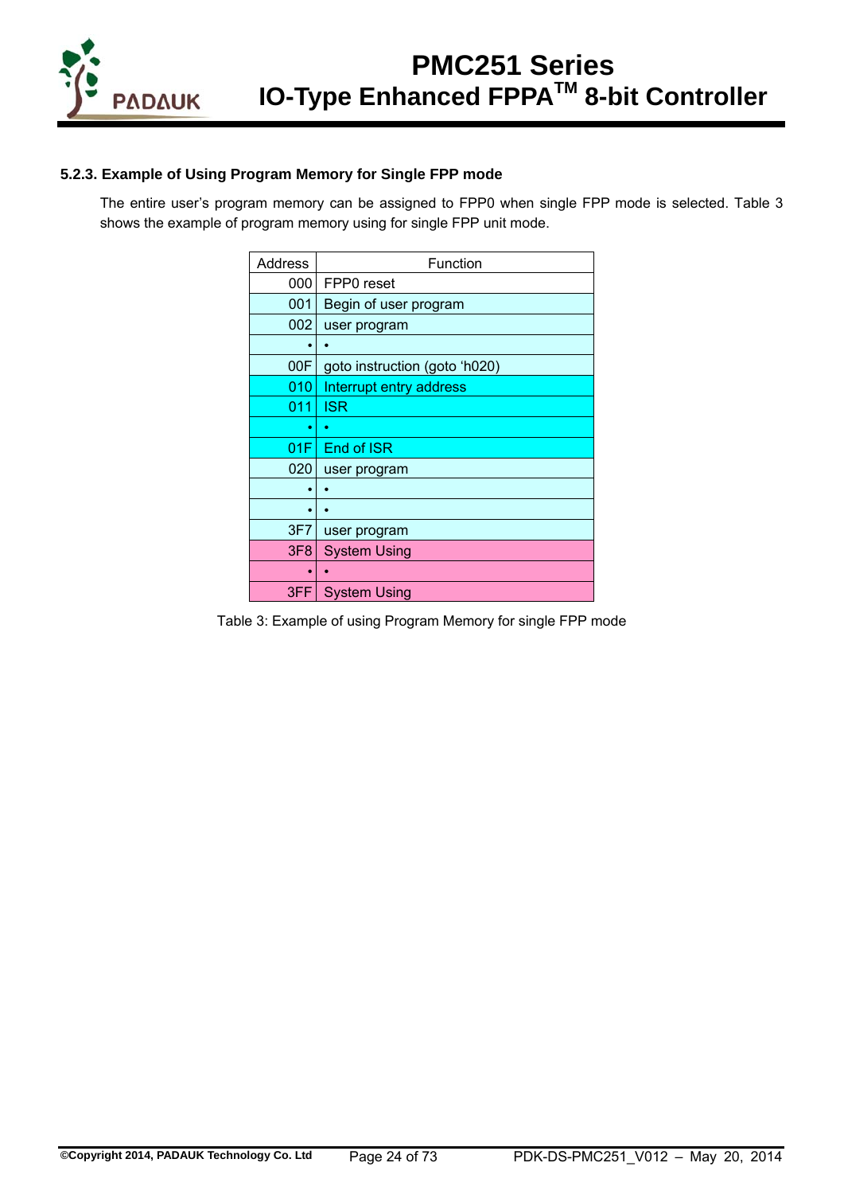### 5.2.3. Example of Using Program Memory for Single FPP mode

The entire user's program memory can be assigned to FPP0 when single FPP mode is selected. Table 3 shows the example of program memory using for single FPP unit mode.

| Address | Function |
|---:|---|
| 000 | FPP0 reset |
| 001 | Begin of user program |
| 002 | user program |
| • | • |
| 00F | goto instruction (goto 'h020) |
| 010 | Interrupt entry address |
| 011 | ISR |
| • | • |
| 01F | End of ISR |
| 020 | user program |
| • | • |
| • | • |
| 3F7 | user program |
| 3F8 | System Using |
| • | • |
| 3FF | System Using |

Table 3: Example of using Program Memory for single FPP mode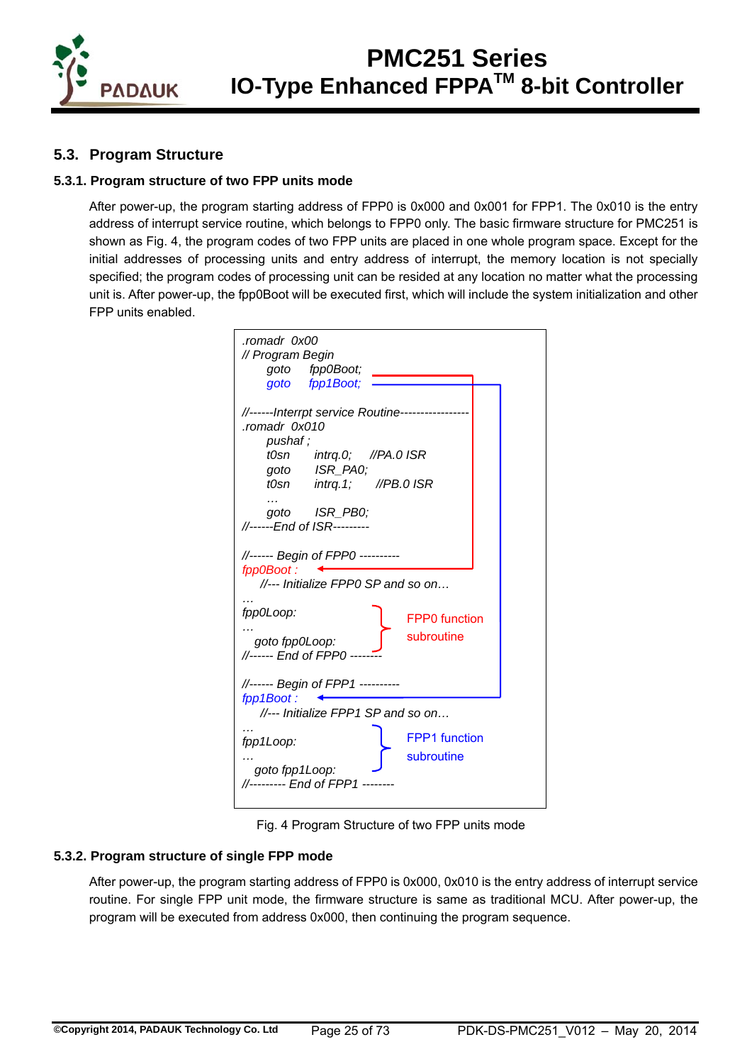## 5.3. Program Structure

### 5.3.1. Program structure of two FPP units mode

After power-up, the program starting address of FPP0 is 0x000 and 0x001 for FPP1. The 0x010 is the entry address of interrupt service routine, which belongs to FPP0 only. The basic firmware structure for PMC251 is shown as Fig. 4, the program codes of two FPP units are placed in one whole program space. Except for the initial addresses of processing units and entry address of interrupt, the memory location is not specially specified; the program codes of processing unit can be resided at any location no matter what the processing unit is. After power-up, the fpp0Boot will be executed first, which will include the system initialization and other FPP units enabled.

```
.romadr  0x00
// Program Begin
      goto      fpp0Boot;
      goto      fpp1Boot;

//------Interrpt service Routine-----------------
.romadr  0x010
      pushaf ;
      t0sn      intrq.0;     //PA.0 ISR
      goto      ISR_PA0;
      t0sn      intrq.1;      //PB.0 ISR
      …
      goto      ISR_PB0;
//------End of ISR---------

//------ Begin of FPP0 ----------
fppOBoot :
    //--- Initialize FPP0 SP and so on…
…
fpp0Loop:                          FPP0 function
…                                  subroutine
   goto fpp0Loop:
//------ End of FPP0 --------

//------ Begin of FPP1 ----------
fpp1Boot :
    //--- Initialize FPP1 SP and so on…
…
fpp1Loop:                          FPP1 function
…                                  subroutine
   goto fpp1Loop:
//--------- End of FPP1 --------
```

Fig. 4 Program Structure of two FPP units mode

### 5.3.2. Program structure of single FPP mode

After power-up, the program starting address of FPP0 is 0x000, 0x010 is the entry address of interrupt service routine. For single FPP unit mode, the firmware structure is same as traditional MCU. After power-up, the program will be executed from address 0x000, then continuing the program sequence.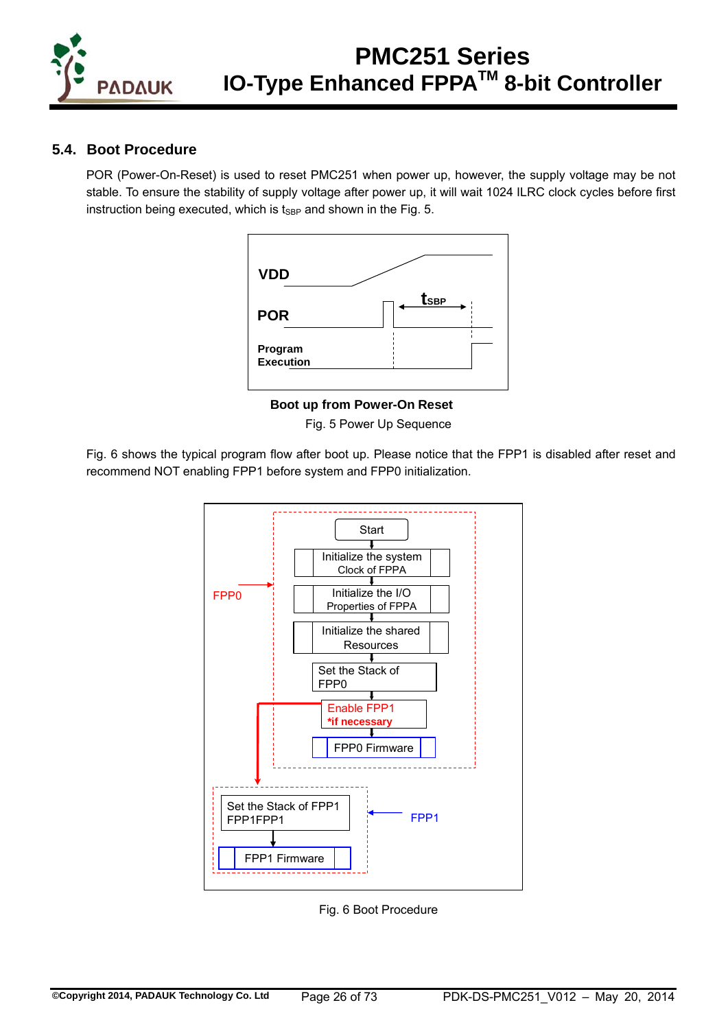## 5.4. Boot Procedure

POR (Power-On-Reset) is used to reset PMC251 when power up, however, the supply voltage may be not stable. To ensure the stability of supply voltage after power up, it will wait 1024 ILRC clock cycles before first instruction being executed, which is $t_{SBP}$ and shown in the Fig. 5.

**Boot up from Power-On Reset**

Fig. 5 Power Up Sequence

Fig. 6 shows the typical program flow after boot up. Please notice that the FPP1 is disabled after reset and recommend NOT enabling FPP1 before system and FPP0 initialization.

Fig. 6 Boot Procedure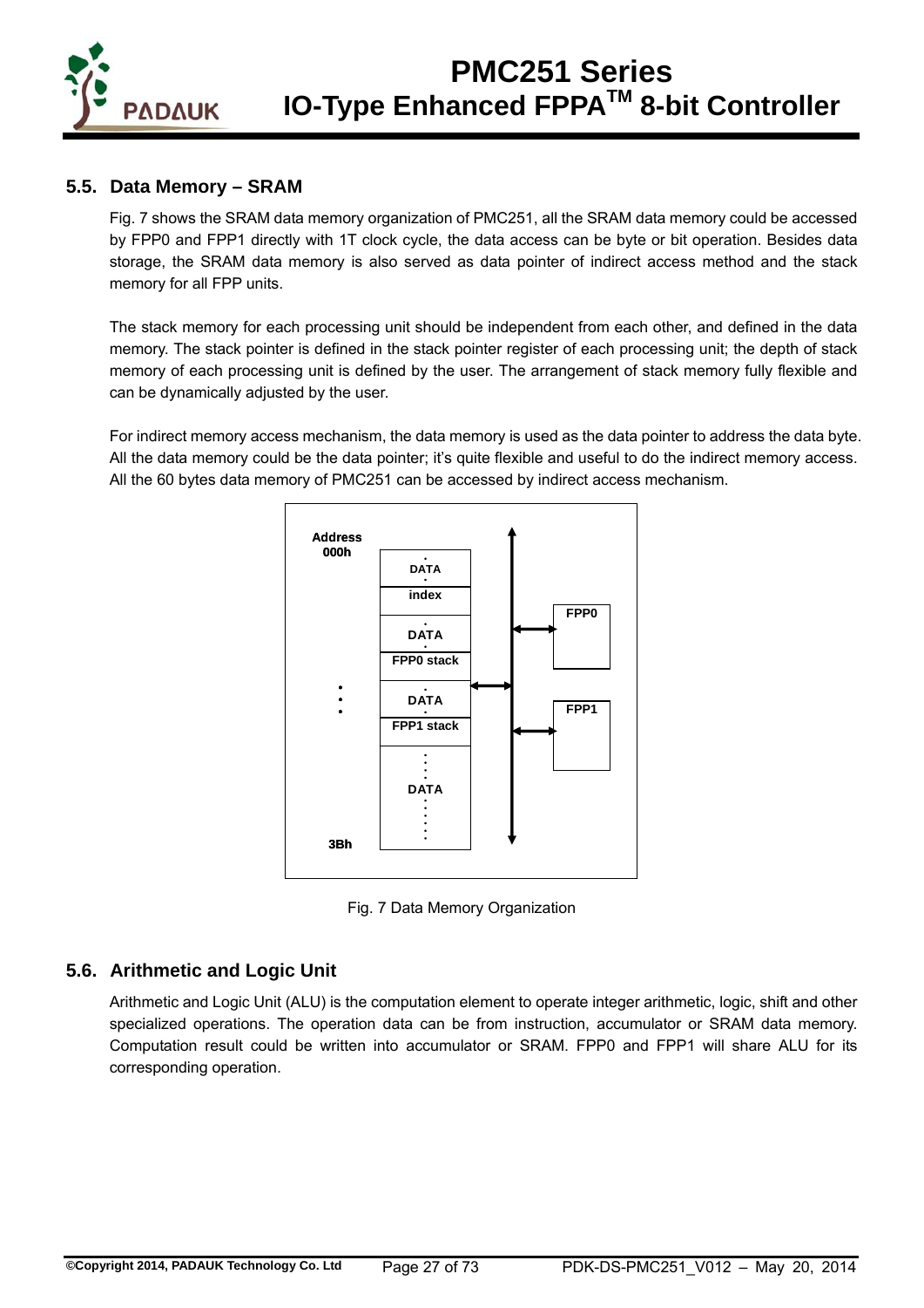## 5.5. Data Memory – SRAM

Fig. 7 shows the SRAM data memory organization of PMC251, all the SRAM data memory could be accessed by FPP0 and FPP1 directly with 1T clock cycle, the data access can be byte or bit operation. Besides data storage, the SRAM data memory is also served as data pointer of indirect access method and the stack memory for all FPP units.

The stack memory for each processing unit should be independent from each other, and defined in the data memory. The stack pointer is defined in the stack pointer register of each processing unit; the depth of stack memory of each processing unit is defined by the user. The arrangement of stack memory fully flexible and can be dynamically adjusted by the user.

For indirect memory access mechanism, the data memory is used as the data pointer to address the data byte. All the data memory could be the data pointer; it's quite flexible and useful to do the indirect memory access. All the 60 bytes data memory of PMC251 can be accessed by indirect access mechanism.

Address
000h

DATA
index
DATA
FPP0 stack
DATA
FPP1 stack
DATA

3Bh

FPP0
FPP1

Fig. 7 Data Memory Organization

## 5.6. Arithmetic and Logic Unit

Arithmetic and Logic Unit (ALU) is the computation element to operate integer arithmetic, logic, shift and other specialized operations. The operation data can be from instruction, accumulator or SRAM data memory. Computation result could be written into accumulator or SRAM. FPP0 and FPP1 will share ALU for its corresponding operation.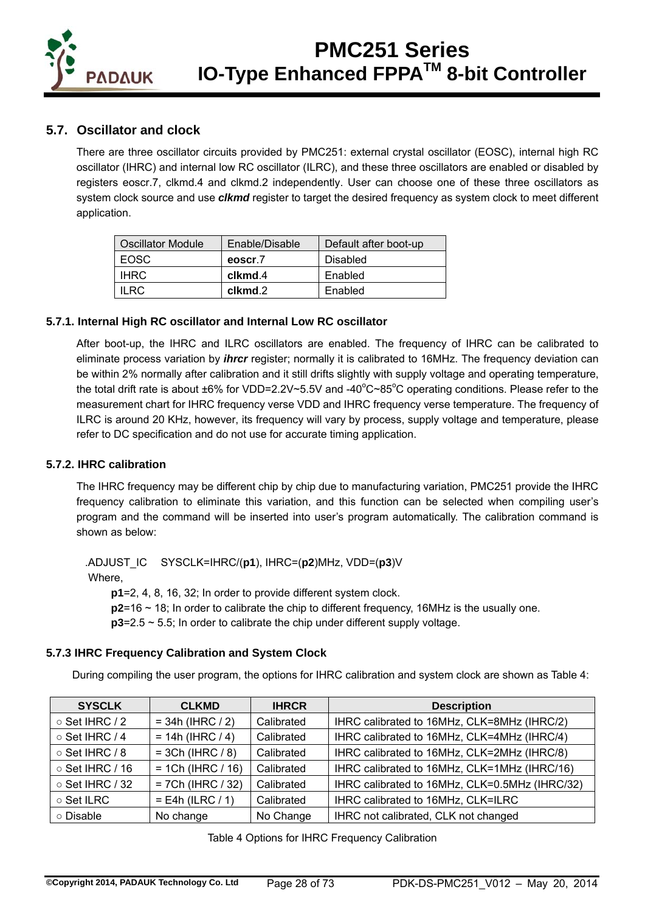## 5.7. Oscillator and clock

There are three oscillator circuits provided by PMC251: external crystal oscillator (EOSC), internal high RC oscillator (IHRC) and internal low RC oscillator (ILRC), and these three oscillators are enabled or disabled by registers eoscr.7, clkmd.4 and clkmd.2 independently. User can choose one of these three oscillators as system clock source and use ***clkmd*** register to target the desired frequency as system clock to meet different application.

| Oscillator Module | Enable/Disable | Default after boot-up |
|---|---|---|
| EOSC | **eoscr**.7 | Disabled |
| IHRC | **clkmd**.4 | Enabled |
| ILRC | **clkmd**.2 | Enabled |

### 5.7.1. Internal High RC oscillator and Internal Low RC oscillator

After boot-up, the IHRC and ILRC oscillators are enabled. The frequency of IHRC can be calibrated to eliminate process variation by ***ihrcr*** register; normally it is calibrated to 16MHz. The frequency deviation can be within 2% normally after calibration and it still drifts slightly with supply voltage and operating temperature, the total drift rate is about ±6% for VDD=2.2V~5.5V and -40°C~85°C operating conditions. Please refer to the measurement chart for IHRC frequency verse VDD and IHRC frequency verse temperature. The frequency of ILRC is around 20 KHz, however, its frequency will vary by process, supply voltage and temperature, please refer to DC specification and do not use for accurate timing application.

### 5.7.2. IHRC calibration

The IHRC frequency may be different chip by chip due to manufacturing variation, PMC251 provide the IHRC frequency calibration to eliminate this variation, and this function can be selected when compiling user's program and the command will be inserted into user's program automatically. The calibration command is shown as below:

.ADJUST_IC    SYSCLK=IHRC/(**p1**), IHRC=(**p2**)MHz, VDD=(**p3**)V

Where,

**p1**=2, 4, 8, 16, 32; In order to provide different system clock.

**p2**=16 ~ 18; In order to calibrate the chip to different frequency, 16MHz is the usually one.

**p3**=2.5 ~ 5.5; In order to calibrate the chip under different supply voltage.

### 5.7.3 IHRC Frequency Calibration and System Clock

During compiling the user program, the options for IHRC calibration and system clock are shown as Table 4:

| SYSCLK | CLKMD | IHRCR | Description |
|---|---|---|---|
| ○ Set IHRC / 2 | = 34h (IHRC / 2) | Calibrated | IHRC calibrated to 16MHz, CLK=8MHz (IHRC/2) |
| ○ Set IHRC / 4 | = 14h (IHRC / 4) | Calibrated | IHRC calibrated to 16MHz, CLK=4MHz (IHRC/4) |
| ○ Set IHRC / 8 | = 3Ch (IHRC / 8) | Calibrated | IHRC calibrated to 16MHz, CLK=2MHz (IHRC/8) |
| ○ Set IHRC / 16 | = 1Ch (IHRC / 16) | Calibrated | IHRC calibrated to 16MHz, CLK=1MHz (IHRC/16) |
| ○ Set IHRC / 32 | = 7Ch (IHRC / 32) | Calibrated | IHRC calibrated to 16MHz, CLK=0.5MHz (IHRC/32) |
| ○ Set ILRC | = E4h (ILRC / 1) | Calibrated | IHRC calibrated to 16MHz, CLK=ILRC |
| ○ Disable | No change | No Change | IHRC not calibrated, CLK not changed |

Table 4 Options for IHRC Frequency Calibration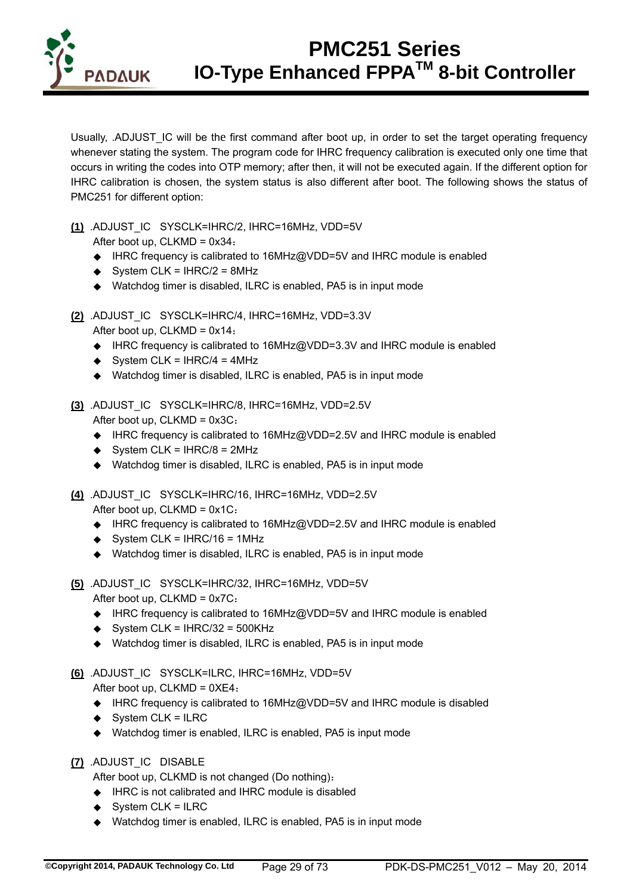Usually, .ADJUST_IC will be the first command after boot up, in order to set the target operating frequency whenever stating the system. The program code for IHRC frequency calibration is executed only one time that occurs in writing the codes into OTP memory; after then, it will not be executed again. If the different option for IHRC calibration is chosen, the system status is also different after boot. The following shows the status of PMC251 for different option:

**(1)** .ADJUST_IC SYSCLK=IHRC/2, IHRC=16MHz, VDD=5V

After boot up, CLKMD = 0x34：

- IHRC frequency is calibrated to 16MHz@VDD=5V and IHRC module is enabled
- System CLK = IHRC/2 = 8MHz
- Watchdog timer is disabled, ILRC is enabled, PA5 is in input mode

**(2)** .ADJUST_IC SYSCLK=IHRC/4, IHRC=16MHz, VDD=3.3V

After boot up, CLKMD = 0x14：

- IHRC frequency is calibrated to 16MHz@VDD=3.3V and IHRC module is enabled
- System CLK = IHRC/4 = 4MHz
- Watchdog timer is disabled, ILRC is enabled, PA5 is in input mode

**(3)** .ADJUST_IC SYSCLK=IHRC/8, IHRC=16MHz, VDD=2.5V

After boot up, CLKMD = 0x3C：

- IHRC frequency is calibrated to 16MHz@VDD=2.5V and IHRC module is enabled
- System CLK = IHRC/8 = 2MHz
- Watchdog timer is disabled, ILRC is enabled, PA5 is in input mode

**(4)** .ADJUST_IC SYSCLK=IHRC/16, IHRC=16MHz, VDD=2.5V

After boot up, CLKMD = 0x1C：

- IHRC frequency is calibrated to 16MHz@VDD=2.5V and IHRC module is enabled
- System CLK = IHRC/16 = 1MHz
- Watchdog timer is disabled, ILRC is enabled, PA5 is in input mode

**(5)** .ADJUST_IC SYSCLK=IHRC/32, IHRC=16MHz, VDD=5V

After boot up, CLKMD = 0x7C：

- IHRC frequency is calibrated to 16MHz@VDD=5V and IHRC module is enabled
- System CLK = IHRC/32 = 500KHz
- Watchdog timer is disabled, ILRC is enabled, PA5 is in input mode

**(6)** .ADJUST_IC SYSCLK=ILRC, IHRC=16MHz, VDD=5V

After boot up, CLKMD = 0XE4：

- IHRC frequency is calibrated to 16MHz@VDD=5V and IHRC module is disabled
- System CLK = ILRC
- Watchdog timer is enabled, ILRC is enabled, PA5 is input mode

**(7)** .ADJUST_IC DISABLE

After boot up, CLKMD is not changed (Do nothing)：

- IHRC is not calibrated and IHRC module is disabled
- System CLK = ILRC
- Watchdog timer is enabled, ILRC is enabled, PA5 is in input mode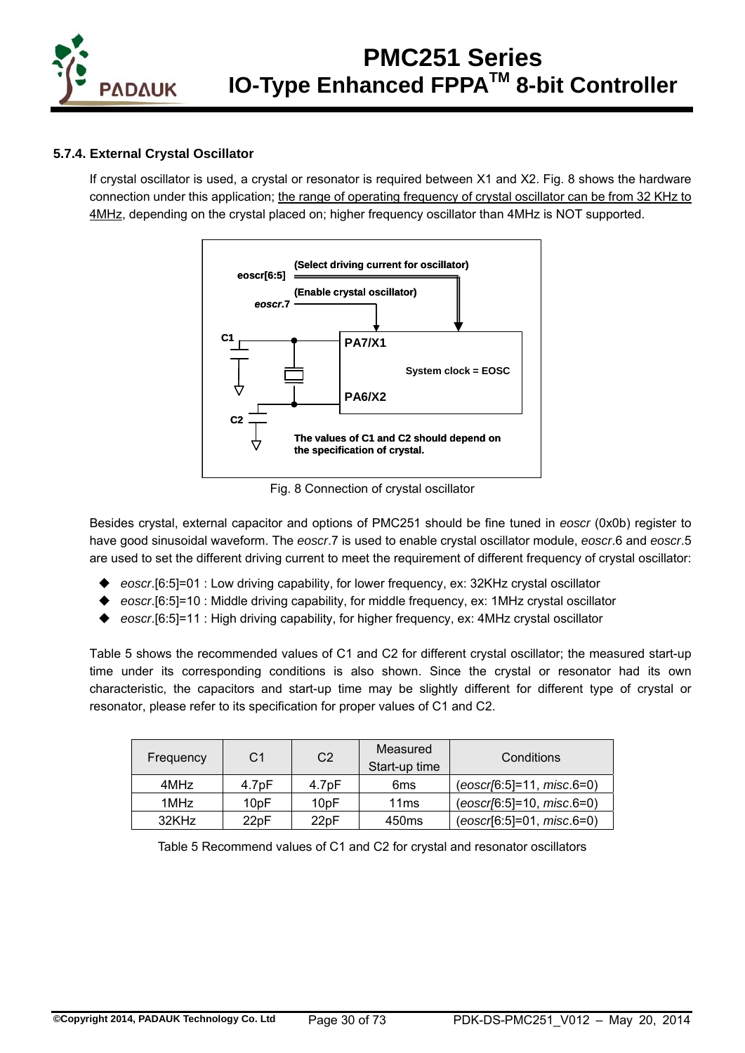### 5.7.4. External Crystal Oscillator

If crystal oscillator is used, a crystal or resonator is required between X1 and X2. Fig. 8 shows the hardware connection under this application; the range of operating frequency of crystal oscillator can be from 32 KHz to 4MHz, depending on the crystal placed on; higher frequency oscillator than 4MHz is NOT supported.

eoscr[6:5] (Select driving current for oscillator)
*eoscr.7* (Enable crystal oscillator)
C1
PA7/X1
System clock = EOSC
PA6/X2
C2
The values of C1 and C2 should depend on the specification of crystal.

Fig. 8 Connection of crystal oscillator

Besides crystal, external capacitor and options of PMC251 should be fine tuned in *eoscr* (0x0b) register to have good sinusoidal waveform. The *eoscr*.7 is used to enable crystal oscillator module, *eoscr*.6 and *eoscr*.5 are used to set the different driving current to meet the requirement of different frequency of crystal oscillator:

- *eoscr*.[6:5]=01 : Low driving capability, for lower frequency, ex: 32KHz crystal oscillator
- *eoscr*.[6:5]=10 : Middle driving capability, for middle frequency, ex: 1MHz crystal oscillator
- *eoscr*.[6:5]=11 : High driving capability, for higher frequency, ex: 4MHz crystal oscillator

Table 5 shows the recommended values of C1 and C2 for different crystal oscillator; the measured start-up time under its corresponding conditions is also shown. Since the crystal or resonator had its own characteristic, the capacitors and start-up time may be slightly different for different type of crystal or resonator, please refer to its specification for proper values of C1 and C2.

| Frequency | C1 | C2 | Measured Start-up time | Conditions |
|---|---|---|---|---|
| 4MHz | 4.7pF | 4.7pF | 6ms | (*eoscr*[6:5]=11, *misc*.6=0) |
| 1MHz | 10pF | 10pF | 11ms | (*eoscr*[6:5]=10, *misc*.6=0) |
| 32KHz | 22pF | 22pF | 450ms | (*eoscr*[6:5]=01, *misc*.6=0) |

Table 5 Recommend values of C1 and C2 for crystal and resonator oscillators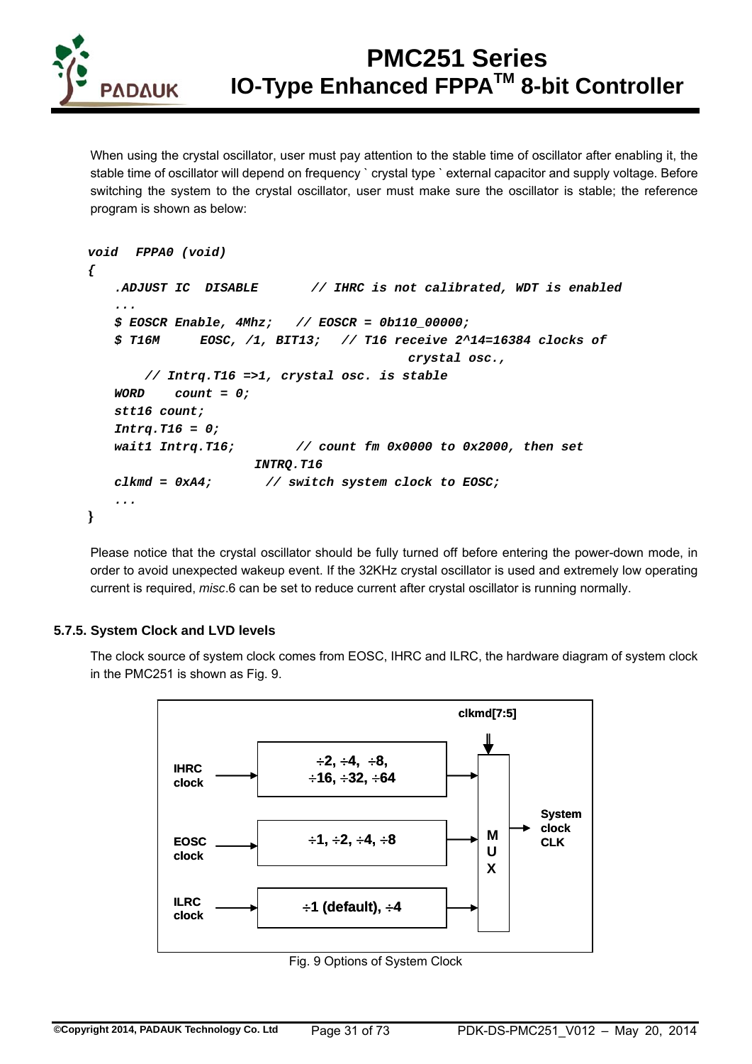When using the crystal oscillator, user must pay attention to the stable time of oscillator after enabling it, the stable time of oscillator will depend on frequency ` crystal type ` external capacitor and supply voltage. Before switching the system to the crystal oscillator, user must make sure the oscillator is stable; the reference program is shown as below:

```
void  FPPA0 (void)
{
    .ADJUST_IC  DISABLE        // IHRC is not calibrated, WDT is enabled
    ...
    $ EOSCR Enable, 4Mhz;   // EOSCR = 0b110_00000;
    $ T16M     EOSC, /1, BIT13;   // T16 receive 2^14=16384 clocks of
                                              crystal osc.,
        // Intrq.T16 =>1, crystal osc. is stable
    WORD    count = 0;
    stt16 count;
    Intrq.T16 = 0;
    wait1 Intrq.T16;        // count fm 0x0000 to 0x2000, then set
                        INTRQ.T16
    clkmd = 0xA4;       // switch system clock to EOSC;
    ...
}
```

Please notice that the crystal oscillator should be fully turned off before entering the power-down mode, in order to avoid unexpected wakeup event. If the 32KHz crystal oscillator is used and extremely low operating current is required, *misc*.6 can be set to reduce current after crystal oscillator is running normally.

### 5.7.5. System Clock and LVD levels

The clock source of system clock comes from EOSC, IHRC and ILRC, the hardware diagram of system clock in the PMC251 is shown as Fig. 9.

| Clock source | Divider options |
|---|---|
| IHRC clock | ÷2, ÷4, ÷8, ÷16, ÷32, ÷64 |
| EOSC clock | ÷1, ÷2, ÷4, ÷8 |
| ILRC clock | ÷1 (default), ÷4 |

(Divider outputs → MUX, selected by clkmd[7:5] → System clock CLK)

Fig. 9 Options of System Clock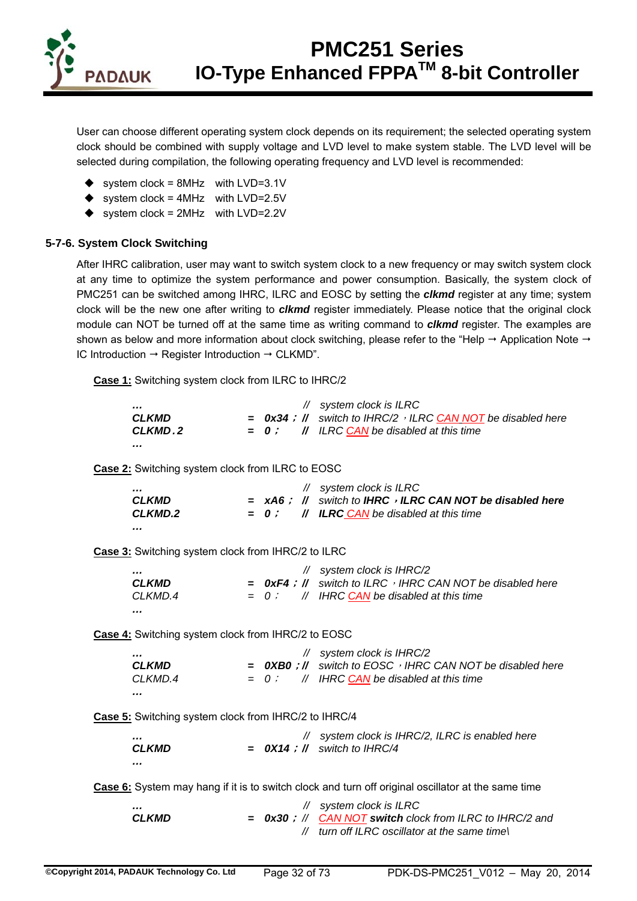User can choose different operating system clock depends on its requirement; the selected operating system clock should be combined with supply voltage and LVD level to make system stable. The LVD level will be selected during compilation, the following operating frequency and LVD level is recommended:

- system clock = 8MHz  with LVD=3.1V
- system clock = 4MHz  with LVD=2.5V
- system clock = 2MHz  with LVD=2.2V

### 5-7-6. System Clock Switching

After IHRC calibration, user may want to switch system clock to a new frequency or may switch system clock at any time to optimize the system performance and power consumption. Basically, the system clock of PMC251 can be switched among IHRC, ILRC and EOSC by setting the ***clkmd*** register at any time; system clock will be the new one after writing to ***clkmd*** register immediately. Please notice that the original clock module can NOT be turned off at the same time as writing command to ***clkmd*** register. The examples are shown as below and more information about clock switching, please refer to the "Help → Application Note → IC Introduction → Register Introduction → CLKMD".

**Case 1:** Switching system clock from ILRC to IHRC/2

```
…                        //  system clock is ILRC
CLKMD          = 0x34 ;  //  switch to IHRC/2，ILRC CAN NOT be disabled here
CLKMD.2        = 0 ;     //  ILRC CAN be disabled at this time
…
```

**Case 2:** Switching system clock from ILRC to EOSC

```
…                        //  system clock is ILRC
CLKMD          = xA6 ;   //  switch to IHRC，ILRC CAN NOT be disabled here
CLKMD.2        = 0 ;     //  ILRC CAN be disabled at this time
…
```

**Case 3:** Switching system clock from IHRC/2 to ILRC

```
…                        //  system clock is IHRC/2
CLKMD          = 0xF4 ;  //  switch to ILRC，IHRC CAN NOT be disabled here
CLKMD.4        = 0 ;     //  IHRC CAN be disabled at this time
…
```

**Case 4:** Switching system clock from IHRC/2 to EOSC

```
…                        //  system clock is IHRC/2
CLKMD          = 0XB0 ;  //  switch to EOSC，IHRC CAN NOT be disabled here
CLKMD.4        = 0 ;     //  IHRC CAN be disabled at this time
…
```

**Case 5:** Switching system clock from IHRC/2 to IHRC/4

```
…                        //  system clock is IHRC/2, ILRC is enabled here
CLKMD          = 0X14 ;  //  switch to IHRC/4
…
```

**Case 6:** System may hang if it is to switch clock and turn off original oscillator at the same time

```
…                        //  system clock is ILRC
CLKMD          = 0x30 ;  //  CAN NOT switch clock from ILRC to IHRC/2 and
                         //  turn off ILRC oscillator at the same time\
```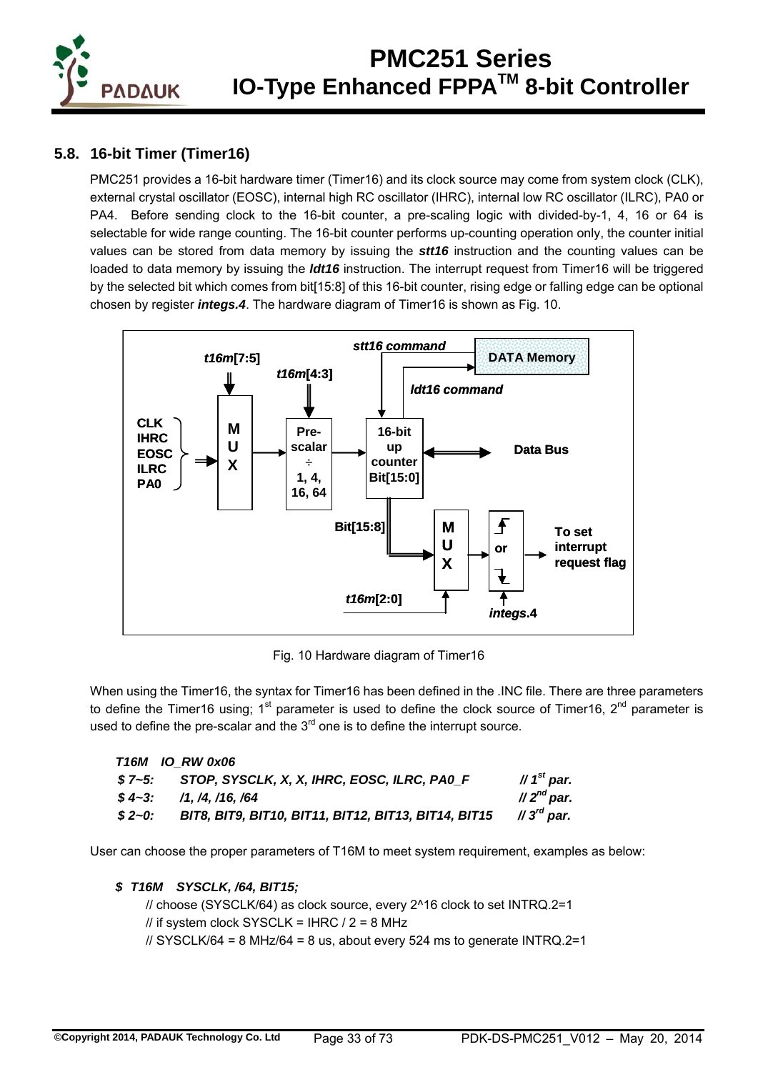## 5.8. 16-bit Timer (Timer16)

PMC251 provides a 16-bit hardware timer (Timer16) and its clock source may come from system clock (CLK), external crystal oscillator (EOSC), internal high RC oscillator (IHRC), internal low RC oscillator (ILRC), PA0 or PA4. Before sending clock to the 16-bit counter, a pre-scaling logic with divided-by-1, 4, 16 or 64 is selectable for wide range counting. The 16-bit counter performs up-counting operation only, the counter initial values can be stored from data memory by issuing the ***stt16*** instruction and the counting values can be loaded to data memory by issuing the ***ldt16*** instruction. The interrupt request from Timer16 will be triggered by the selected bit which comes from bit[15:8] of this 16-bit counter, rising edge or falling edge can be optional chosen by register ***integs.4***. The hardware diagram of Timer16 is shown as Fig. 10.

Fig. 10 Hardware diagram of Timer16

When using the Timer16, the syntax for Timer16 has been defined in the .INC file. There are three parameters to define the Timer16 using; 1st parameter is used to define the clock source of Timer16, 2nd parameter is used to define the pre-scalar and the 3rd one is to define the interrupt source.

```
T16M   IO_RW 0x06
$ 7~5:   STOP, SYSCLK, X, X, IHRC, EOSC, ILRC, PA0_F               // 1st par.
$ 4~3:   /1, /4, /16, /64                                          // 2nd par.
$ 2~0:   BIT8, BIT9, BIT10, BIT11, BIT12, BIT13, BIT14, BIT15      // 3rd par.
```

User can choose the proper parameters of T16M to meet system requirement, examples as below:

```
$ T16M   SYSCLK, /64, BIT15;
    // choose (SYSCLK/64) as clock source, every 2^16 clock to set INTRQ.2=1
    // if system clock SYSCLK = IHRC / 2 = 8 MHz
    // SYSCLK/64 = 8 MHz/64 = 8 us, about every 524 ms to generate INTRQ.2=1
```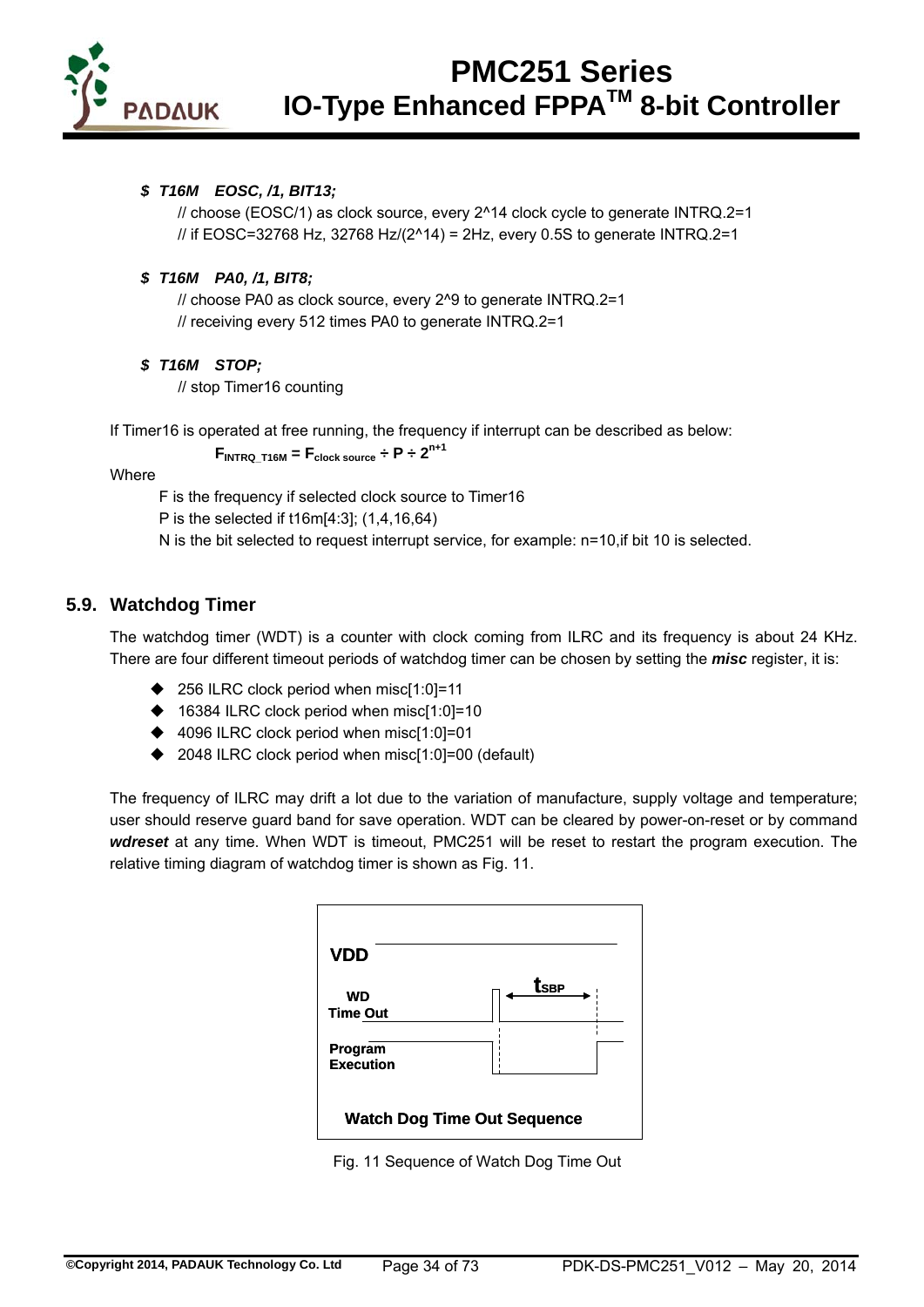*$ T16M EOSC, /1, BIT13;*

// choose (EOSC/1) as clock source, every 2^14 clock cycle to generate INTRQ.2=1
// if EOSC=32768 Hz, 32768 Hz/(2^14) = 2Hz, every 0.5S to generate INTRQ.2=1

*$ T16M PA0, /1, BIT8;*

// choose PA0 as clock source, every 2^9 to generate INTRQ.2=1
// receiving every 512 times PA0 to generate INTRQ.2=1

*$ T16M STOP;*

// stop Timer16 counting

If Timer16 is operated at free running, the frequency if interrupt can be described as below:

$$F_{INTRQ\_T16M} = F_{clock\ source} \div P \div 2^{n+1}$$

Where

F is the frequency if selected clock source to Timer16
P is the selected if t16m[4:3]; (1,4,16,64)
N is the bit selected to request interrupt service, for example: n=10,if bit 10 is selected.

## 5.9. Watchdog Timer

The watchdog timer (WDT) is a counter with clock coming from ILRC and its frequency is about 24 KHz. There are four different timeout periods of watchdog timer can be chosen by setting the ***misc*** register, it is:

- 256 ILRC clock period when misc[1:0]=11
- 16384 ILRC clock period when misc[1:0]=10
- 4096 ILRC clock period when misc[1:0]=01
- 2048 ILRC clock period when misc[1:0]=00 (default)

The frequency of ILRC may drift a lot due to the variation of manufacture, supply voltage and temperature; user should reserve guard band for save operation. WDT can be cleared by power-on-reset or by command ***wdreset*** at any time. When WDT is timeout, PMC251 will be reset to restart the program execution. The relative timing diagram of watchdog timer is shown as Fig. 11.

Watch Dog Time Out Sequence

Fig. 11 Sequence of Watch Dog Time Out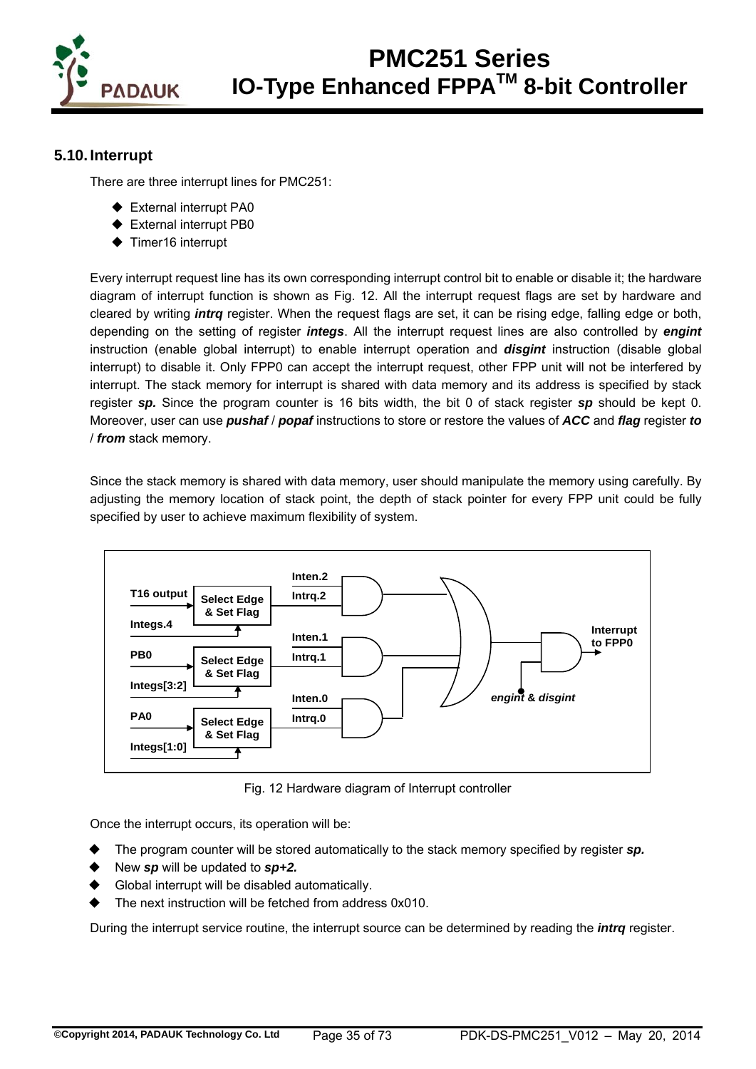## 5.10. Interrupt

There are three interrupt lines for PMC251:

- External interrupt PA0
- External interrupt PB0
- Timer16 interrupt

Every interrupt request line has its own corresponding interrupt control bit to enable or disable it; the hardware diagram of interrupt function is shown as Fig. 12. All the interrupt request flags are set by hardware and cleared by writing ***intrq*** register. When the request flags are set, it can be rising edge, falling edge or both, depending on the setting of register ***integs***. All the interrupt request lines are also controlled by ***engint*** instruction (enable global interrupt) to enable interrupt operation and ***disgint*** instruction (disable global interrupt) to disable it. Only FPP0 can accept the interrupt request, other FPP unit will not be interfered by interrupt. The stack memory for interrupt is shared with data memory and its address is specified by stack register ***sp.*** Since the program counter is 16 bits width, the bit 0 of stack register ***sp*** should be kept 0. Moreover, user can use ***pushaf*** / ***popaf*** instructions to store or restore the values of ***ACC*** and ***flag*** register ***to*** / ***from*** stack memory.

Since the stack memory is shared with data memory, user should manipulate the memory using carefully. By adjusting the memory location of stack point, the depth of stack pointer for every FPP unit could be fully specified by user to achieve maximum flexibility of system.

Fig. 12 Hardware diagram of Interrupt controller

Once the interrupt occurs, its operation will be:

- The program counter will be stored automatically to the stack memory specified by register ***sp.***
- New ***sp*** will be updated to ***sp+2.***
- Global interrupt will be disabled automatically.
- The next instruction will be fetched from address 0x010.

During the interrupt service routine, the interrupt source can be determined by reading the ***intrq*** register.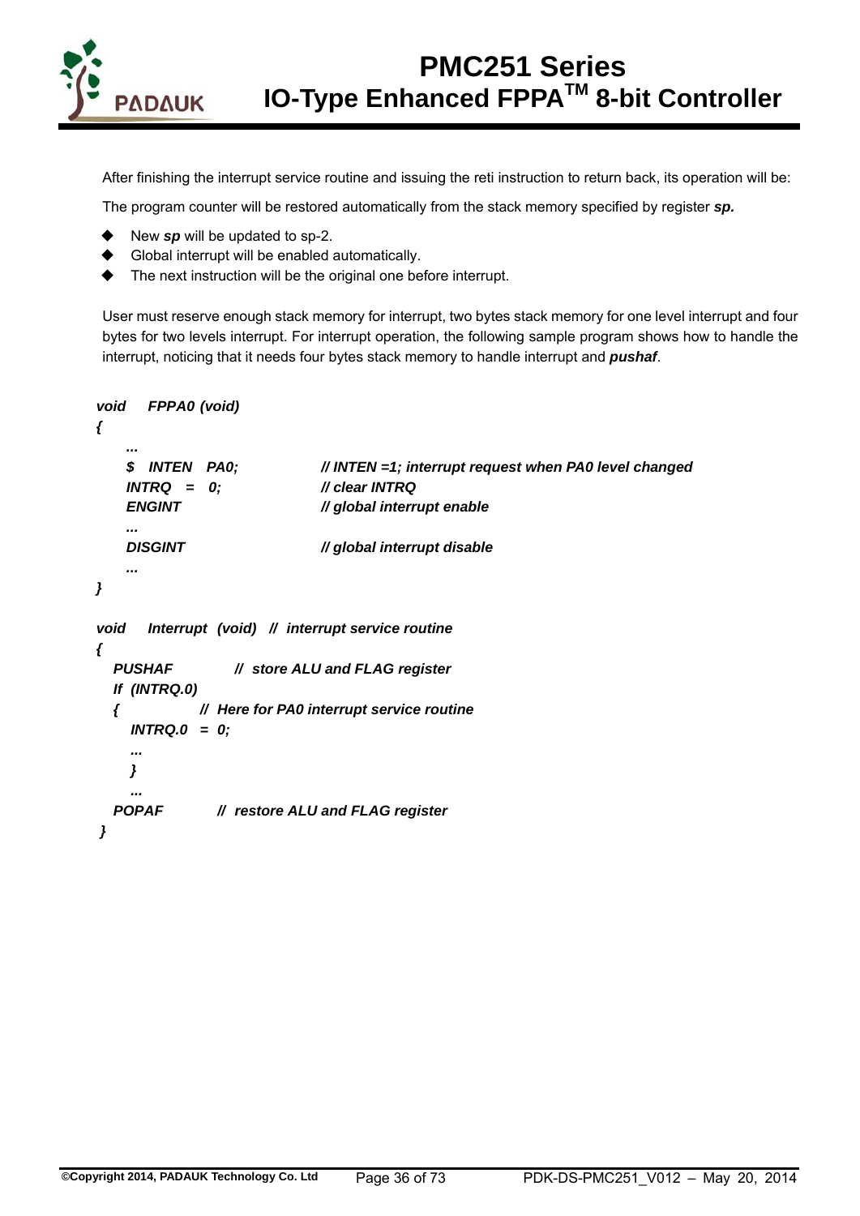After finishing the interrupt service routine and issuing the reti instruction to return back, its operation will be:

The program counter will be restored automatically from the stack memory specified by register ***sp.***

- New ***sp*** will be updated to sp-2.
- Global interrupt will be enabled automatically.
- The next instruction will be the original one before interrupt.

User must reserve enough stack memory for interrupt, two bytes stack memory for one level interrupt and four bytes for two levels interrupt. For interrupt operation, the following sample program shows how to handle the interrupt, noticing that it needs four bytes stack memory to handle interrupt and ***pushaf***.

```
void    FPPA0 (void)
{
    ...
    $  INTEN  PA0;          // INTEN =1; interrupt request when PA0 level changed
    INTRQ  =  0;            // clear INTRQ
    ENGINT                  // global interrupt enable
    ...
    DISGINT                 // global interrupt disable
    ...
}

void    Interrupt  (void)  //  interrupt service routine
{
   PUSHAF          //  store ALU and FLAG register
   If  (INTRQ.0)
   {           //  Here for PA0 interrupt service routine
      INTRQ.0  = 0;
      ...
      }
      ...
   POPAF         //  restore ALU and FLAG register
 }
```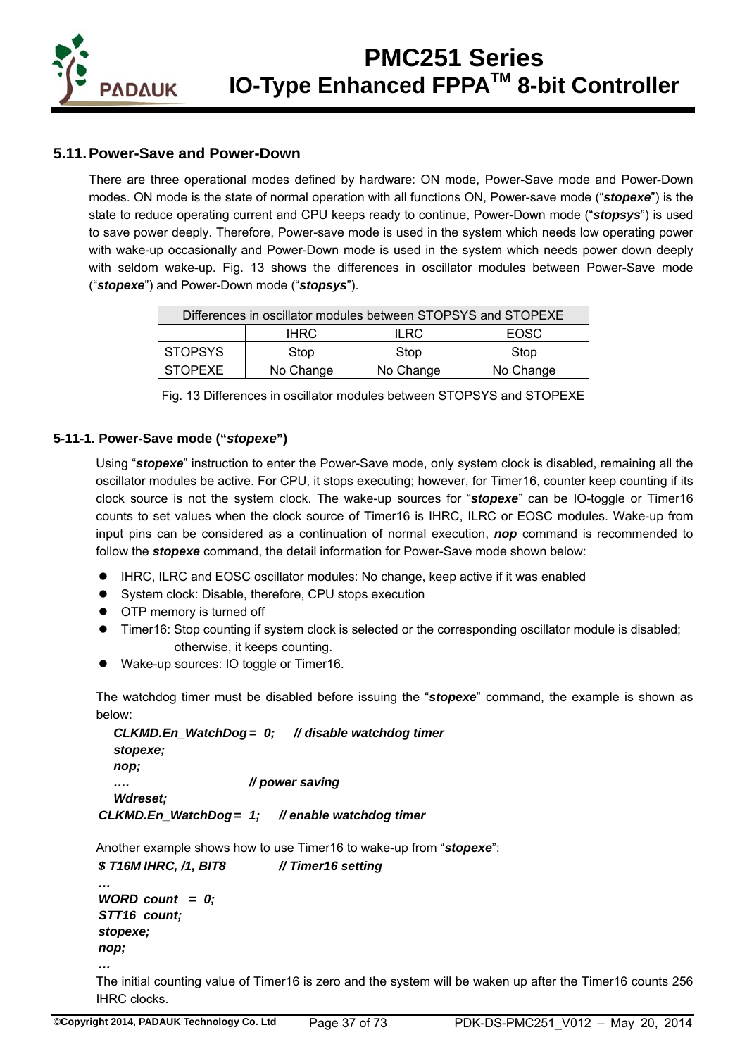## 5.11. Power-Save and Power-Down

There are three operational modes defined by hardware: ON mode, Power-Save mode and Power-Down modes. ON mode is the state of normal operation with all functions ON, Power-save mode ("***stopexe***") is the state to reduce operating current and CPU keeps ready to continue, Power-Down mode ("***stopsys***") is used to save power deeply. Therefore, Power-save mode is used in the system which needs low operating power with wake-up occasionally and Power-Down mode is used in the system which needs power down deeply with seldom wake-up. Fig. 13 shows the differences in oscillator modules between Power-Save mode ("***stopexe***") and Power-Down mode ("***stopsys***").

| Differences in oscillator modules between STOPSYS and STOPEXE | | | |
|---|---|---|---|
| | IHRC | ILRC | EOSC |
| STOPSYS | Stop | Stop | Stop |
| STOPEXE | No Change | No Change | No Change |

Fig. 13 Differences in oscillator modules between STOPSYS and STOPEXE

### 5-11-1. Power-Save mode ("*stopexe*")

Using "***stopexe***" instruction to enter the Power-Save mode, only system clock is disabled, remaining all the oscillator modules be active. For CPU, it stops executing; however, for Timer16, counter keep counting if its clock source is not the system clock. The wake-up sources for "***stopexe***" can be IO-toggle or Timer16 counts to set values when the clock source of Timer16 is IHRC, ILRC or EOSC modules. Wake-up from input pins can be considered as a continuation of normal execution, ***nop*** command is recommended to follow the ***stopexe*** command, the detail information for Power-Save mode shown below:

- IHRC, ILRC and EOSC oscillator modules: No change, keep active if it was enabled
- System clock: Disable, therefore, CPU stops execution
- OTP memory is turned off
- Timer16: Stop counting if system clock is selected or the corresponding oscillator module is disabled; otherwise, it keeps counting.
- Wake-up sources: IO toggle or Timer16.

The watchdog timer must be disabled before issuing the "***stopexe***" command, the example is shown as below:

```
  CLKMD.En_WatchDog = 0;    // disable watchdog timer
  stopexe;
  nop;
  ….                        // power saving
  Wdreset;
CLKMD.En_WatchDog = 1;    // enable watchdog timer
```

Another example shows how to use Timer16 to wake-up from "***stopexe***":

```
$ T16M IHRC, /1, BIT8          // Timer16 setting
…
WORD count  = 0;
STT16 count;
stopexe;
nop;
…
```

The initial counting value of Timer16 is zero and the system will be waken up after the Timer16 counts 256 IHRC clocks.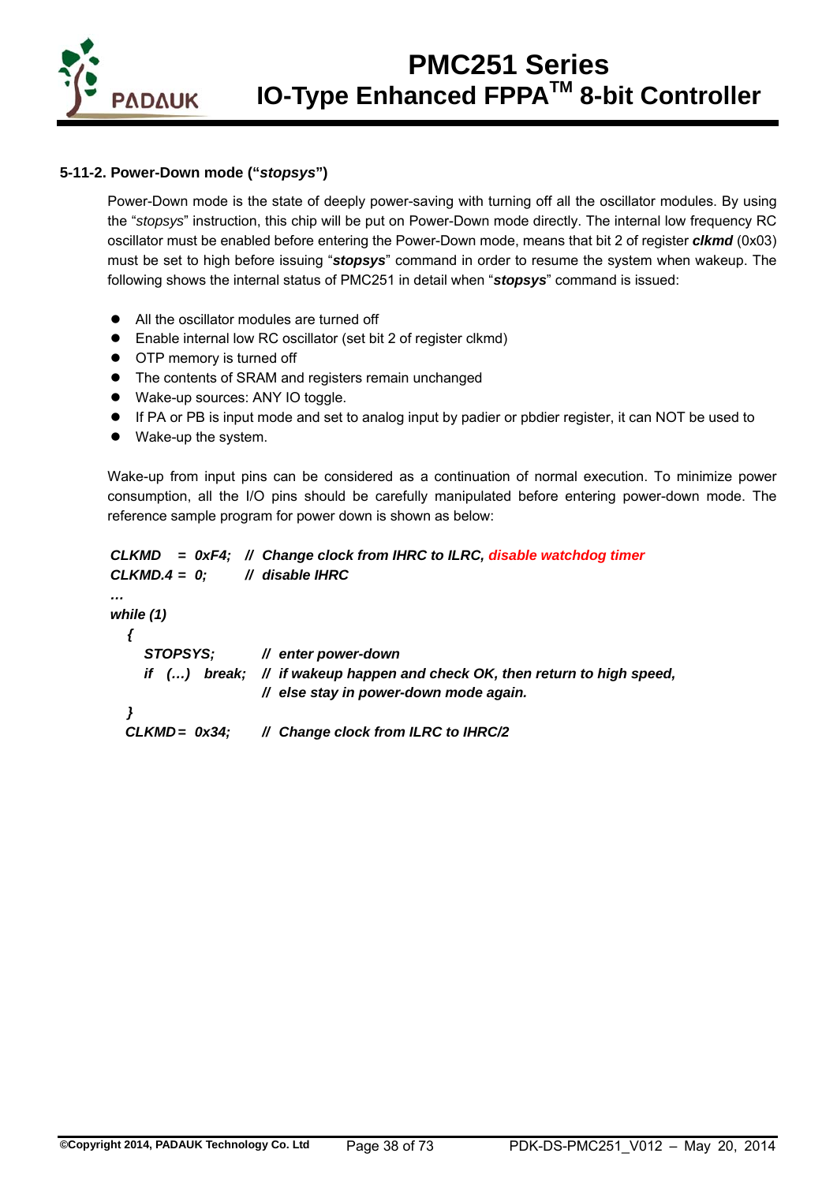### 5-11-2. Power-Down mode ("*stopsys*")

Power-Down mode is the state of deeply power-saving with turning off all the oscillator modules. By using the "*stopsys*" instruction, this chip will be put on Power-Down mode directly. The internal low frequency RC oscillator must be enabled before entering the Power-Down mode, means that bit 2 of register ***clkmd*** (0x03) must be set to high before issuing "***stopsys***" command in order to resume the system when wakeup. The following shows the internal status of PMC251 in detail when "***stopsys***" command is issued:

- All the oscillator modules are turned off
- Enable internal low RC oscillator (set bit 2 of register clkmd)
- OTP memory is turned off
- The contents of SRAM and registers remain unchanged
- Wake-up sources: ANY IO toggle.
- If PA or PB is input mode and set to analog input by padier or pbdier register, it can NOT be used to
- Wake-up the system.

Wake-up from input pins can be considered as a continuation of normal execution. To minimize power consumption, all the I/O pins should be carefully manipulated before entering power-down mode. The reference sample program for power down is shown as below:

```
CLKMD   = 0xF4;  //  Change clock from IHRC to ILRC, disable watchdog timer
CLKMD.4 = 0;     //  disable IHRC
…
while (1)
  {
     STOPSYS;        //  enter power-down
     if  (…)  break; //  if wakeup happen and check OK, then return to high speed,
                     //  else stay in power-down mode again.
  }
  CLKMD= 0x34;       //  Change clock from ILRC to IHRC/2
```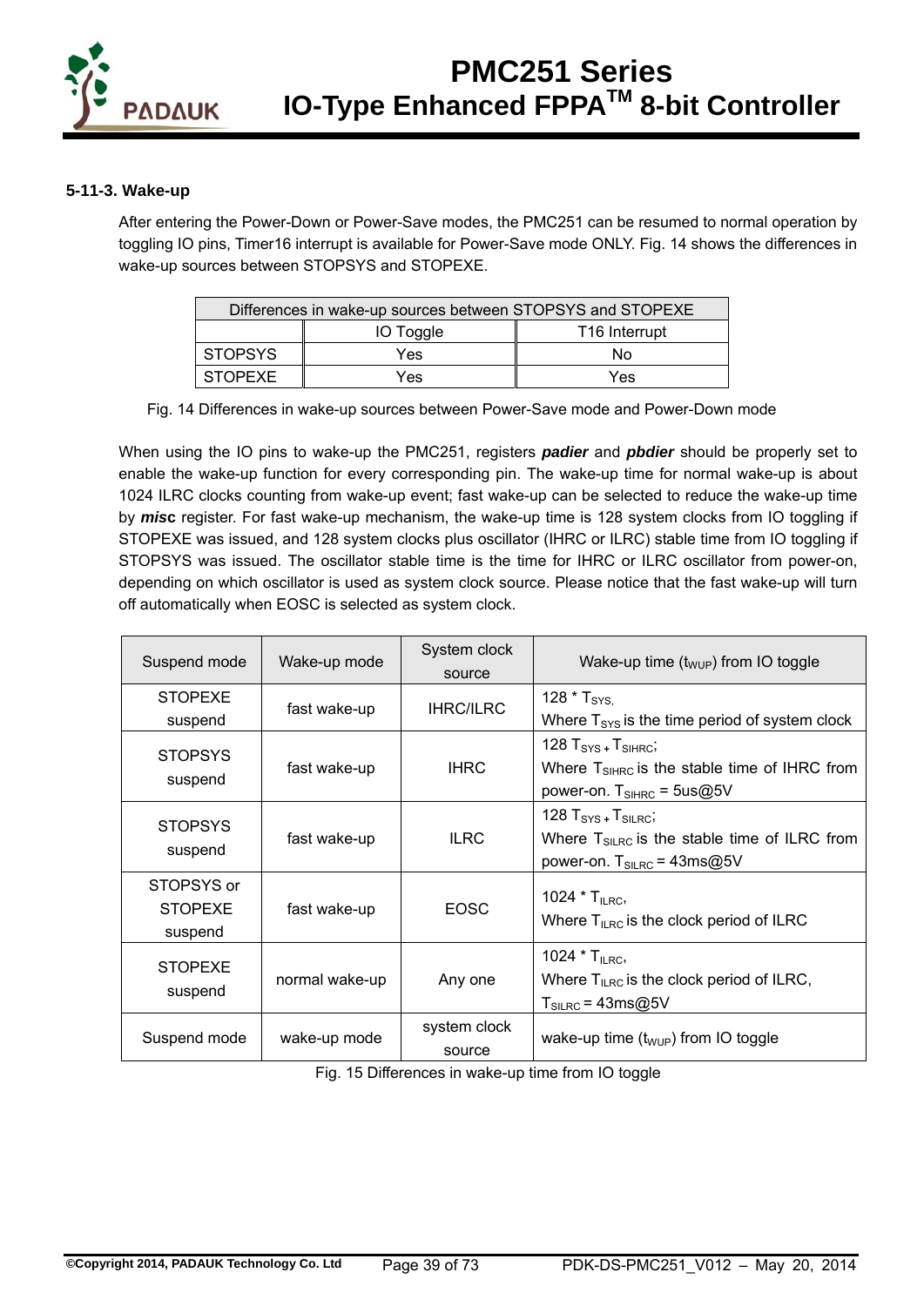### 5-11-3. Wake-up

After entering the Power-Down or Power-Save modes, the PMC251 can be resumed to normal operation by toggling IO pins, Timer16 interrupt is available for Power-Save mode ONLY. Fig. 14 shows the differences in wake-up sources between STOPSYS and STOPEXE.

| Differences in wake-up sources between STOPSYS and STOPEXE | | |
|---|---|---|
| | IO Toggle | T16 Interrupt |
| STOPSYS | Yes | No |
| STOPEXE | Yes | Yes |

Fig. 14 Differences in wake-up sources between Power-Save mode and Power-Down mode

When using the IO pins to wake-up the PMC251, registers ***padier*** and ***pbdier*** should be properly set to enable the wake-up function for every corresponding pin. The wake-up time for normal wake-up is about 1024 ILRC clocks counting from wake-up event; fast wake-up can be selected to reduce the wake-up time by ***misc*** register. For fast wake-up mechanism, the wake-up time is 128 system clocks from IO toggling if STOPEXE was issued, and 128 system clocks plus oscillator (IHRC or ILRC) stable time from IO toggling if STOPSYS was issued. The oscillator stable time is the time for IHRC or ILRC oscillator from power-on, depending on which oscillator is used as system clock source. Please notice that the fast wake-up will turn off automatically when EOSC is selected as system clock.

| Suspend mode | Wake-up mode | System clock source | Wake-up time ($t_{WUP}$) from IO toggle |
|---|---|---|---|
| STOPEXE suspend | fast wake-up | IHRC/ILRC | 128 * $T_{SYS}$, Where $T_{SYS}$ is the time period of system clock |
| STOPSYS suspend | fast wake-up | IHRC | 128 $T_{SYS}$ + $T_{SIHRC}$; Where $T_{SIHRC}$ is the stable time of IHRC from power-on. $T_{SIHRC}$ = 5us@5V |
| STOPSYS suspend | fast wake-up | ILRC | 128 $T_{SYS}$ + $T_{SILRC}$; Where $T_{SILRC}$ is the stable time of ILRC from power-on. $T_{SILRC}$ = 43ms@5V |
| STOPSYS or STOPEXE suspend | fast wake-up | EOSC | 1024 * $T_{ILRC}$, Where $T_{ILRC}$ is the clock period of ILRC |
| STOPEXE suspend | normal wake-up | Any one | 1024 * $T_{ILRC}$, Where $T_{ILRC}$ is the clock period of ILRC, $T_{SILRC}$ = 43ms@5V |
| Suspend mode | wake-up mode | system clock source | wake-up time ($t_{WUP}$) from IO toggle |

Fig. 15 Differences in wake-up time from IO toggle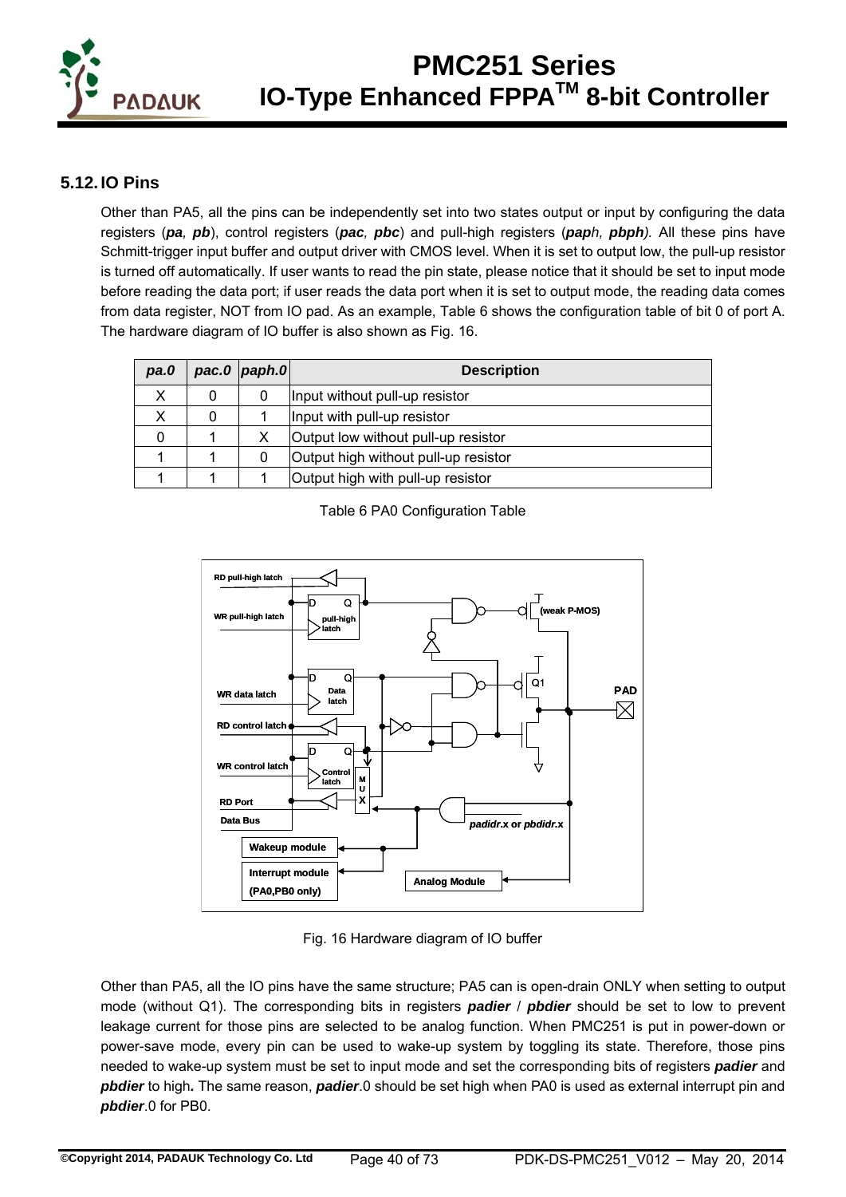## 5.12. IO Pins

Other than PA5, all the pins can be independently set into two states output or input by configuring the data registers (***pa***, ***pb***), control registers (***pac***, ***pbc***) and pull-high registers (***paph***, ***pbph***). All these pins have Schmitt-trigger input buffer and output driver with CMOS level. When it is set to output low, the pull-up resistor is turned off automatically. If user wants to read the pin state, please notice that it should be set to input mode before reading the data port; if user reads the data port when it is set to output mode, the reading data comes from data register, NOT from IO pad. As an example, Table 6 shows the configuration table of bit 0 of port A. The hardware diagram of IO buffer is also shown as Fig. 16.

| *pa.0* | *pac.0* | *paph.0* | Description |
|---|---|---|---|
| X | 0 | 0 | Input without pull-up resistor |
| X | 0 | 1 | Input with pull-up resistor |
| 0 | 1 | X | Output low without pull-up resistor |
| 1 | 1 | 0 | Output high without pull-up resistor |
| 1 | 1 | 1 | Output high with pull-up resistor |

Table 6 PA0 Configuration Table

Fig. 16 Hardware diagram of IO buffer

Other than PA5, all the IO pins have the same structure; PA5 can is open-drain ONLY when setting to output mode (without Q1). The corresponding bits in registers ***padier*** / ***pbdier*** should be set to low to prevent leakage current for those pins are selected to be analog function. When PMC251 is put in power-down or power-save mode, every pin can be used to wake-up system by toggling its state. Therefore, those pins needed to wake-up system must be set to input mode and set the corresponding bits of registers ***padier*** and ***pbdier*** to high**.** The same reason, ***padier***.0 should be set high when PA0 is used as external interrupt pin and ***pbdier***.0 for PB0.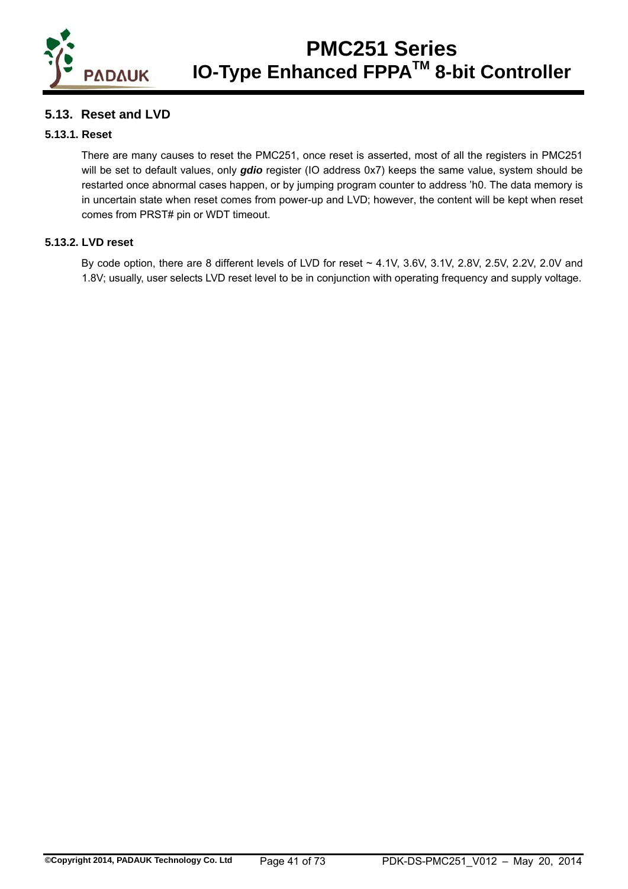## 5.13. Reset and LVD

### 5.13.1. Reset

There are many causes to reset the PMC251, once reset is asserted, most of all the registers in PMC251 will be set to default values, only ***gdio*** register (IO address 0x7) keeps the same value, system should be restarted once abnormal cases happen, or by jumping program counter to address 'h0. The data memory is in uncertain state when reset comes from power-up and LVD; however, the content will be kept when reset comes from PRST# pin or WDT timeout.

### 5.13.2. LVD reset

By code option, there are 8 different levels of LVD for reset ~ 4.1V, 3.6V, 3.1V, 2.8V, 2.5V, 2.2V, 2.0V and 1.8V; usually, user selects LVD reset level to be in conjunction with operating frequency and supply voltage.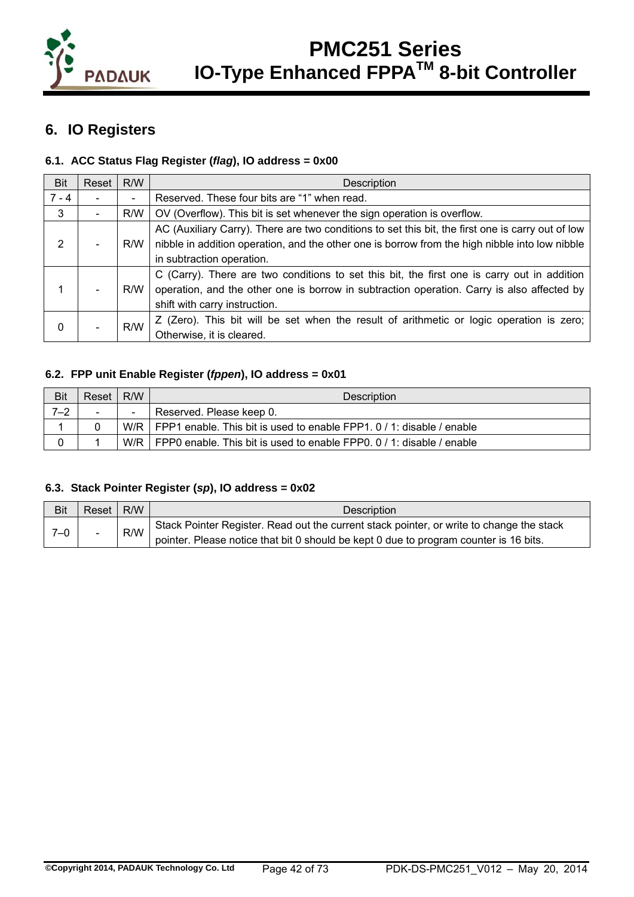## 6. IO Registers

### 6.1. ACC Status Flag Register (*flag*), IO address = 0x00

| Bit | Reset | R/W | Description |
|---|---|---|---|
| 7 - 4 | - | - | Reserved. These four bits are “1” when read. |
| 3 | - | R/W | OV (Overflow). This bit is set whenever the sign operation is overflow. |
| 2 | - | R/W | AC (Auxiliary Carry). There are two conditions to set this bit, the first one is carry out of low nibble in addition operation, and the other one is borrow from the high nibble into low nibble in subtraction operation. |
| 1 | - | R/W | C (Carry). There are two conditions to set this bit, the first one is carry out in addition operation, and the other one is borrow in subtraction operation. Carry is also affected by shift with carry instruction. |
| 0 | - | R/W | Z (Zero). This bit will be set when the result of arithmetic or logic operation is zero; Otherwise, it is cleared. |

### 6.2. FPP unit Enable Register (*fppen*), IO address = 0x01

| Bit | Reset | R/W | Description |
|---|---|---|---|
| 7–2 | - | - | Reserved. Please keep 0. |
| 1 | 0 | W/R | FPP1 enable. This bit is used to enable FPP1. 0 / 1: disable / enable |
| 0 | 1 | W/R | FPP0 enable. This bit is used to enable FPP0. 0 / 1: disable / enable |

### 6.3. Stack Pointer Register (*sp*), IO address = 0x02

| Bit | Reset | R/W | Description |
|---|---|---|---|
| 7–0 | - | R/W | Stack Pointer Register. Read out the current stack pointer, or write to change the stack pointer. Please notice that bit 0 should be kept 0 due to program counter is 16 bits. |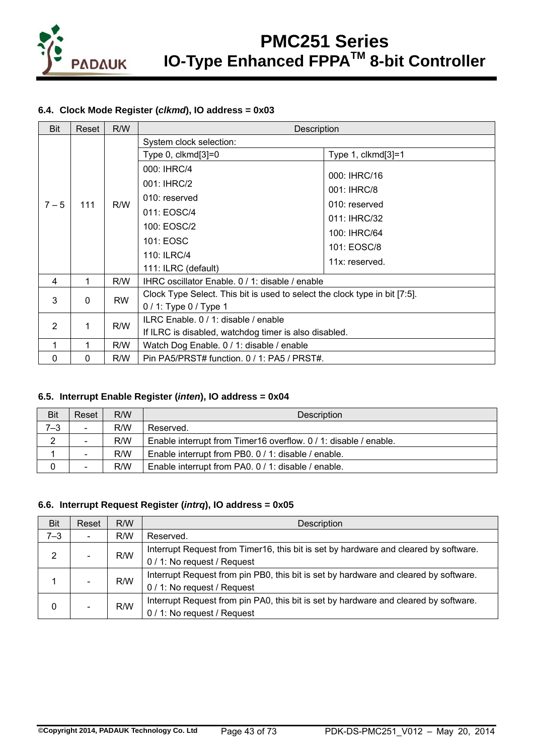### 6.4. Clock Mode Register (*clkmd*), IO address = 0x03

| Bit | Reset | R/W | Description | |
|---|---|---|---|---|
| 7 – 5 | 111 | R/W | System clock selection: | |
| | | | Type 0, clkmd[3]=0 | Type 1, clkmd[3]=1 |
| | | | 000: IHRC/4<br>001: IHRC/2<br>010: reserved<br>011: EOSC/4<br>100: EOSC/2<br>101: EOSC<br>110: ILRC/4<br>111: ILRC (default) | 000: IHRC/16<br>001: IHRC/8<br>010: reserved<br>011: IHRC/32<br>100: IHRC/64<br>101: EOSC/8<br>11x: reserved. |
| 4 | 1 | R/W | IHRC oscillator Enable. 0 / 1: disable / enable | |
| 3 | 0 | RW | Clock Type Select. This bit is used to select the clock type in bit [7:5].<br>0 / 1: Type 0 / Type 1 | |
| 2 | 1 | R/W | ILRC Enable. 0 / 1: disable / enable<br>If ILRC is disabled, watchdog timer is also disabled. | |
| 1 | 1 | R/W | Watch Dog Enable. 0 / 1: disable / enable | |
| 0 | 0 | R/W | Pin PA5/PRST# function. 0 / 1: PA5 / PRST#. | |

### 6.5. Interrupt Enable Register (*inten*), IO address = 0x04

| Bit | Reset | R/W | Description |
|---|---|---|---|
| 7–3 | - | R/W | Reserved. |
| 2 | - | R/W | Enable interrupt from Timer16 overflow. 0 / 1: disable / enable. |
| 1 | - | R/W | Enable interrupt from PB0. 0 / 1: disable / enable. |
| 0 | - | R/W | Enable interrupt from PA0. 0 / 1: disable / enable. |

### 6.6. Interrupt Request Register (*intrq*), IO address = 0x05

| Bit | Reset | R/W | Description |
|---|---|---|---|
| 7–3 | - | R/W | Reserved. |
| 2 | - | R/W | Interrupt Request from Timer16, this bit is set by hardware and cleared by software.<br>0 / 1: No request / Request |
| 1 | - | R/W | Interrupt Request from pin PB0, this bit is set by hardware and cleared by software.<br>0 / 1: No request / Request |
| 0 | - | R/W | Interrupt Request from pin PA0, this bit is set by hardware and cleared by software.<br>0 / 1: No request / Request |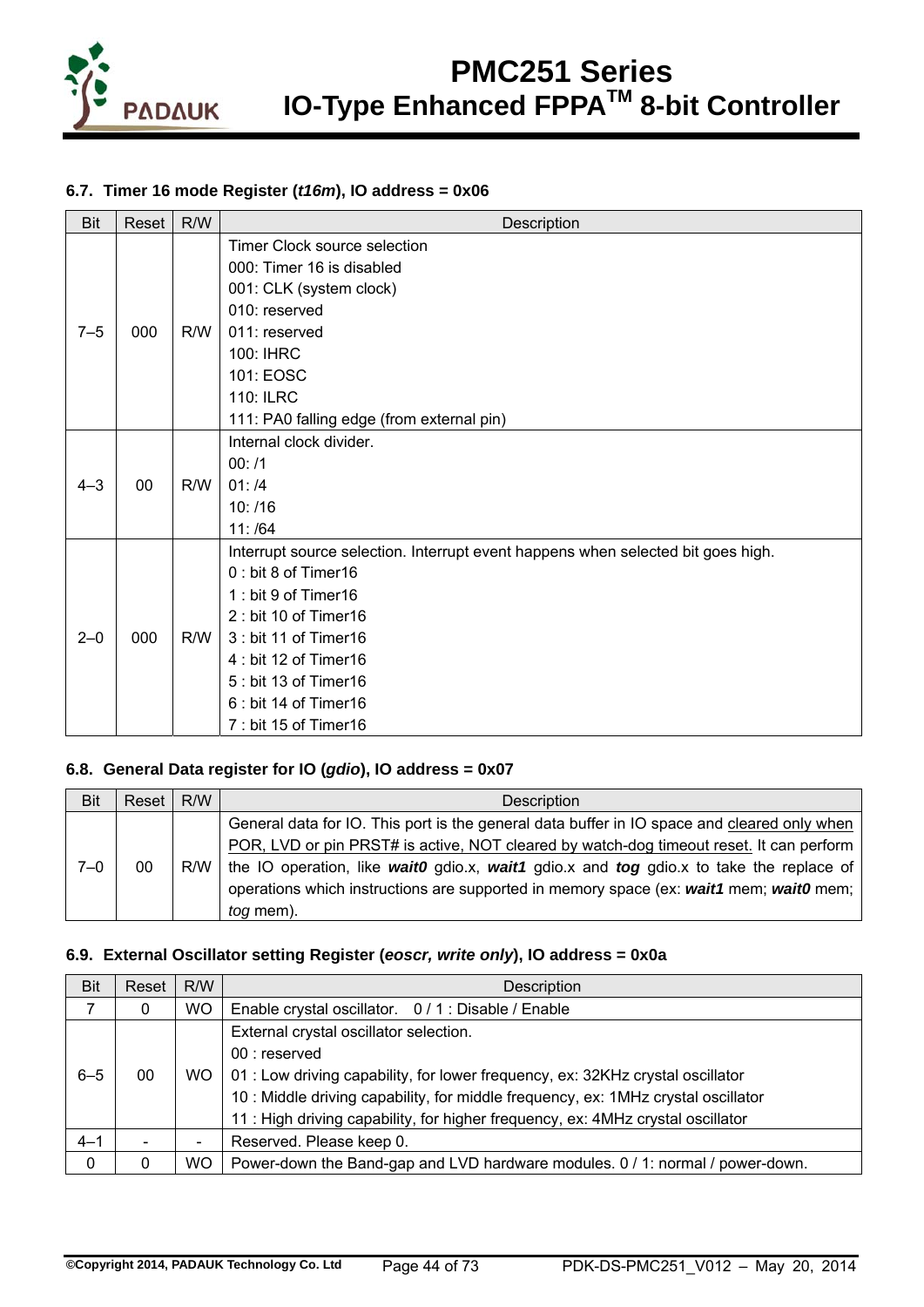### 6.7. Timer 16 mode Register (*t16m*), IO address = 0x06

| Bit | Reset | R/W | Description |
|---|---|---|---|
| 7–5 | 000 | R/W | Timer Clock source selection<br>000: Timer 16 is disabled<br>001: CLK (system clock)<br>010: reserved<br>011: reserved<br>100: IHRC<br>101: EOSC<br>110: ILRC<br>111: PA0 falling edge (from external pin) |
| 4–3 | 00 | R/W | Internal clock divider.<br>00: /1<br>01: /4<br>10: /16<br>11: /64 |
| 2–0 | 000 | R/W | Interrupt source selection. Interrupt event happens when selected bit goes high.<br>0 : bit 8 of Timer16<br>1 : bit 9 of Timer16<br>2 : bit 10 of Timer16<br>3 : bit 11 of Timer16<br>4 : bit 12 of Timer16<br>5 : bit 13 of Timer16<br>6 : bit 14 of Timer16<br>7 : bit 15 of Timer16 |

### 6.8. General Data register for IO (*gdio*), IO address = 0x07

| Bit | Reset | R/W | Description |
|---|---|---|---|
| 7–0 | 00 | R/W | General data for IO. This port is the general data buffer in IO space and cleared only when POR, LVD or pin PRST# is active, NOT cleared by watch-dog timeout reset. It can perform the IO operation, like ***wait0*** gdio.x, ***wait1*** gdio.x and ***tog*** gdio.x to take the replace of operations which instructions are supported in memory space (ex: ***wait1*** mem; ***wait0*** mem; *tog* mem). |

### 6.9. External Oscillator setting Register (*eoscr, write only*), IO address = 0x0a

| Bit | Reset | R/W | Description |
|---|---|---|---|
| 7 | 0 | WO | Enable crystal oscillator. 0 / 1 : Disable / Enable |
| 6–5 | 00 | WO | External crystal oscillator selection.<br>00 : reserved<br>01 : Low driving capability, for lower frequency, ex: 32KHz crystal oscillator<br>10 : Middle driving capability, for middle frequency, ex: 1MHz crystal oscillator<br>11 : High driving capability, for higher frequency, ex: 4MHz crystal oscillator |
| 4–1 | - | - | Reserved. Please keep 0. |
| 0 | 0 | WO | Power-down the Band-gap and LVD hardware modules. 0 / 1: normal / power-down. |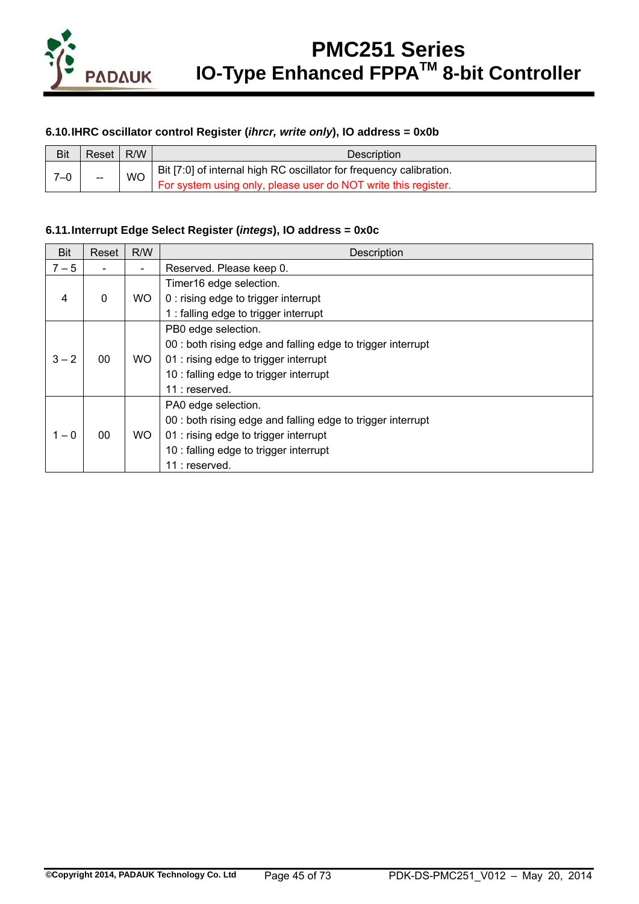### 6.10. IHRC oscillator control Register (*ihrcr, write only*), IO address = 0x0b

| Bit | Reset | R/W | Description |
|---|---|---|---|
| 7–0 | -- | WO | Bit [7:0] of internal high RC oscillator for frequency calibration.<br>For system using only, please user do NOT write this register. |

### 6.11. Interrupt Edge Select Register (*integs*), IO address = 0x0c

| Bit | Reset | R/W | Description |
|---|---|---|---|
| 7 – 5 | - | - | Reserved. Please keep 0. |
| 4 | 0 | WO | Timer16 edge selection.<br>0 : rising edge to trigger interrupt<br>1 : falling edge to trigger interrupt |
| 3 – 2 | 00 | WO | PB0 edge selection.<br>00 : both rising edge and falling edge to trigger interrupt<br>01 : rising edge to trigger interrupt<br>10 : falling edge to trigger interrupt<br>11 : reserved. |
| 1 – 0 | 00 | WO | PA0 edge selection.<br>00 : both rising edge and falling edge to trigger interrupt<br>01 : rising edge to trigger interrupt<br>10 : falling edge to trigger interrupt<br>11 : reserved. |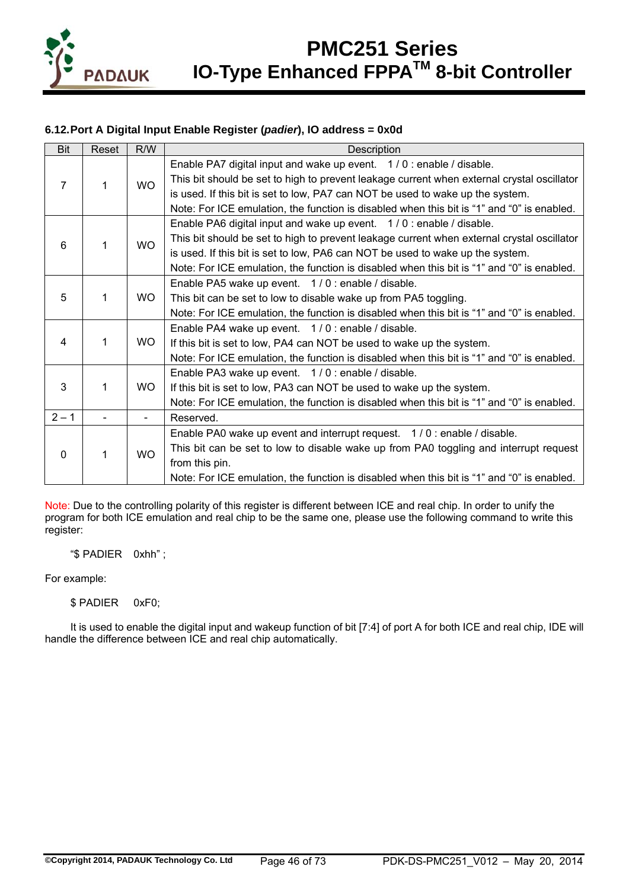### 6.12. Port A Digital Input Enable Register (*padier*), IO address = 0x0d

| Bit | Reset | R/W | Description |
|---|---|---|---|
| 7 | 1 | WO | Enable PA7 digital input and wake up event. 1 / 0 : enable / disable.<br>This bit should be set to high to prevent leakage current when external crystal oscillator is used. If this bit is set to low, PA7 can NOT be used to wake up the system.<br>Note: For ICE emulation, the function is disabled when this bit is "1" and "0" is enabled. |
| 6 | 1 | WO | Enable PA6 digital input and wake up event. 1 / 0 : enable / disable.<br>This bit should be set to high to prevent leakage current when external crystal oscillator is used. If this bit is set to low, PA6 can NOT be used to wake up the system.<br>Note: For ICE emulation, the function is disabled when this bit is "1" and "0" is enabled. |
| 5 | 1 | WO | Enable PA5 wake up event. 1 / 0 : enable / disable.<br>This bit can be set to low to disable wake up from PA5 toggling.<br>Note: For ICE emulation, the function is disabled when this bit is "1" and "0" is enabled. |
| 4 | 1 | WO | Enable PA4 wake up event. 1 / 0 : enable / disable.<br>If this bit is set to low, PA4 can NOT be used to wake up the system.<br>Note: For ICE emulation, the function is disabled when this bit is "1" and "0" is enabled. |
| 3 | 1 | WO | Enable PA3 wake up event. 1 / 0 : enable / disable.<br>If this bit is set to low, PA3 can NOT be used to wake up the system.<br>Note: For ICE emulation, the function is disabled when this bit is "1" and "0" is enabled. |
| 2 – 1 | - | - | Reserved. |
| 0 | 1 | WO | Enable PA0 wake up event and interrupt request. 1 / 0 : enable / disable.<br>This bit can be set to low to disable wake up from PA0 toggling and interrupt request from this pin.<br>Note: For ICE emulation, the function is disabled when this bit is "1" and "0" is enabled. |

Note: Due to the controlling polarity of this register is different between ICE and real chip. In order to unify the program for both ICE emulation and real chip to be the same one, please use the following command to write this register:

"$ PADIER 0xhh" ;

For example:

$ PADIER 0xF0;

It is used to enable the digital input and wakeup function of bit [7:4] of port A for both ICE and real chip, IDE will handle the difference between ICE and real chip automatically.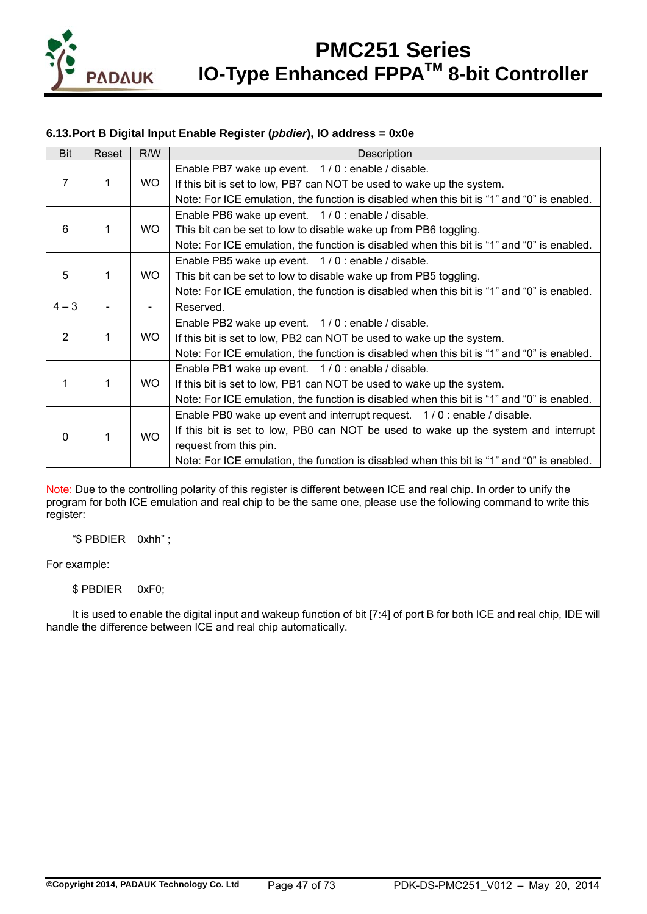### 6.13. Port B Digital Input Enable Register (*pbdier*), IO address = 0x0e

| Bit | Reset | R/W | Description |
|---|---|---|---|
| 7 | 1 | WO | Enable PB7 wake up event.   1 / 0 : enable / disable.<br>If this bit is set to low, PB7 can NOT be used to wake up the system.<br>Note: For ICE emulation, the function is disabled when this bit is "1" and "0" is enabled. |
| 6 | 1 | WO | Enable PB6 wake up event.   1 / 0 : enable / disable.<br>This bit can be set to low to disable wake up from PB6 toggling.<br>Note: For ICE emulation, the function is disabled when this bit is "1" and "0" is enabled. |
| 5 | 1 | WO | Enable PB5 wake up event.   1 / 0 : enable / disable.<br>This bit can be set to low to disable wake up from PB5 toggling.<br>Note: For ICE emulation, the function is disabled when this bit is "1" and "0" is enabled. |
| 4 – 3 | - | - | Reserved. |
| 2 | 1 | WO | Enable PB2 wake up event.   1 / 0 : enable / disable.<br>If this bit is set to low, PB2 can NOT be used to wake up the system.<br>Note: For ICE emulation, the function is disabled when this bit is "1" and "0" is enabled. |
| 1 | 1 | WO | Enable PB1 wake up event.   1 / 0 : enable / disable.<br>If this bit is set to low, PB1 can NOT be used to wake up the system.<br>Note: For ICE emulation, the function is disabled when this bit is "1" and "0" is enabled. |
| 0 | 1 | WO | Enable PB0 wake up event and interrupt request.   1 / 0 : enable / disable.<br>If this bit is set to low, PB0 can NOT be used to wake up the system and interrupt request from this pin.<br>Note: For ICE emulation, the function is disabled when this bit is "1" and "0" is enabled. |

Note: Due to the controlling polarity of this register is different between ICE and real chip. In order to unify the program for both ICE emulation and real chip to be the same one, please use the following command to write this register:

"$ PBDIER    0xhh" ;

For example:

$ PBDIER    0xF0;

It is used to enable the digital input and wakeup function of bit [7:4] of port B for both ICE and real chip, IDE will handle the difference between ICE and real chip automatically.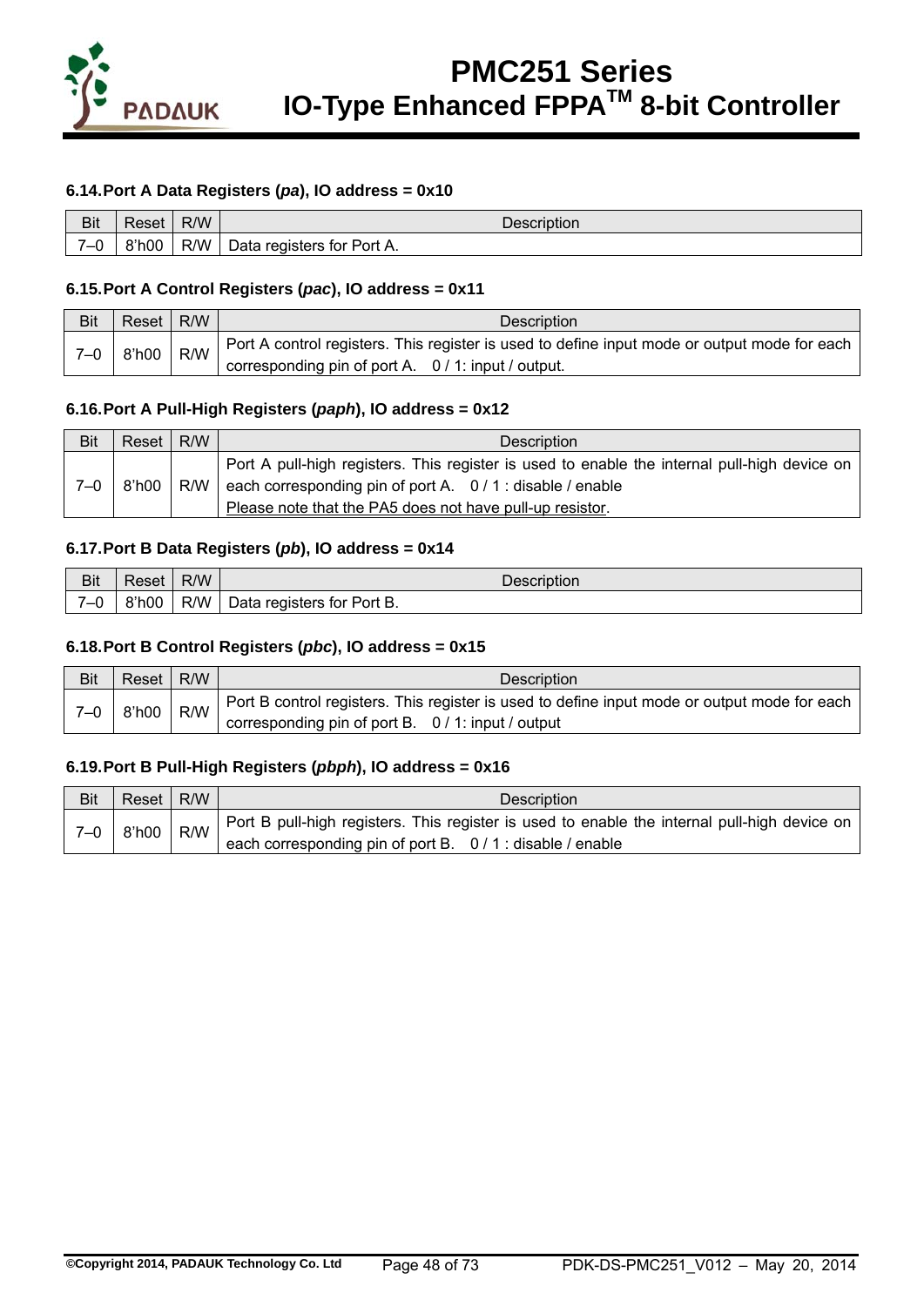### 6.14. Port A Data Registers (*pa*), IO address = 0x10

| Bit | Reset | R/W | Description |
|---|---|---|---|
| 7–0 | 8'h00 | R/W | Data registers for Port A. |

### 6.15. Port A Control Registers (*pac*), IO address = 0x11

| Bit | Reset | R/W | Description |
|---|---|---|---|
| 7–0 | 8'h00 | R/W | Port A control registers. This register is used to define input mode or output mode for each corresponding pin of port A.   0 / 1: input / output. |

### 6.16. Port A Pull-High Registers (*paph*), IO address = 0x12

| Bit | Reset | R/W | Description |
|---|---|---|---|
| 7–0 | 8'h00 | R/W | Port A pull-high registers. This register is used to enable the internal pull-high device on each corresponding pin of port A.   0 / 1 : disable / enable<br>Please note that the PA5 does not have pull-up resistor. |

### 6.17. Port B Data Registers (*pb*), IO address = 0x14

| Bit | Reset | R/W | Description |
|---|---|---|---|
| 7–0 | 8'h00 | R/W | Data registers for Port B. |

### 6.18. Port B Control Registers (*pbc*), IO address = 0x15

| Bit | Reset | R/W | Description |
|---|---|---|---|
| 7–0 | 8'h00 | R/W | Port B control registers. This register is used to define input mode or output mode for each corresponding pin of port B.   0 / 1: input / output |

### 6.19. Port B Pull-High Registers (*pbph*), IO address = 0x16

| Bit | Reset | R/W | Description |
|---|---|---|---|
| 7–0 | 8'h00 | R/W | Port B pull-high registers. This register is used to enable the internal pull-high device on each corresponding pin of port B.   0 / 1 : disable / enable |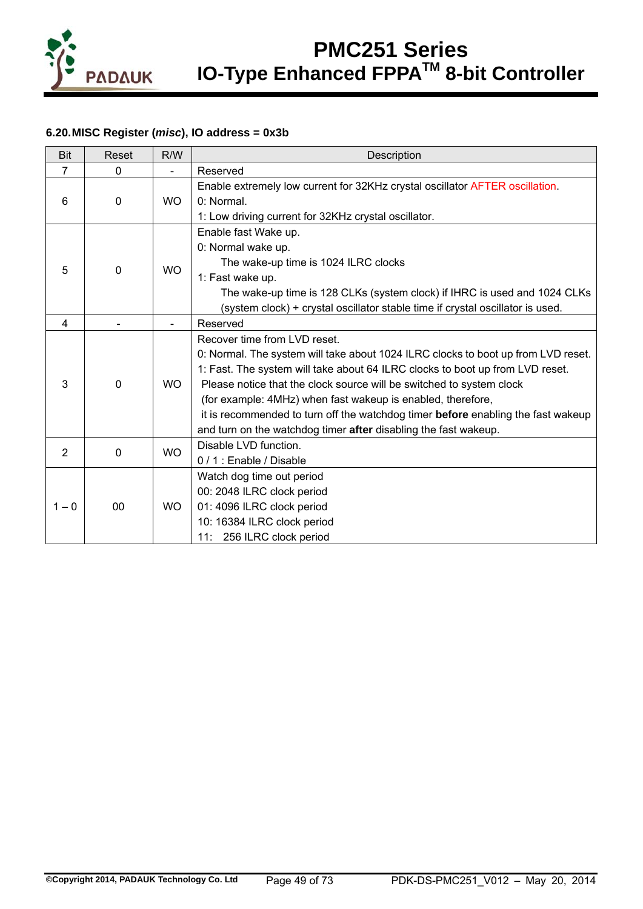### 6.20. MISC Register (*misc*), IO address = 0x3b

| Bit | Reset | R/W | Description |
|---|---|---|---|
| 7 | 0 | - | Reserved |
| 6 | 0 | WO | Enable extremely low current for 32KHz crystal oscillator AFTER oscillation.<br>0: Normal.<br>1: Low driving current for 32KHz crystal oscillator. |
| 5 | 0 | WO | Enable fast Wake up.<br>0: Normal wake up.<br>The wake-up time is 1024 ILRC clocks<br>1: Fast wake up.<br>The wake-up time is 128 CLKs (system clock) if IHRC is used and 1024 CLKs (system clock) + crystal oscillator stable time if crystal oscillator is used. |
| 4 | - | - | Reserved |
| 3 | 0 | WO | Recover time from LVD reset.<br>0: Normal. The system will take about 1024 ILRC clocks to boot up from LVD reset.<br>1: Fast. The system will take about 64 ILRC clocks to boot up from LVD reset.<br>Please notice that the clock source will be switched to system clock (for example: 4MHz) when fast wakeup is enabled, therefore, it is recommended to turn off the watchdog timer **before** enabling the fast wakeup and turn on the watchdog timer **after** disabling the fast wakeup. |
| 2 | 0 | WO | Disable LVD function.<br>0 / 1 : Enable / Disable |
| 1 – 0 | 00 | WO | Watch dog time out period<br>00: 2048 ILRC clock period<br>01: 4096 ILRC clock period<br>10: 16384 ILRC clock period<br>11: 256 ILRC clock period |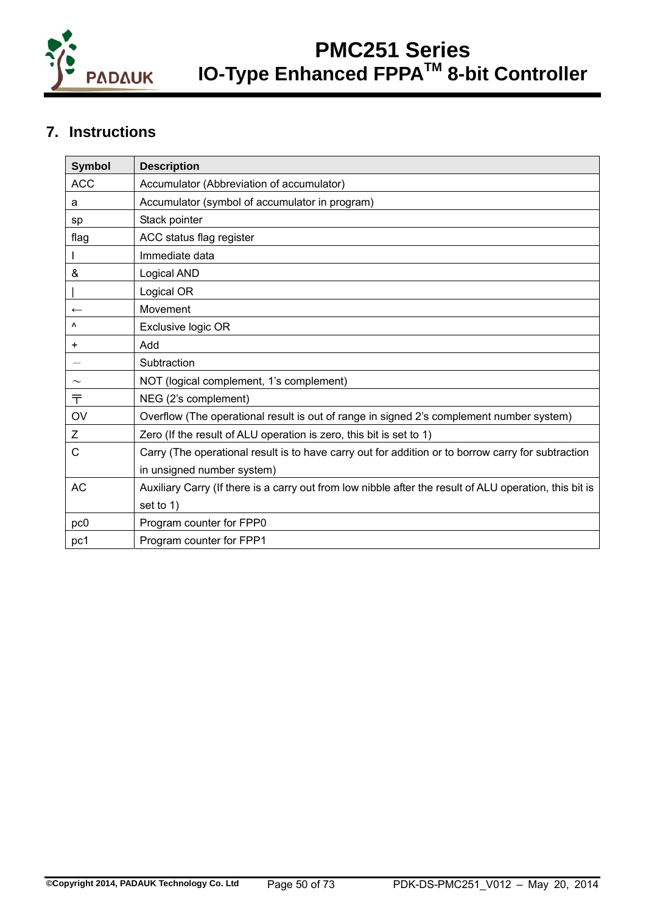## 7. Instructions

| Symbol | Description |
|---|---|
| ACC | Accumulator (Abbreviation of accumulator) |
| a | Accumulator (symbol of accumulator in program) |
| sp | Stack pointer |
| flag | ACC status flag register |
| I | Immediate data |
| & | Logical AND |
| \| | Logical OR |
| ← | Movement |
| ^ | Exclusive logic OR |
| + | Add |
| − | Subtraction |
| ~ | NOT (logical complement, 1's complement) |
| 〒 | NEG (2's complement) |
| OV | Overflow (The operational result is out of range in signed 2's complement number system) |
| Z | Zero (If the result of ALU operation is zero, this bit is set to 1) |
| C | Carry (The operational result is to have carry out for addition or to borrow carry for subtraction in unsigned number system) |
| AC | Auxiliary Carry (If there is a carry out from low nibble after the result of ALU operation, this bit is set to 1) |
| pc0 | Program counter for FPP0 |
| pc1 | Program counter for FPP1 |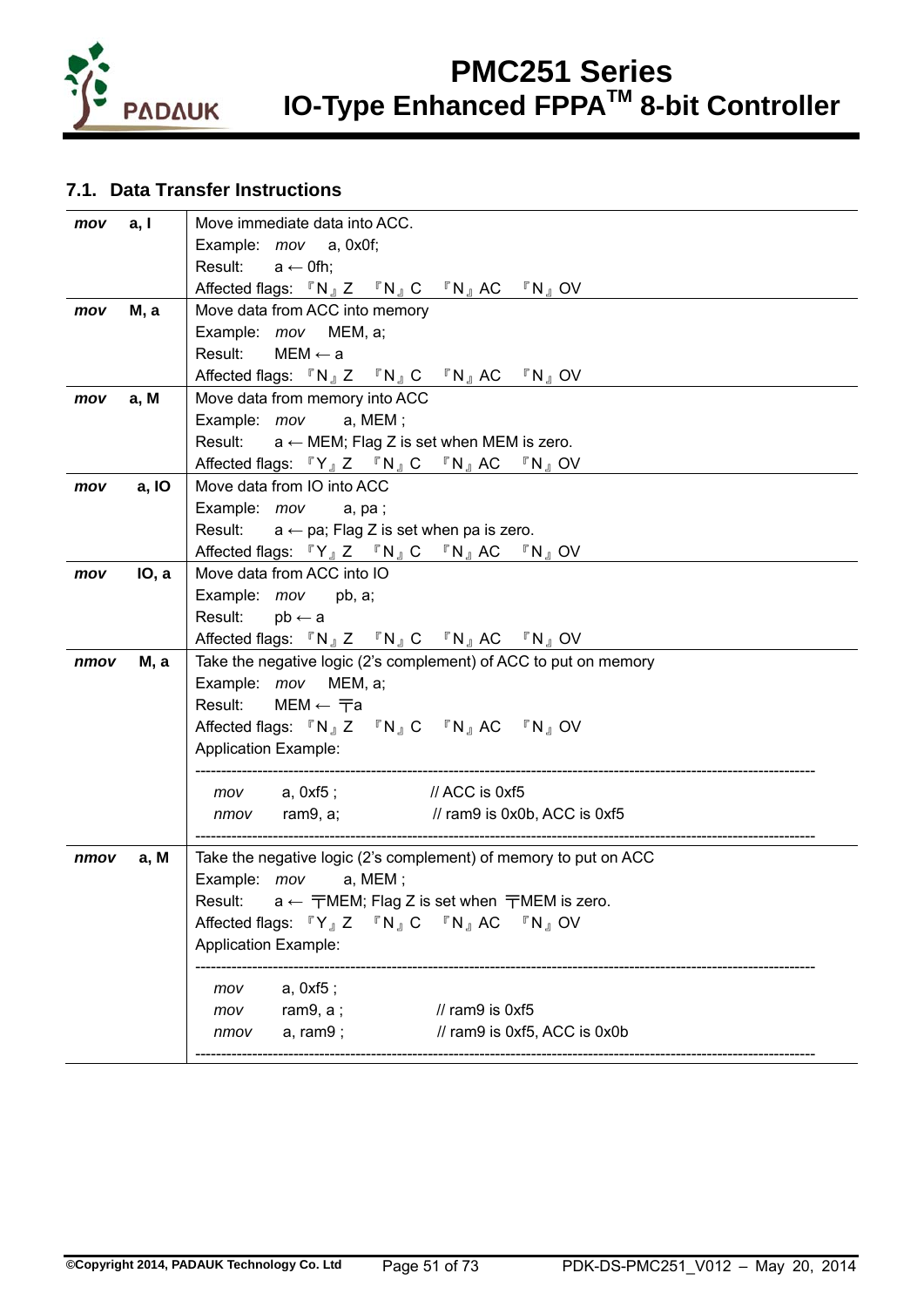## 7.1. Data Transfer Instructions

| | |
|---|---|
| ***mov*** **a, I** | Move immediate data into ACC.<br>Example: *mov* a, 0x0f;<br>Result: a ← 0fh;<br>Affected flags: 『N』Z 『N』C 『N』AC 『N』OV |
| ***mov*** **M, a** | Move data from ACC into memory<br>Example: *mov* MEM, a;<br>Result: MEM ← a<br>Affected flags: 『N』Z 『N』C 『N』AC 『N』OV |
| ***mov*** **a, M** | Move data from memory into ACC<br>Example: *mov* a, MEM ;<br>Result: a ← MEM; Flag Z is set when MEM is zero.<br>Affected flags: 『Y』Z 『N』C 『N』AC 『N』OV |
| ***mov*** **a, IO** | Move data from IO into ACC<br>Example: *mov* a, pa ;<br>Result: a ← pa; Flag Z is set when pa is zero.<br>Affected flags: 『Y』Z 『N』C 『N』AC 『N』OV |
| ***mov*** **IO, a** | Move data from ACC into IO<br>Example: *mov* pb, a;<br>Result: pb ← a<br>Affected flags: 『N』Z 『N』C 『N』AC 『N』OV |
| ***nmov*** **M, a** | Take the negative logic (2's complement) of ACC to put on memory<br>Example: *mov* MEM, a;<br>Result: MEM ← 〒a<br>Affected flags: 『N』Z 『N』C 『N』AC 『N』OV<br>Application Example:<br>------------------------------------------------------------------------------------------------<br>*mov* a, 0xf5 ; // ACC is 0xf5<br>*nmov* ram9, a; // ram9 is 0x0b, ACC is 0xf5<br>------------------------------------------------------------------------------------------------ |
| ***nmov*** **a, M** | Take the negative logic (2's complement) of memory to put on ACC<br>Example: *mov* a, MEM ;<br>Result: a ← 〒MEM; Flag Z is set when 〒MEM is zero.<br>Affected flags: 『Y』Z 『N』C 『N』AC 『N』OV<br>Application Example:<br>------------------------------------------------------------------------------------------------<br>*mov* a, 0xf5 ;<br>*mov* ram9, a ; // ram9 is 0xf5<br>*nmov* a, ram9 ; // ram9 is 0xf5, ACC is 0x0b<br>------------------------------------------------------------------------------------------------ |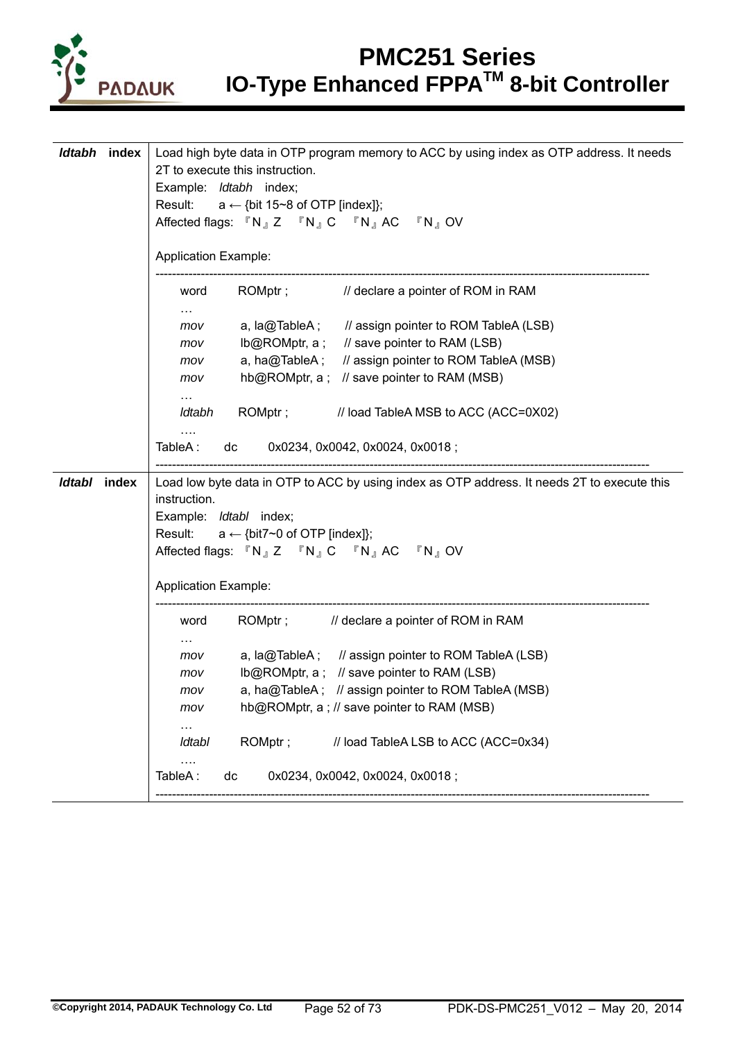| | |
|---|---|
| ***ldtabh*** **index** | Load high byte data in OTP program memory to ACC by using index as OTP address. It needs 2T to execute this instruction.<br>Example: *ldtabh* index;<br>Result: a ← {bit 15~8 of OTP [index]};<br>Affected flags: 『N』Z 『N』C 『N』AC 『N』OV<br><br>Application Example:<br>------------------------------------------------------------------------<br>word ROMptr ; // declare a pointer of ROM in RAM<br>…<br>*mov* a, la@TableA ; // assign pointer to ROM TableA (LSB)<br>*mov* lb@ROMptr, a ; // save pointer to RAM (LSB)<br>*mov* a, ha@TableA ; // assign pointer to ROM TableA (MSB)<br>*mov* hb@ROMptr, a ; // save pointer to RAM (MSB)<br>…<br>*ldtabh* ROMptr ; // load TableA MSB to ACC (ACC=0X02)<br>….<br>TableA : dc 0x0234, 0x0042, 0x0024, 0x0018 ;<br>------------------------------------------------------------------------ |
| ***ldtabl*** **index** | Load low byte data in OTP to ACC by using index as OTP address. It needs 2T to execute this instruction.<br>Example: *ldtabl* index;<br>Result: a ← {bit7~0 of OTP [index]};<br>Affected flags: 『N』Z 『N』C 『N』AC 『N』OV<br><br>Application Example:<br>------------------------------------------------------------------------<br>word ROMptr ; // declare a pointer of ROM in RAM<br>…<br>*mov* a, la@TableA ; // assign pointer to ROM TableA (LSB)<br>*mov* lb@ROMptr, a ; // save pointer to RAM (LSB)<br>*mov* a, ha@TableA ; // assign pointer to ROM TableA (MSB)<br>*mov* hb@ROMptr, a ; // save pointer to RAM (MSB)<br>…<br>*ldtabl* ROMptr ; // load TableA LSB to ACC (ACC=0x34)<br>….<br>TableA : dc 0x0234, 0x0042, 0x0024, 0x0018 ;<br>------------------------------------------------------------------------ |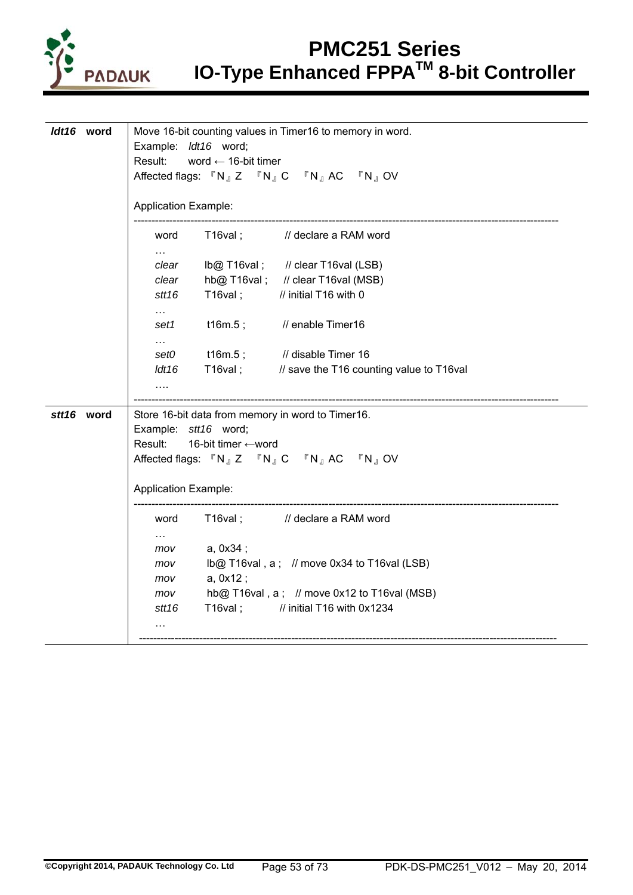| | |
|---|---|
| ***ldt16*** **word** | Move 16-bit counting values in Timer16 to memory in word.<br>Example: *ldt16* word;<br>Result: word ← 16-bit timer<br>Affected flags: 『N』Z 『N』C 『N』AC 『N』OV<br><br>Application Example: |
| ***stt16*** **word** | Store 16-bit data from memory in word to Timer16.<br>Example: *stt16* word;<br>Result: 16-bit timer ←word<br>Affected flags: 『N』Z 『N』C 『N』AC 『N』OV<br><br>Application Example: |

ldt16 Application Example:

```
---------------------------------------------------------------------------------------------
    word      T16val ;        // declare a RAM word
    …
    clear     lb@ T16val ;    // clear T16val (LSB)
    clear     hb@ T16val ;    // clear T16val (MSB)
    stt16     T16val ;        // initial T16 with 0
    …
    set1      t16m.5 ;        // enable Timer16
    …
    set0      t16m.5 ;        // disable Timer 16
    ldt16     T16val ;        // save the T16 counting value to T16val
    ….
---------------------------------------------------------------------------------------------
```

stt16 Application Example:

```
---------------------------------------------------------------------------------------------
    word      T16val ;        // declare a RAM word
    …
    mov       a, 0x34 ;
    mov       lb@ T16val , a ;   // move 0x34 to T16val (LSB)
    mov       a, 0x12 ;
    mov       hb@ T16val , a ;   // move 0x12 to T16val (MSB)
    stt16     T16val ;        // initial T16 with 0x1234
    …
---------------------------------------------------------------------------------------------
```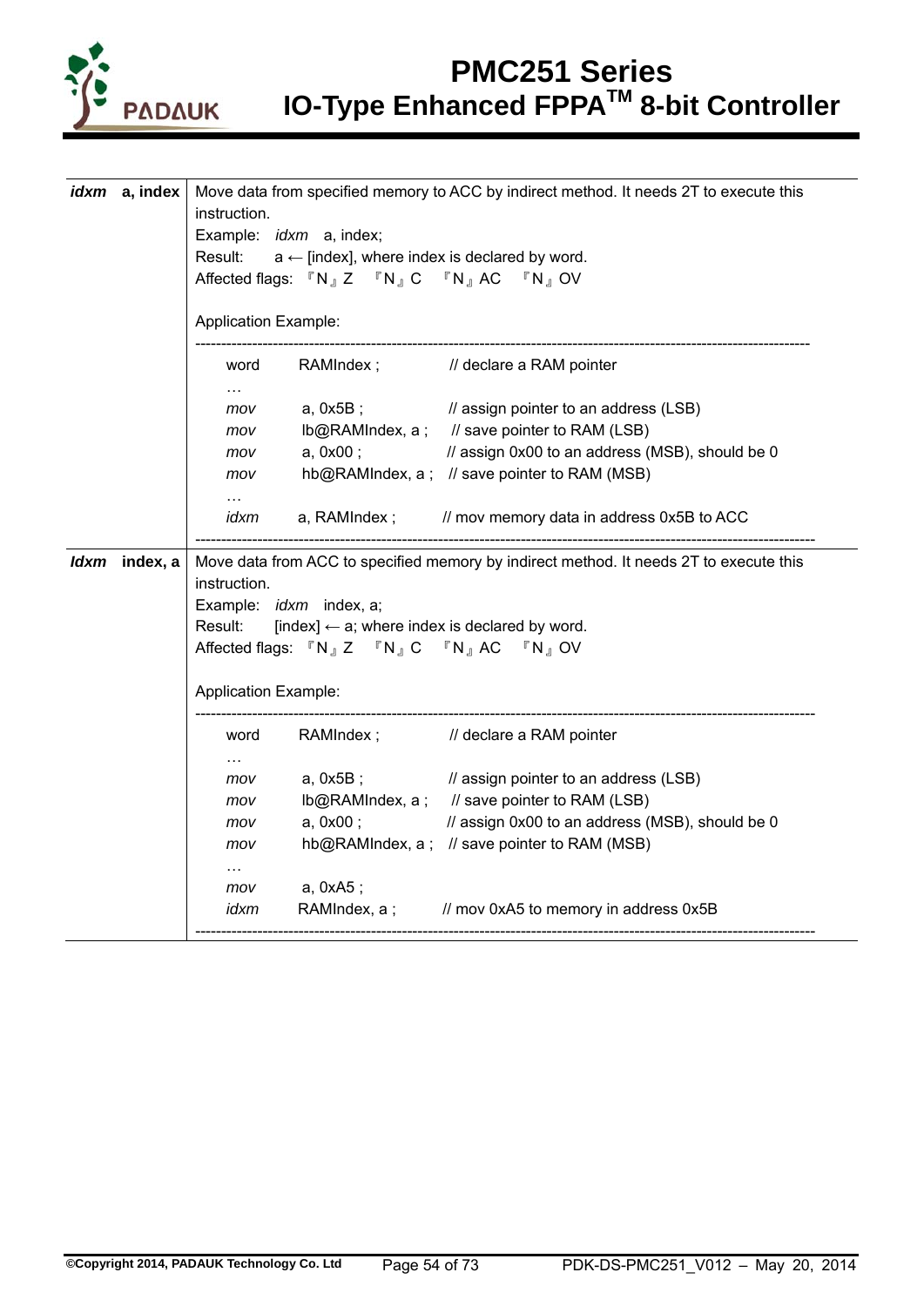| Instruction | Description |
|---|---|
| ***idxm* a, index** | Move data from specified memory to ACC by indirect method. It needs 2T to execute this instruction.<br>Example: *idxm* a, index;<br>Result: a ← [index], where index is declared by word.<br>Affected flags: 『N』Z 『N』C 『N』AC 『N』OV<br><br>Application Example: |
| ***Idxm* index, a** | Move data from ACC to specified memory by indirect method. It needs 2T to execute this instruction.<br>Example: *idxm* index, a;<br>Result: [index] ← a; where index is declared by word.<br>Affected flags: 『N』Z 『N』C 『N』AC 『N』OV<br><br>Application Example: |

Application Example for *idxm* a, index:

```
---------------------------------------------------------------------------------------------
    word      RAMIndex ;          // declare a RAM pointer
    …
    mov       a, 0x5B ;           // assign pointer to an address (LSB)
    mov       lb@RAMIndex, a ;    // save pointer to RAM (LSB)
    mov       a, 0x00 ;           // assign 0x00 to an address (MSB), should be 0
    mov       hb@RAMIndex, a ;    // save pointer to RAM (MSB)
    …
    idxm      a, RAMIndex ;       // mov memory data in address 0x5B to ACC
---------------------------------------------------------------------------------------------
```

Application Example for *Idxm* index, a:

```
---------------------------------------------------------------------------------------------
    word      RAMIndex ;          // declare a RAM pointer
    …
    mov       a, 0x5B ;           // assign pointer to an address (LSB)
    mov       lb@RAMIndex, a ;    // save pointer to RAM (LSB)
    mov       a, 0x00 ;           // assign 0x00 to an address (MSB), should be 0
    mov       hb@RAMIndex, a ;    // save pointer to RAM (MSB)
    …
    mov       a, 0xA5 ;
    idxm      RAMIndex, a ;       // mov 0xA5 to memory in address 0x5B
---------------------------------------------------------------------------------------------
```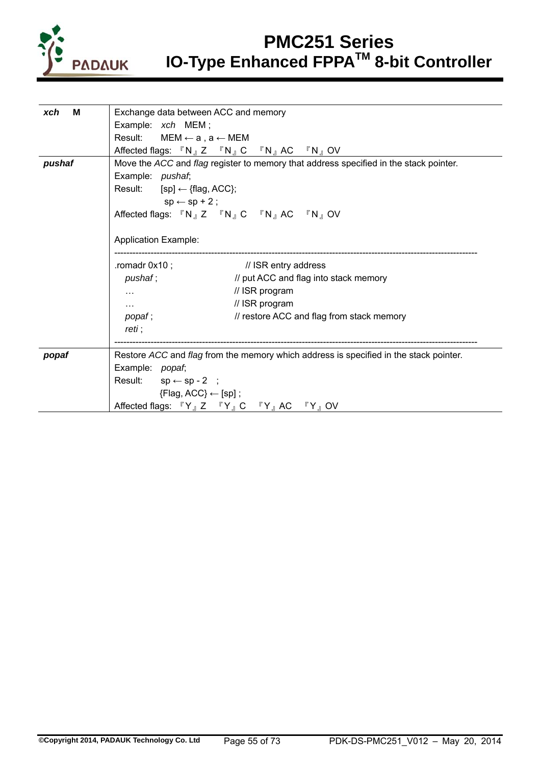| | |
|---|---|
| ***xch* M** | Exchange data between ACC and memory<br>Example: *xch* MEM ;<br>Result: MEM ← a , a ← MEM<br>Affected flags: 『N』Z 『N』C 『N』AC 『N』OV |
| ***pushaf*** | Move the *ACC* and *flag* register to memory that address specified in the stack pointer.<br>Example: *pushaf*;<br>Result: [sp] ← {flag, ACC};<br>sp ← sp + 2 ;<br>Affected flags: 『N』Z 『N』C 『N』AC 『N』OV<br><br>Application Example:<br>------------------------------------------------------------<br>.romadr 0x10 ; // ISR entry address<br>*pushaf* ; // put ACC and flag into stack memory<br>… // ISR program<br>… // ISR program<br>*popaf* ; // restore ACC and flag from stack memory<br>*reti* ;<br>------------------------------------------------------------ |
| ***popaf*** | Restore *ACC* and *flag* from the memory which address is specified in the stack pointer.<br>Example: *popaf*;<br>Result: sp ← sp - 2 ;<br>{Flag, ACC} ← [sp] ;<br>Affected flags: 『Y』Z 『Y』C 『Y』AC 『Y』OV |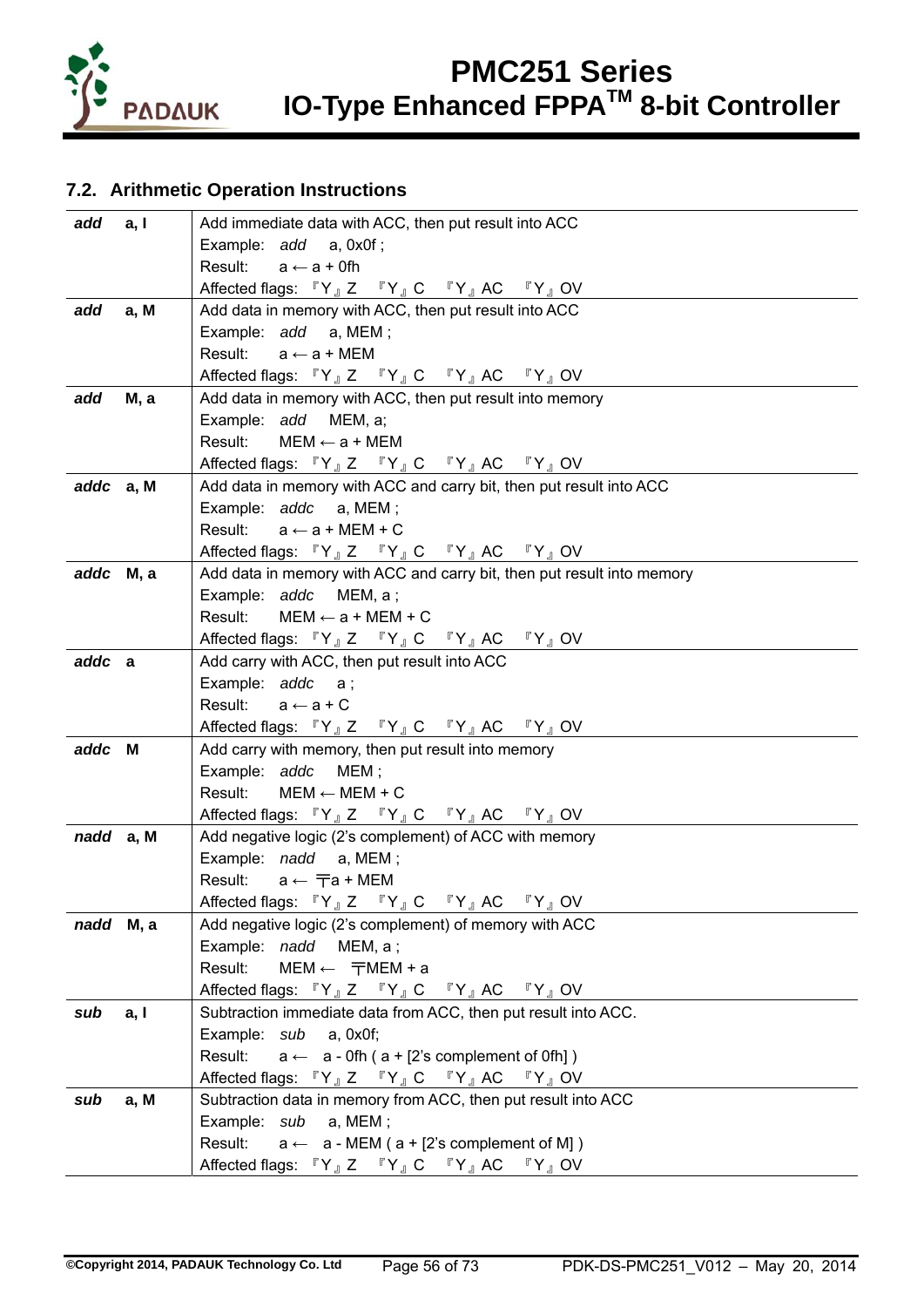## 7.2. Arithmetic Operation Instructions

| | |
|---|---|
| ***add*** **a, I** | Add immediate data with ACC, then put result into ACC<br>Example: *add* a, 0x0f ;<br>Result: a ← a + 0fh<br>Affected flags: 『Y』Z 『Y』C 『Y』AC 『Y』OV |
| ***add*** **a, M** | Add data in memory with ACC, then put result into ACC<br>Example: *add* a, MEM ;<br>Result: a ← a + MEM<br>Affected flags: 『Y』Z 『Y』C 『Y』AC 『Y』OV |
| ***add*** **M, a** | Add data in memory with ACC, then put result into memory<br>Example: *add* MEM, a;<br>Result: MEM ← a + MEM<br>Affected flags: 『Y』Z 『Y』C 『Y』AC 『Y』OV |
| ***addc*** **a, M** | Add data in memory with ACC and carry bit, then put result into ACC<br>Example: *addc* a, MEM ;<br>Result: a ← a + MEM + C<br>Affected flags: 『Y』Z 『Y』C 『Y』AC 『Y』OV |
| ***addc*** **M, a** | Add data in memory with ACC and carry bit, then put result into memory<br>Example: *addc* MEM, a ;<br>Result: MEM ← a + MEM + C<br>Affected flags: 『Y』Z 『Y』C 『Y』AC 『Y』OV |
| ***addc*** **a** | Add carry with ACC, then put result into ACC<br>Example: *addc* a ;<br>Result: a ← a + C<br>Affected flags: 『Y』Z 『Y』C 『Y』AC 『Y』OV |
| ***addc*** **M** | Add carry with memory, then put result into memory<br>Example: *addc* MEM ;<br>Result: MEM ← MEM + C<br>Affected flags: 『Y』Z 『Y』C 『Y』AC 『Y』OV |
| ***nadd*** **a, M** | Add negative logic (2's complement) of ACC with memory<br>Example: *nadd* a, MEM ;<br>Result: a ← 〒a + MEM<br>Affected flags: 『Y』Z 『Y』C 『Y』AC 『Y』OV |
| ***nadd*** **M, a** | Add negative logic (2's complement) of memory with ACC<br>Example: *nadd* MEM, a ;<br>Result: MEM ← 〒MEM + a<br>Affected flags: 『Y』Z 『Y』C 『Y』AC 『Y』OV |
| ***sub*** **a, I** | Subtraction immediate data from ACC, then put result into ACC.<br>Example: *sub* a, 0x0f;<br>Result: a ← a - 0fh ( a + [2's complement of 0fh] )<br>Affected flags: 『Y』Z 『Y』C 『Y』AC 『Y』OV |
| ***sub*** **a, M** | Subtraction data in memory from ACC, then put result into ACC<br>Example: *sub* a, MEM ;<br>Result: a ← a - MEM ( a + [2's complement of M] )<br>Affected flags: 『Y』Z 『Y』C 『Y』AC 『Y』OV |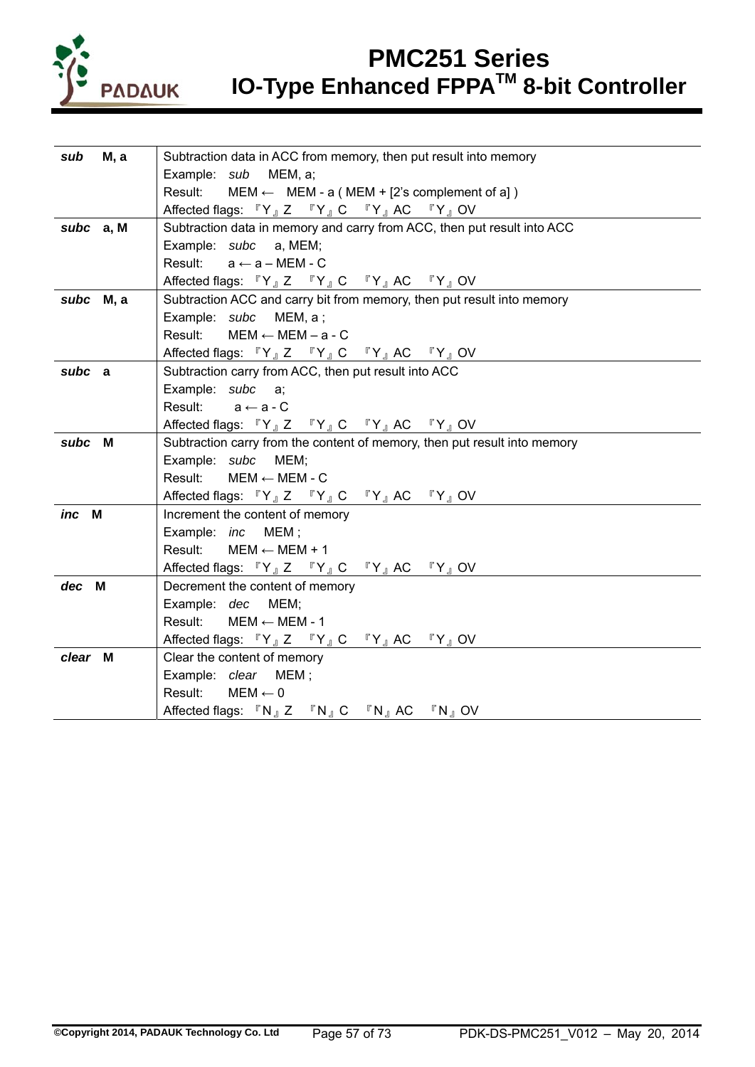| | |
|---|---|
| ***sub*** **M, a** | Subtraction data in ACC from memory, then put result into memory<br>Example: *sub* MEM, a;<br>Result: MEM ← MEM - a ( MEM + [2's complement of a] )<br>Affected flags: 『Y』Z 『Y』C 『Y』AC 『Y』OV |
| ***subc*** **a, M** | Subtraction data in memory and carry from ACC, then put result into ACC<br>Example: *subc* a, MEM;<br>Result: a ← a – MEM - C<br>Affected flags: 『Y』Z 『Y』C 『Y』AC 『Y』OV |
| ***subc*** **M, a** | Subtraction ACC and carry bit from memory, then put result into memory<br>Example: *subc* MEM, a ;<br>Result: MEM ← MEM – a - C<br>Affected flags: 『Y』Z 『Y』C 『Y』AC 『Y』OV |
| ***subc*** **a** | Subtraction carry from ACC, then put result into ACC<br>Example: *subc* a;<br>Result: a ← a - C<br>Affected flags: 『Y』Z 『Y』C 『Y』AC 『Y』OV |
| ***subc*** **M** | Subtraction carry from the content of memory, then put result into memory<br>Example: *subc* MEM;<br>Result: MEM ← MEM - C<br>Affected flags: 『Y』Z 『Y』C 『Y』AC 『Y』OV |
| ***inc*** **M** | Increment the content of memory<br>Example: *inc* MEM ;<br>Result: MEM ← MEM + 1<br>Affected flags: 『Y』Z 『Y』C 『Y』AC 『Y』OV |
| ***dec*** **M** | Decrement the content of memory<br>Example: *dec* MEM;<br>Result: MEM ← MEM - 1<br>Affected flags: 『Y』Z 『Y』C 『Y』AC 『Y』OV |
| ***clear*** **M** | Clear the content of memory<br>Example: *clear* MEM ;<br>Result: MEM ← 0<br>Affected flags: 『N』Z 『N』C 『N』AC 『N』OV |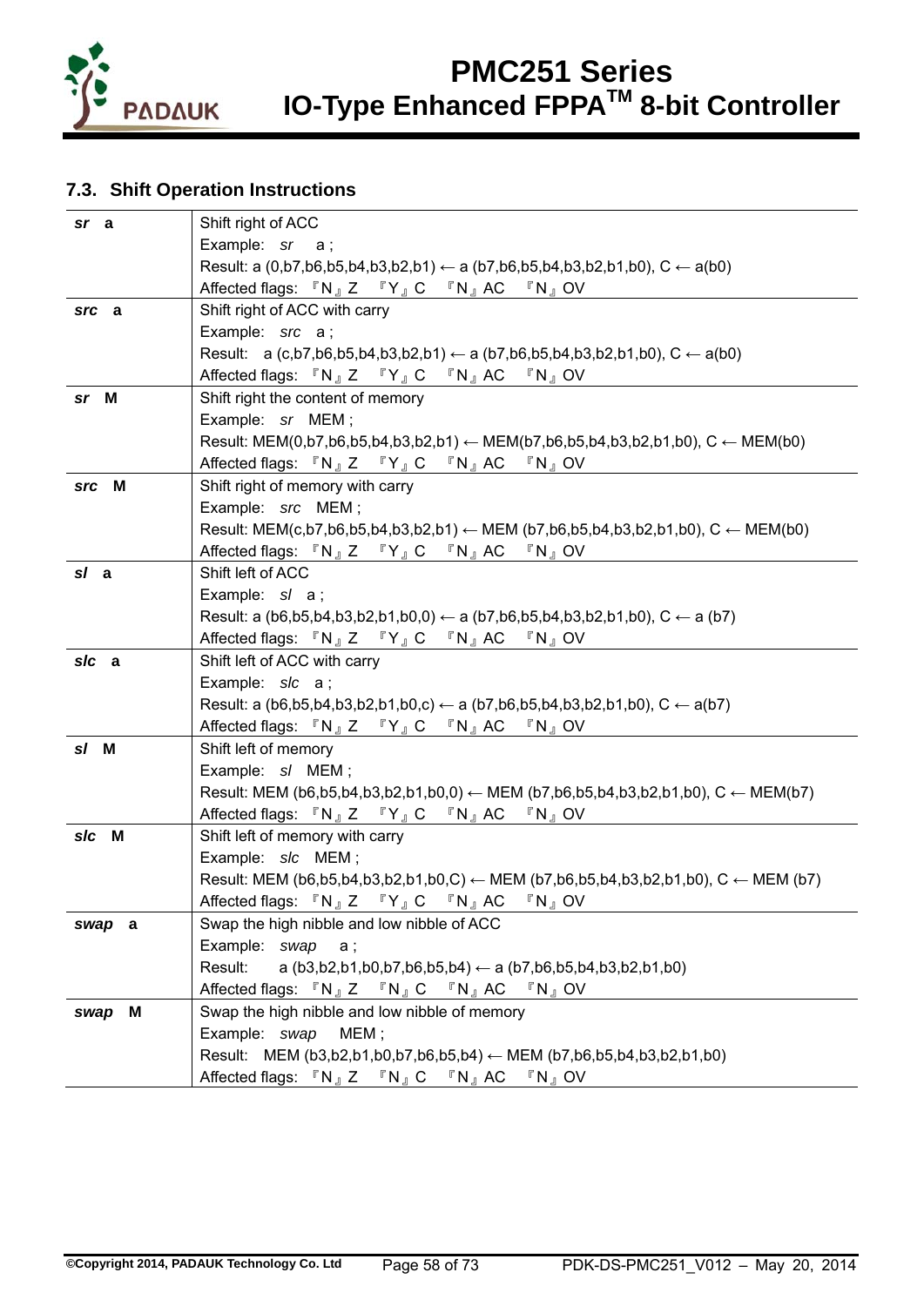## 7.3. Shift Operation Instructions

| | |
|---|---|
| ***sr*** **a** | Shift right of ACC<br>Example: *sr* a ;<br>Result: a (0,b7,b6,b5,b4,b3,b2,b1) ← a (b7,b6,b5,b4,b3,b2,b1,b0), C ← a(b0)<br>Affected flags: 『N』Z 『Y』C 『N』AC 『N』OV |
| ***src*** **a** | Shift right of ACC with carry<br>Example: *src* a ;<br>Result: a (c,b7,b6,b5,b4,b3,b2,b1) ← a (b7,b6,b5,b4,b3,b2,b1,b0), C ← a(b0)<br>Affected flags: 『N』Z 『Y』C 『N』AC 『N』OV |
| ***sr*** **M** | Shift right the content of memory<br>Example: *sr* MEM ;<br>Result: MEM(0,b7,b6,b5,b4,b3,b2,b1) ← MEM(b7,b6,b5,b4,b3,b2,b1,b0), C ← MEM(b0)<br>Affected flags: 『N』Z 『Y』C 『N』AC 『N』OV |
| ***src*** **M** | Shift right of memory with carry<br>Example: *src* MEM ;<br>Result: MEM(c,b7,b6,b5,b4,b3,b2,b1) ← MEM (b7,b6,b5,b4,b3,b2,b1,b0), C ← MEM(b0)<br>Affected flags: 『N』Z 『Y』C 『N』AC 『N』OV |
| ***sl*** **a** | Shift left of ACC<br>Example: *sl* a ;<br>Result: a (b6,b5,b4,b3,b2,b1,b0,0) ← a (b7,b6,b5,b4,b3,b2,b1,b0), C ← a (b7)<br>Affected flags: 『N』Z 『Y』C 『N』AC 『N』OV |
| ***slc*** **a** | Shift left of ACC with carry<br>Example: *slc* a ;<br>Result: a (b6,b5,b4,b3,b2,b1,b0,c) ← a (b7,b6,b5,b4,b3,b2,b1,b0), C ← a(b7)<br>Affected flags: 『N』Z 『Y』C 『N』AC 『N』OV |
| ***sl*** **M** | Shift left of memory<br>Example: *sl* MEM ;<br>Result: MEM (b6,b5,b4,b3,b2,b1,b0,0) ← MEM (b7,b6,b5,b4,b3,b2,b1,b0), C ← MEM(b7)<br>Affected flags: 『N』Z 『Y』C 『N』AC 『N』OV |
| ***slc*** **M** | Shift left of memory with carry<br>Example: *slc* MEM ;<br>Result: MEM (b6,b5,b4,b3,b2,b1,b0,C) ← MEM (b7,b6,b5,b4,b3,b2,b1,b0), C ← MEM (b7)<br>Affected flags: 『N』Z 『Y』C 『N』AC 『N』OV |
| ***swap*** **a** | Swap the high nibble and low nibble of ACC<br>Example: *swap* a ;<br>Result: a (b3,b2,b1,b0,b7,b6,b5,b4) ← a (b7,b6,b5,b4,b3,b2,b1,b0)<br>Affected flags: 『N』Z 『N』C 『N』AC 『N』OV |
| ***swap*** **M** | Swap the high nibble and low nibble of memory<br>Example: *swap* MEM ;<br>Result: MEM (b3,b2,b1,b0,b7,b6,b5,b4) ← MEM (b7,b6,b5,b4,b3,b2,b1,b0)<br>Affected flags: 『N』Z 『N』C 『N』AC 『N』OV |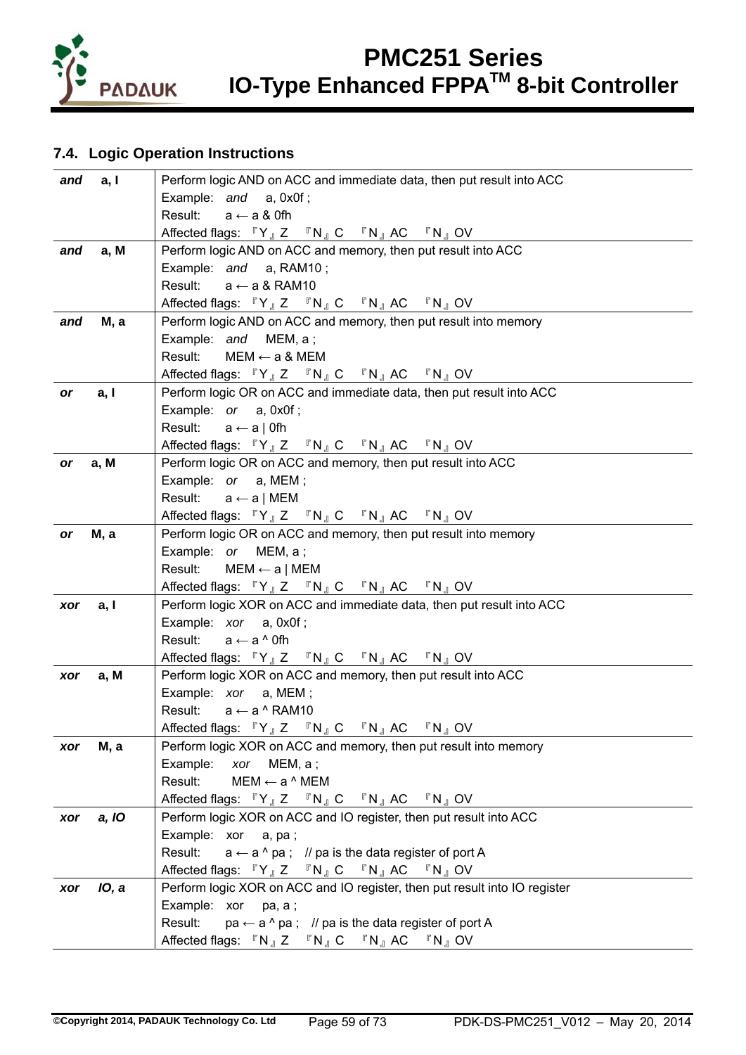## 7.4. Logic Operation Instructions

| | |
|---|---|
| ***and*** **a, I** | Perform logic AND on ACC and immediate data, then put result into ACC<br>Example: *and* a, 0x0f ;<br>Result: a ← a & 0fh<br>Affected flags: 『Y』Z 『N』C 『N』AC 『N』OV |
| ***and*** **a, M** | Perform logic AND on ACC and memory, then put result into ACC<br>Example: *and* a, RAM10 ;<br>Result: a ← a & RAM10<br>Affected flags: 『Y』Z 『N』C 『N』AC 『N』OV |
| ***and*** **M, a** | Perform logic AND on ACC and memory, then put result into memory<br>Example: *and* MEM, a ;<br>Result: MEM ← a & MEM<br>Affected flags: 『Y』Z 『N』C 『N』AC 『N』OV |
| ***or*** **a, I** | Perform logic OR on ACC and immediate data, then put result into ACC<br>Example: *or* a, 0x0f ;<br>Result: a ← a \| 0fh<br>Affected flags: 『Y』Z 『N』C 『N』AC 『N』OV |
| ***or*** **a, M** | Perform logic OR on ACC and memory, then put result into ACC<br>Example: *or* a, MEM ;<br>Result: a ← a \| MEM<br>Affected flags: 『Y』Z 『N』C 『N』AC 『N』OV |
| ***or*** **M, a** | Perform logic OR on ACC and memory, then put result into memory<br>Example: *or* MEM, a ;<br>Result: MEM ← a \| MEM<br>Affected flags: 『Y』Z 『N』C 『N』AC 『N』OV |
| ***xor*** **a, I** | Perform logic XOR on ACC and immediate data, then put result into ACC<br>Example: *xor* a, 0x0f ;<br>Result: a ← a ^ 0fh<br>Affected flags: 『Y』Z 『N』C 『N』AC 『N』OV |
| ***xor*** **a, M** | Perform logic XOR on ACC and memory, then put result into ACC<br>Example: *xor* a, MEM ;<br>Result: a ← a ^ RAM10<br>Affected flags: 『Y』Z 『N』C 『N』AC 『N』OV |
| ***xor*** **M, a** | Perform logic XOR on ACC and memory, then put result into memory<br>Example: *xor* MEM, a ;<br>Result: MEM ← a ^ MEM<br>Affected flags: 『Y』Z 『N』C 『N』AC 『N』OV |
| ***xor*** ***a, IO*** | Perform logic XOR on ACC and IO register, then put result into ACC<br>Example: xor a, pa ;<br>Result: a ← a ^ pa ; // pa is the data register of port A<br>Affected flags: 『Y』Z 『N』C 『N』AC 『N』OV |
| ***xor*** ***IO, a*** | Perform logic XOR on ACC and IO register, then put result into IO register<br>Example: xor pa, a ;<br>Result: pa ← a ^ pa ; // pa is the data register of port A<br>Affected flags: 『N』Z 『N』C 『N』AC 『N』OV |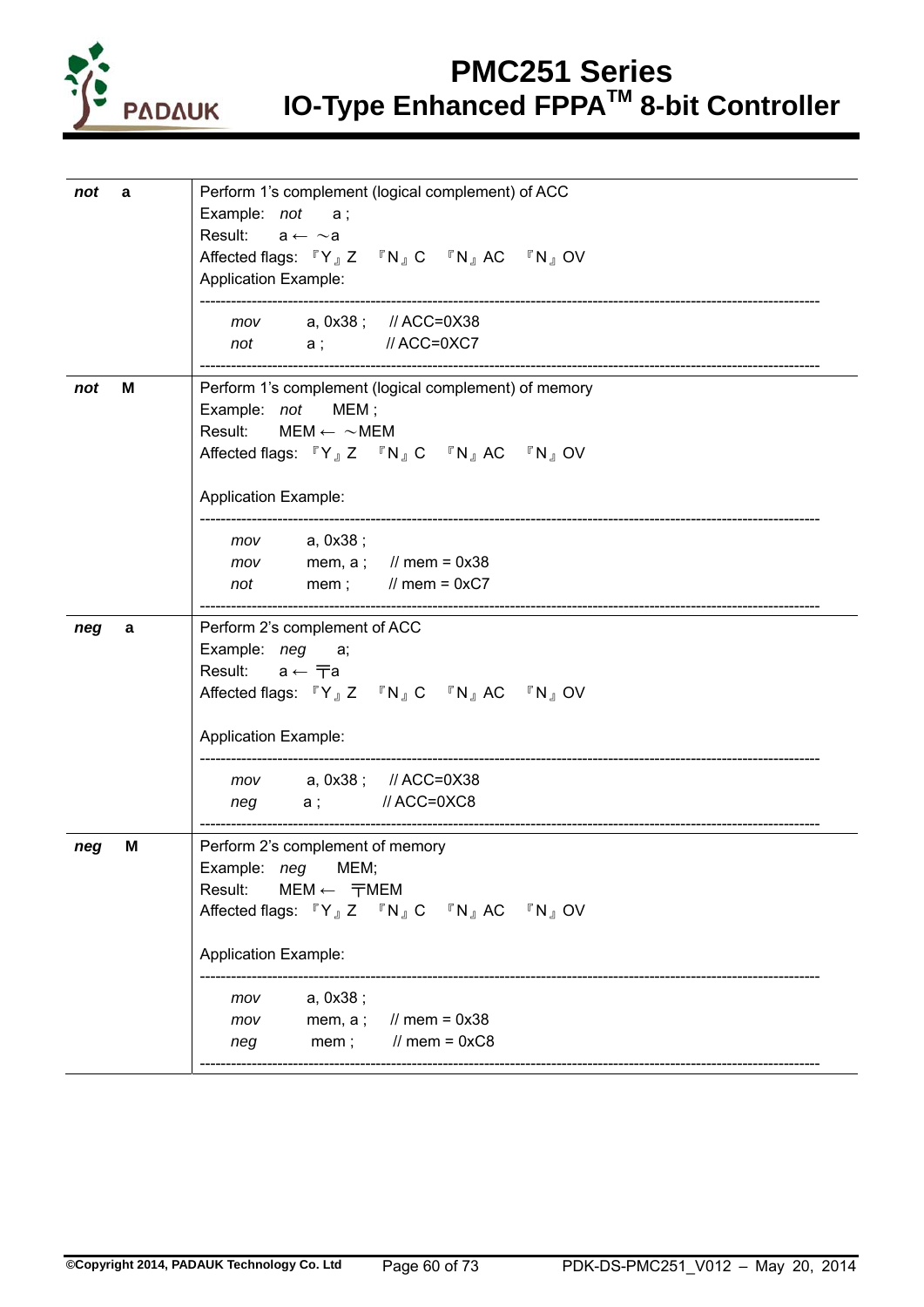| | |
|---|---|
| ***not*** **a** | Perform 1's complement (logical complement) of ACC<br>Example: *not* a ;<br>Result: a ← ～a<br>Affected flags: 『Y』Z 『N』C 『N』AC 『N』OV<br>Application Example:<br>------------------------------------------------------------<br>*mov* a, 0x38 ; // ACC=0X38<br>*not* a ; // ACC=0XC7<br>------------------------------------------------------------ |
| ***not*** **M** | Perform 1's complement (logical complement) of memory<br>Example: *not* MEM ;<br>Result: MEM ← ～MEM<br>Affected flags: 『Y』Z 『N』C 『N』AC 『N』OV<br><br>Application Example:<br>------------------------------------------------------------<br>*mov* a, 0x38 ;<br>*mov* mem, a ; // mem = 0x38<br>*not* mem ; // mem = 0xC7<br>------------------------------------------------------------ |
| ***neg*** **a** | Perform 2's complement of ACC<br>Example: *neg* a;<br>Result: a ← 〒a<br>Affected flags: 『Y』Z 『N』C 『N』AC 『N』OV<br><br>Application Example:<br>------------------------------------------------------------<br>*mov* a, 0x38 ; // ACC=0X38<br>*neg* a ; // ACC=0XC8<br>------------------------------------------------------------ |
| ***neg*** **M** | Perform 2's complement of memory<br>Example: *neg* MEM;<br>Result: MEM ← 〒MEM<br>Affected flags: 『Y』Z 『N』C 『N』AC 『N』OV<br><br>Application Example:<br>------------------------------------------------------------<br>*mov* a, 0x38 ;<br>*mov* mem, a ; // mem = 0x38<br>*neg* mem ; // mem = 0xC8<br>------------------------------------------------------------ |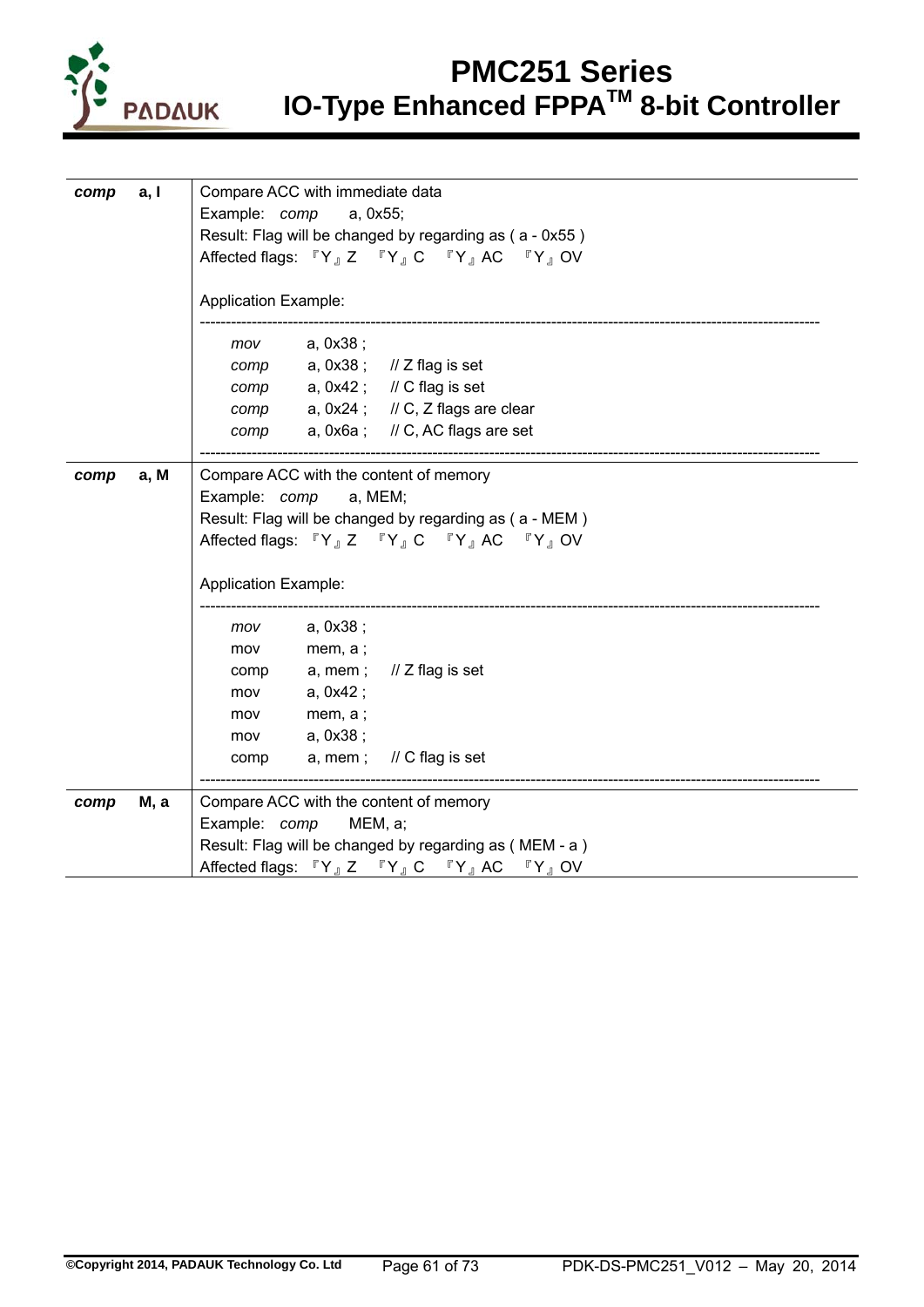| Instruction | Description |
|---|---|
| ***comp a, I*** | Compare ACC with immediate data<br>Example: *comp* a, 0x55;<br>Result: Flag will be changed by regarding as ( a - 0x55 )<br>Affected flags: 『Y』Z 『Y』C 『Y』AC 『Y』OV<br><br>Application Example:<br>------------------------------------------------------------<br>*mov* a, 0x38 ;<br>*comp* a, 0x38 ; // Z flag is set<br>*comp* a, 0x42 ; // C flag is set<br>*comp* a, 0x24 ; // C, Z flags are clear<br>*comp* a, 0x6a ; // C, AC flags are set<br>------------------------------------------------------------ |
| ***comp a, M*** | Compare ACC with the content of memory<br>Example: *comp* a, MEM;<br>Result: Flag will be changed by regarding as ( a - MEM )<br>Affected flags: 『Y』Z 『Y』C 『Y』AC 『Y』OV<br><br>Application Example:<br>------------------------------------------------------------<br>*mov* a, 0x38 ;<br>mov mem, a ;<br>comp a, mem ; // Z flag is set<br>mov a, 0x42 ;<br>mov mem, a ;<br>mov a, 0x38 ;<br>comp a, mem ; // C flag is set<br>------------------------------------------------------------ |
| ***comp M, a*** | Compare ACC with the content of memory<br>Example: *comp* MEM, a;<br>Result: Flag will be changed by regarding as ( MEM - a )<br>Affected flags: 『Y』Z 『Y』C 『Y』AC 『Y』OV |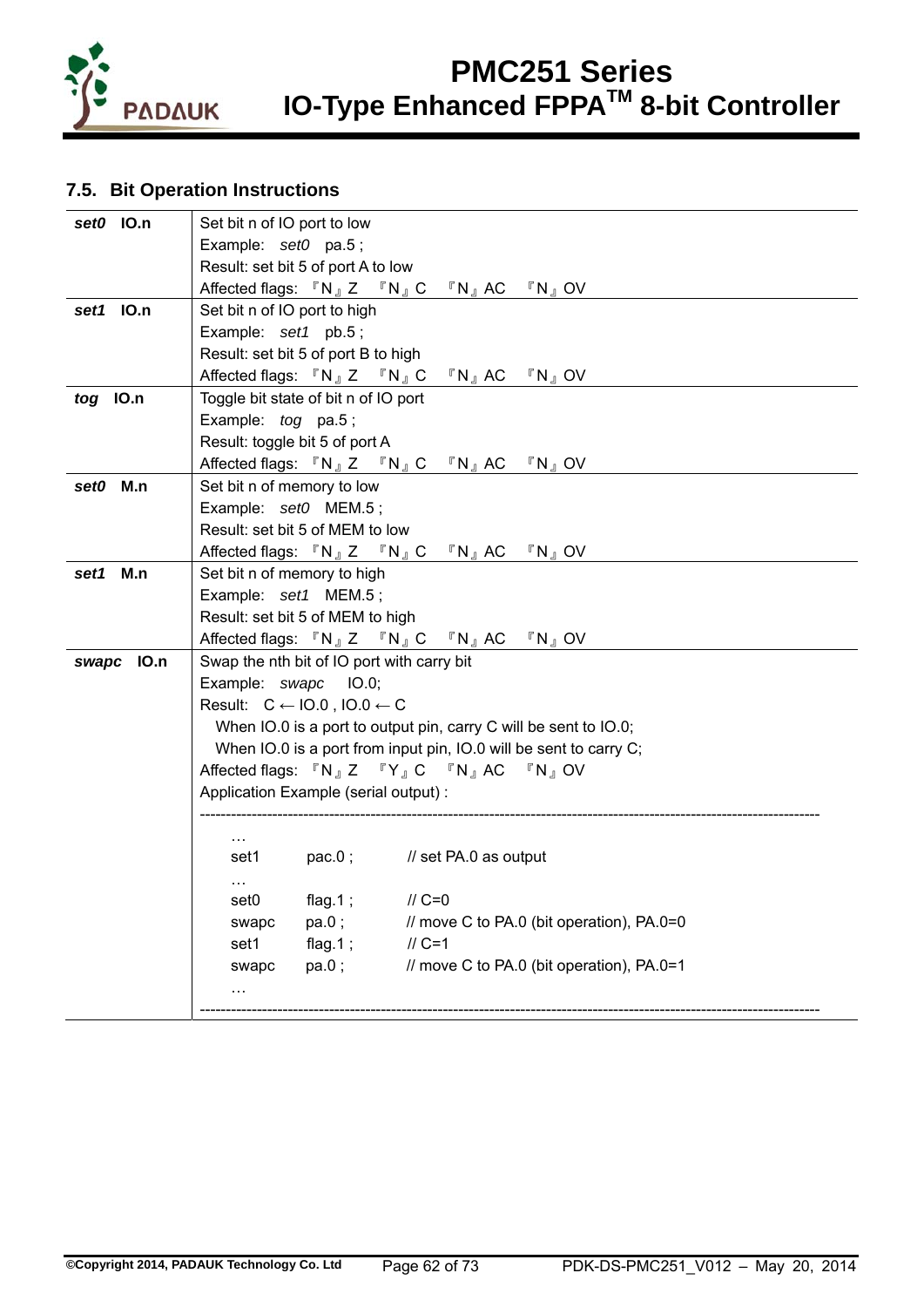## 7.5. Bit Operation Instructions

| | |
|---|---|
| ***set0* IO.n** | Set bit n of IO port to low<br>Example: *set0* pa.5 ;<br>Result: set bit 5 of port A to low<br>Affected flags: 『N』Z 『N』C 『N』AC 『N』OV |
| ***set1* IO.n** | Set bit n of IO port to high<br>Example: *set1* pb.5 ;<br>Result: set bit 5 of port B to high<br>Affected flags: 『N』Z 『N』C 『N』AC 『N』OV |
| ***tog* IO.n** | Toggle bit state of bit n of IO port<br>Example: *tog* pa.5 ;<br>Result: toggle bit 5 of port A<br>Affected flags: 『N』Z 『N』C 『N』AC 『N』OV |
| ***set0* M.n** | Set bit n of memory to low<br>Example: *set0* MEM.5 ;<br>Result: set bit 5 of MEM to low<br>Affected flags: 『N』Z 『N』C 『N』AC 『N』OV |
| ***set1* M.n** | Set bit n of memory to high<br>Example: *set1* MEM.5 ;<br>Result: set bit 5 of MEM to high<br>Affected flags: 『N』Z 『N』C 『N』AC 『N』OV |
| ***swapc* IO.n** | Swap the nth bit of IO port with carry bit<br>Example: *swapc* IO.0;<br>Result: C ← IO.0 , IO.0 ← C<br>When IO.0 is a port to output pin, carry C will be sent to IO.0;<br>When IO.0 is a port from input pin, IO.0 will be sent to carry C;<br>Affected flags: 『N』Z 『Y』C 『N』AC 『N』OV<br>Application Example (serial output) : |

```
--------------------------------------------------------------------------------
    …
    set1     pac.0 ;     // set PA.0 as output
    …
    set0     flag.1 ;    // C=0
    swapc    pa.0 ;      // move C to PA.0 (bit operation), PA.0=0
    set1     flag.1 ;    // C=1
    swapc    pa.0 ;      // move C to PA.0 (bit operation), PA.0=1
    …
--------------------------------------------------------------------------------
```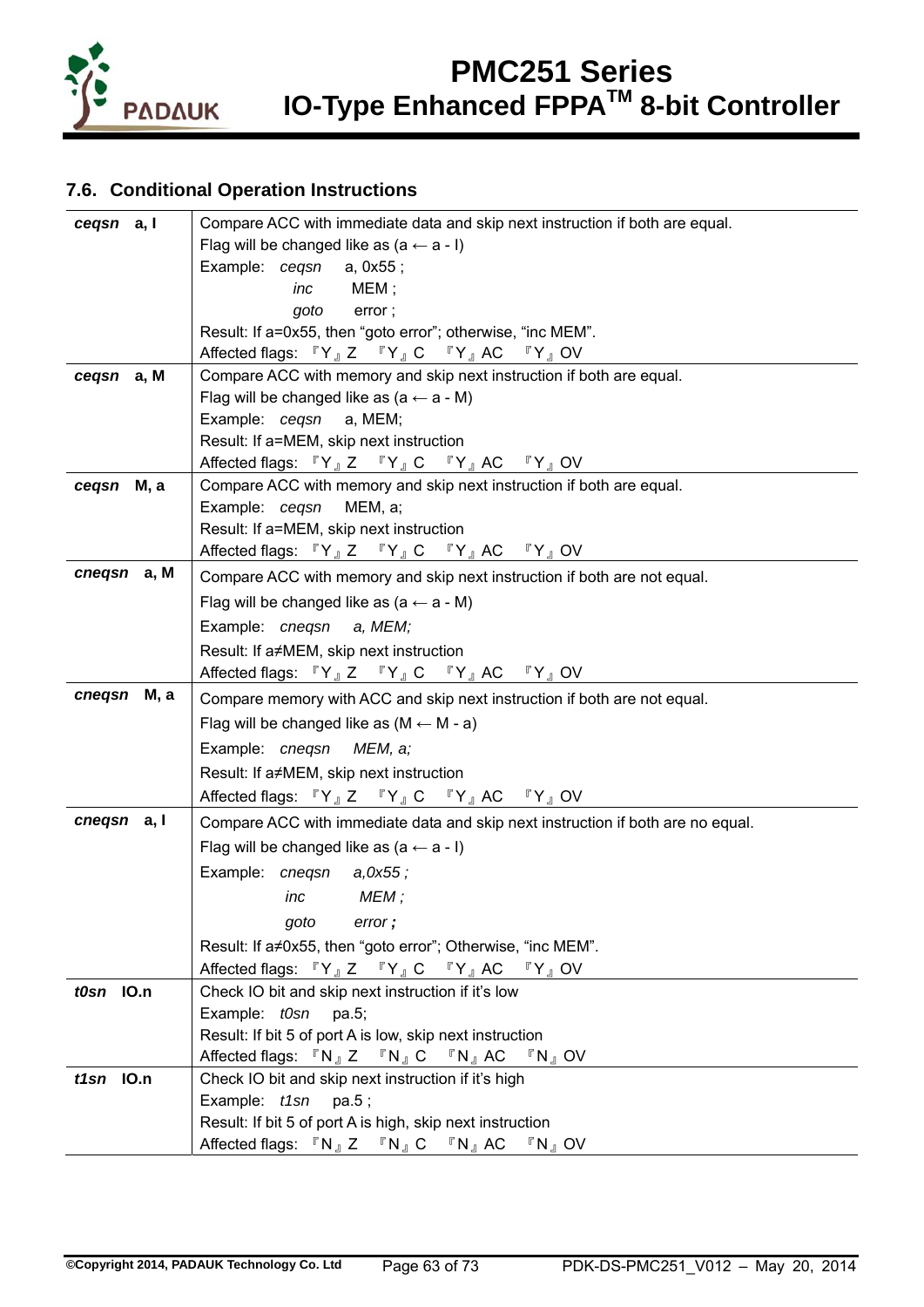## 7.6. Conditional Operation Instructions

| | |
|---|---|
| ***ceqsn*** **a, I** | Compare ACC with immediate data and skip next instruction if both are equal.<br>Flag will be changed like as (a ← a - I)<br>Example: *ceqsn* a, 0x55 ;<br>*inc* MEM ;<br>*goto* error ;<br>Result: If a=0x55, then "goto error"; otherwise, "inc MEM".<br>Affected flags: 『Y』Z 『Y』C 『Y』AC 『Y』OV |
| ***ceqsn*** **a, M** | Compare ACC with memory and skip next instruction if both are equal.<br>Flag will be changed like as (a ← a - M)<br>Example: *ceqsn* a, MEM;<br>Result: If a=MEM, skip next instruction<br>Affected flags: 『Y』Z 『Y』C 『Y』AC 『Y』OV |
| ***ceqsn*** **M, a** | Compare ACC with memory and skip next instruction if both are equal.<br>Example: *ceqsn* MEM, a;<br>Result: If a=MEM, skip next instruction<br>Affected flags: 『Y』Z 『Y』C 『Y』AC 『Y』OV |
| ***cneqsn*** **a, M** | Compare ACC with memory and skip next instruction if both are not equal.<br>Flag will be changed like as (a ← a - M)<br>Example: *cneqsn a, MEM;*<br>Result: If a≠MEM, skip next instruction<br>Affected flags: 『Y』Z 『Y』C 『Y』AC 『Y』OV |
| ***cneqsn*** **M, a** | Compare memory with ACC and skip next instruction if both are not equal.<br>Flag will be changed like as (M ← M - a)<br>Example: *cneqsn MEM, a;*<br>Result: If a≠MEM, skip next instruction<br>Affected flags: 『Y』Z 『Y』C 『Y』AC 『Y』OV |
| ***cneqsn*** **a, I** | Compare ACC with immediate data and skip next instruction if both are no equal.<br>Flag will be changed like as (a ← a - I)<br>Example: *cneqsn a,0x55 ;*<br>*inc MEM ;*<br>*goto error **;***<br>Result: If a≠0x55, then "goto error"; Otherwise, "inc MEM".<br>Affected flags: 『Y』Z 『Y』C 『Y』AC 『Y』OV |
| ***t0sn*** **IO.n** | Check IO bit and skip next instruction if it's low<br>Example: *t0sn* pa.5;<br>Result: If bit 5 of port A is low, skip next instruction<br>Affected flags: 『N』Z 『N』C 『N』AC 『N』OV |
| ***t1sn*** **IO.n** | Check IO bit and skip next instruction if it's high<br>Example: *t1sn* pa.5 ;<br>Result: If bit 5 of port A is high, skip next instruction<br>Affected flags: 『N』Z 『N』C 『N』AC 『N』OV |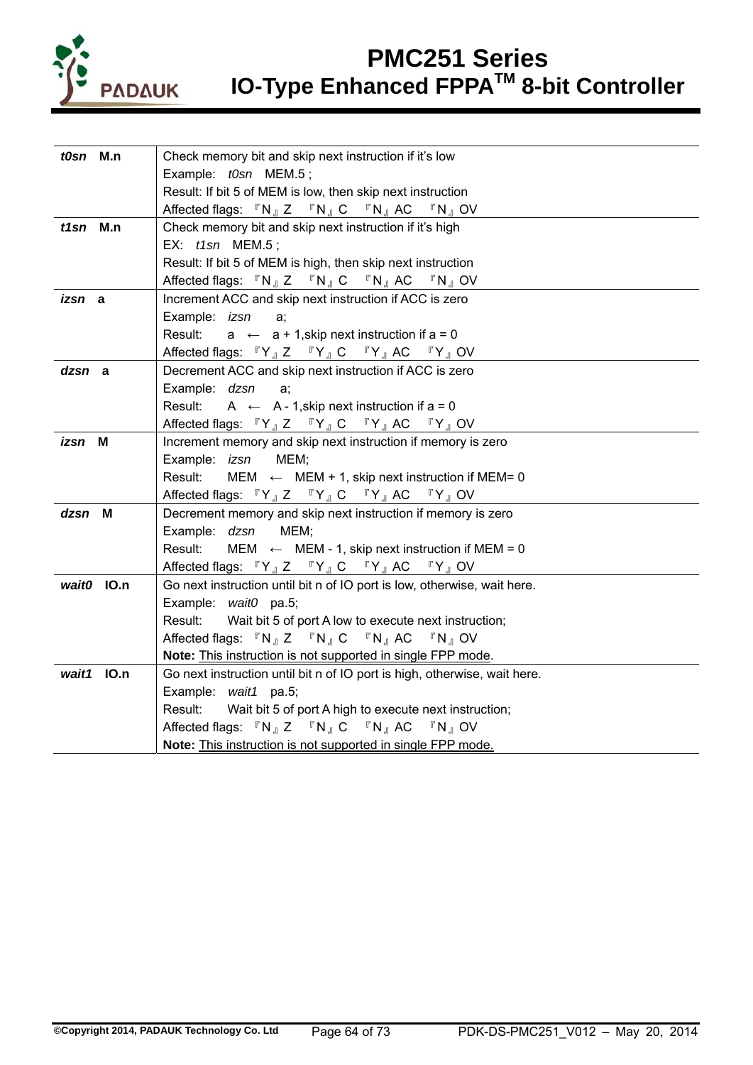| | |
|---|---|
| ***t0sn* M.n** | Check memory bit and skip next instruction if it's low<br>Example: *t0sn* MEM.5 ;<br>Result: If bit 5 of MEM is low, then skip next instruction<br>Affected flags: 『N』Z 『N』C 『N』AC 『N』OV |
| ***t1sn* M.n** | Check memory bit and skip next instruction if it's high<br>EX: *t1sn* MEM.5 ;<br>Result: If bit 5 of MEM is high, then skip next instruction<br>Affected flags: 『N』Z 『N』C 『N』AC 『N』OV |
| ***izsn* a** | Increment ACC and skip next instruction if ACC is zero<br>Example: *izsn* a;<br>Result: a ← a + 1,skip next instruction if a = 0<br>Affected flags: 『Y』Z 『Y』C 『Y』AC 『Y』OV |
| ***dzsn* a** | Decrement ACC and skip next instruction if ACC is zero<br>Example: *dzsn* a;<br>Result: A ← A - 1,skip next instruction if a = 0<br>Affected flags: 『Y』Z 『Y』C 『Y』AC 『Y』OV |
| ***izsn* M** | Increment memory and skip next instruction if memory is zero<br>Example: *izsn* MEM;<br>Result: MEM ← MEM + 1, skip next instruction if MEM= 0<br>Affected flags: 『Y』Z 『Y』C 『Y』AC 『Y』OV |
| ***dzsn* M** | Decrement memory and skip next instruction if memory is zero<br>Example: *dzsn* MEM;<br>Result: MEM ← MEM - 1, skip next instruction if MEM = 0<br>Affected flags: 『Y』Z 『Y』C 『Y』AC 『Y』OV |
| ***wait0* IO.n** | Go next instruction until bit n of IO port is low, otherwise, wait here.<br>Example: *wait0* pa.5;<br>Result: Wait bit 5 of port A low to execute next instruction;<br>Affected flags: 『N』Z 『N』C 『N』AC 『N』OV<br>**Note:** This instruction is not supported in single FPP mode. |
| ***wait1* IO.n** | Go next instruction until bit n of IO port is high, otherwise, wait here.<br>Example: *wait1* pa.5;<br>Result: Wait bit 5 of port A high to execute next instruction;<br>Affected flags: 『N』Z 『N』C 『N』AC 『N』OV<br>**Note:** This instruction is not supported in single FPP mode. |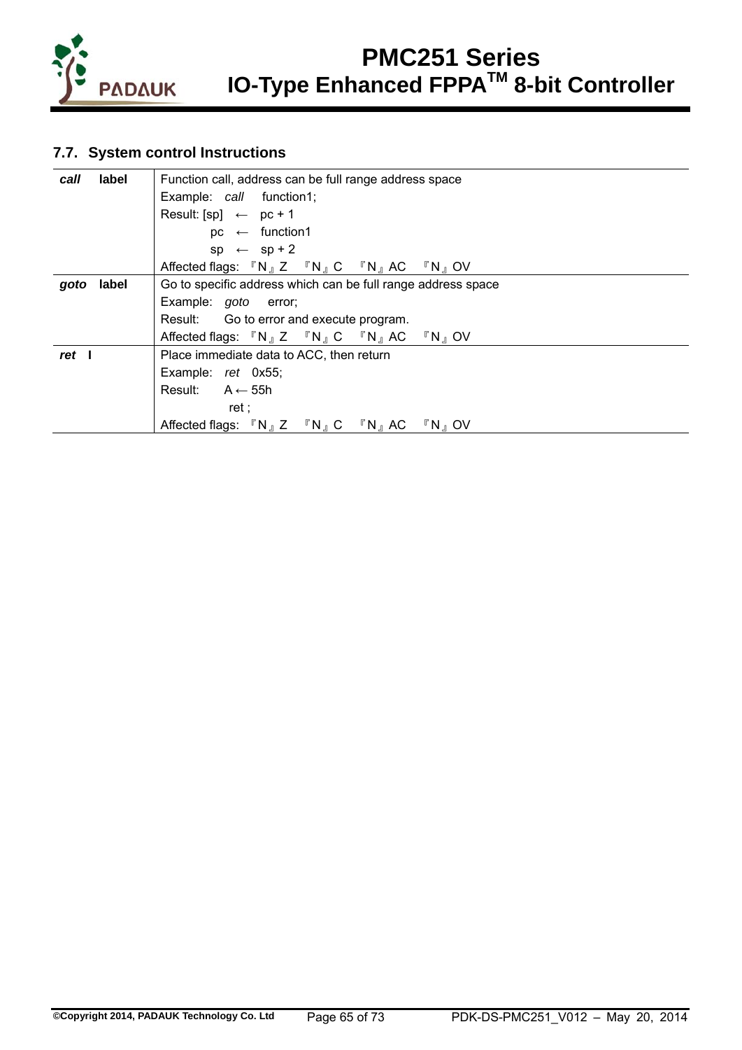## 7.7. System control Instructions

| | |
|---|---|
| ***call*** **label** | Function call, address can be full range address space<br>Example: *call* function1;<br>Result: [sp] ← pc + 1<br>pc ← function1<br>sp ← sp + 2<br>Affected flags: 『N』Z 『N』C 『N』AC 『N』OV |
| ***goto*** **label** | Go to specific address which can be full range address space<br>Example: *goto* error;<br>Result: Go to error and execute program.<br>Affected flags: 『N』Z 『N』C 『N』AC 『N』OV |
| ***ret*** **I** | Place immediate data to ACC, then return<br>Example: *ret* 0x55;<br>Result: A ← 55h<br>ret ;<br>Affected flags: 『N』Z 『N』C 『N』AC 『N』OV |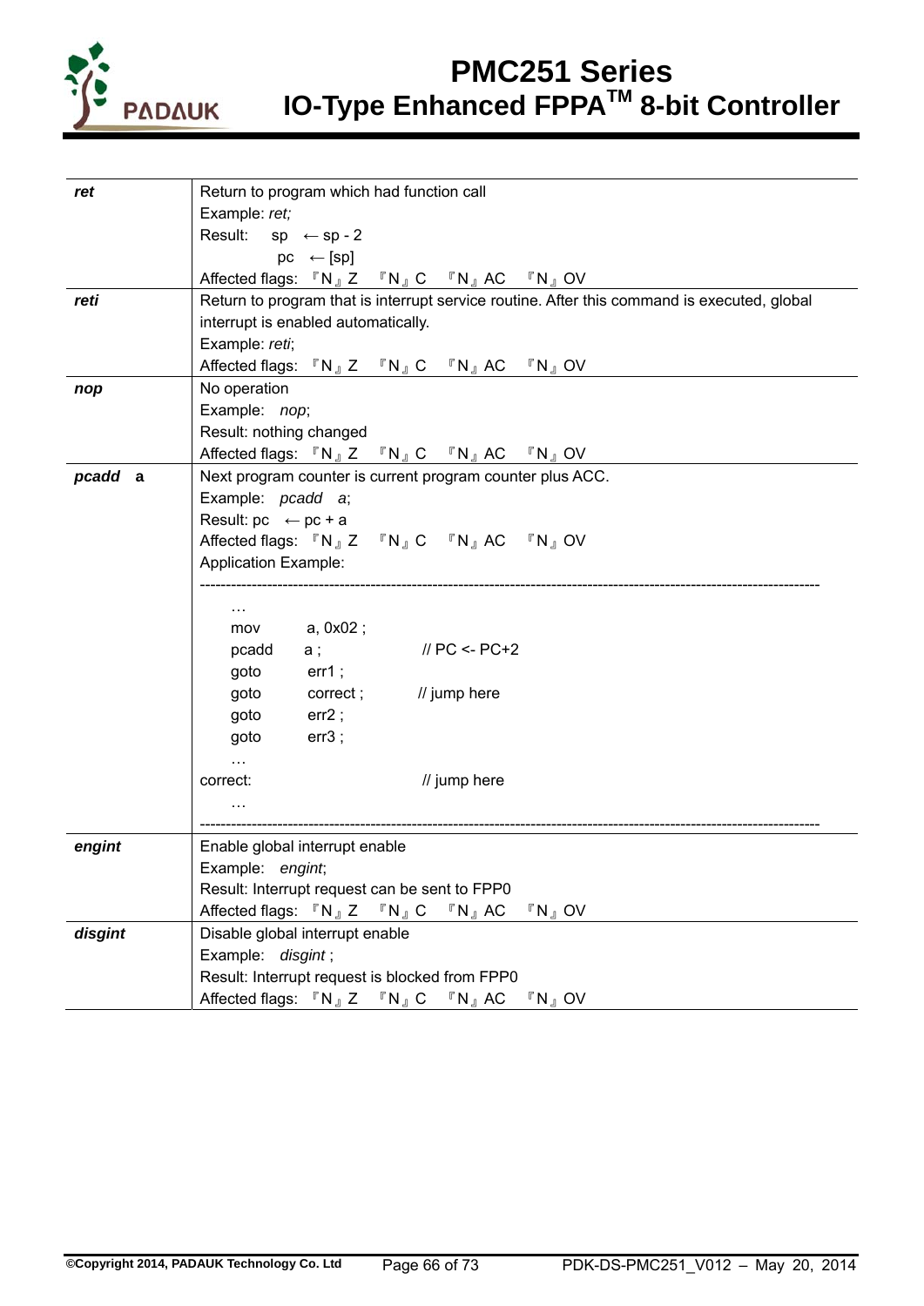| | |
|---|---|
| ***ret*** | Return to program which had function call<br>Example: *ret;*<br>Result: sp ← sp - 2<br>pc ← [sp]<br>Affected flags: 『N』Z 『N』C 『N』AC 『N』OV |
| ***reti*** | Return to program that is interrupt service routine. After this command is executed, global interrupt is enabled automatically.<br>Example: *reti*;<br>Affected flags: 『N』Z 『N』C 『N』AC 『N』OV |
| ***nop*** | No operation<br>Example: *nop*;<br>Result: nothing changed<br>Affected flags: 『N』Z 『N』C 『N』AC 『N』OV |
| ***pcadd* a** | Next program counter is current program counter plus ACC.<br>Example: *pcadd a*;<br>Result: pc ← pc + a<br>Affected flags: 『N』Z 『N』C 『N』AC 『N』OV<br>Application Example: |
| ***engint*** | Enable global interrupt enable<br>Example: *engint*;<br>Result: Interrupt request can be sent to FPP0<br>Affected flags: 『N』Z 『N』C 『N』AC 『N』OV |
| ***disgint*** | Disable global interrupt enable<br>Example: *disgint* ;<br>Result: Interrupt request is blocked from FPP0<br>Affected flags: 『N』Z 『N』C 『N』AC 『N』OV |

Application Example for *pcadd a*:

```
----------------------------------------------------------------------------
    …
    mov     a, 0x02 ;
    pcadd   a ;             // PC <- PC+2
    goto    err1 ;
    goto    correct ;       // jump here
    goto    err2 ;
    goto    err3 ;
    …
correct:                    // jump here
    …
----------------------------------------------------------------------------
```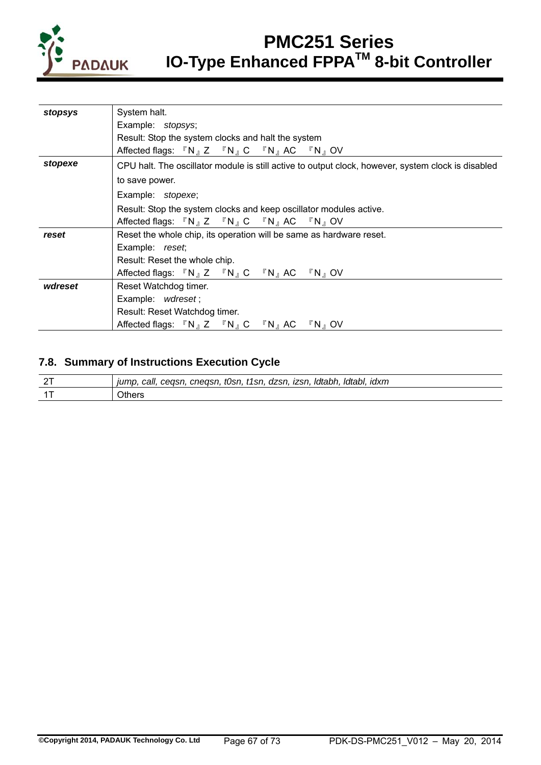| | |
|---|---|
| ***stopsys*** | System halt.<br>Example: *stopsys*;<br>Result: Stop the system clocks and halt the system<br>Affected flags: 『N』Z 『N』C 『N』AC 『N』OV |
| ***stopexe*** | CPU halt. The oscillator module is still active to output clock, however, system clock is disabled to save power.<br>Example: *stopexe*;<br>Result: Stop the system clocks and keep oscillator modules active.<br>Affected flags: 『N』Z 『N』C 『N』AC 『N』OV |
| ***reset*** | Reset the whole chip, its operation will be same as hardware reset.<br>Example: *reset*;<br>Result: Reset the whole chip.<br>Affected flags: 『N』Z 『N』C 『N』AC 『N』OV |
| ***wdreset*** | Reset Watchdog timer.<br>Example: *wdreset* ;<br>Result: Reset Watchdog timer.<br>Affected flags: 『N』Z 『N』C 『N』AC 『N』OV |

## 7.8. Summary of Instructions Execution Cycle

| | |
|---|---|
| 2T | *jump, call, ceqsn, cneqsn, t0sn, t1sn, dzsn, izsn, ldtabh, ldtabl, idxm* |
| 1T | Others |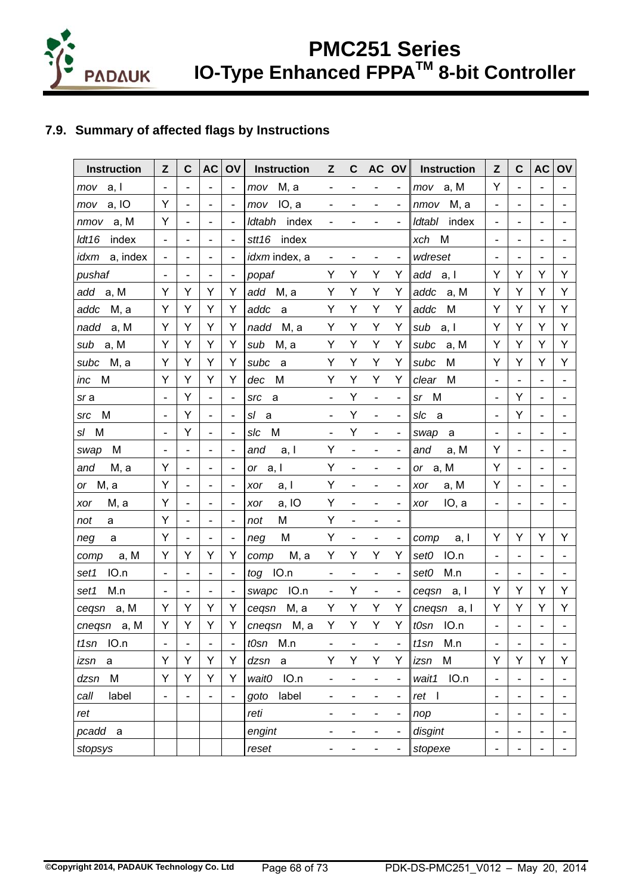## 7.9. Summary of affected flags by Instructions

| Instruction | Z | C | AC | OV | Instruction | Z | C | AC | OV | Instruction | Z | C | AC | OV |
|---|---|---|---|---|---|---|---|---|---|---|---|---|---|---|
| *mov* a, I | - | - | - | - | *mov* M, a | - | - | - | - | *mov* a, M | Y | - | - | - |
| *mov* a, IO | Y | - | - | - | *mov* IO, a | - | - | - | - | *nmov* M, a | - | - | - | - |
| *nmov* a, M | Y | - | - | - | *ldtabh* index | - | - | - | - | *ldtabl* index | - | - | - | - |
| *ldt16* index | - | - | - | - | *stt16* index | | | | | *xch* M | - | - | - | - |
| *idxm* a, index | - | - | - | - | *idxm* index, a | - | - | - | - | *wdreset* | - | - | - | - |
| *pushaf* | - | - | - | - | *popaf* | Y | Y | Y | Y | *add* a, I | Y | Y | Y | Y |
| *add* a, M | Y | Y | Y | Y | *add* M, a | Y | Y | Y | Y | *addc* a, M | Y | Y | Y | Y |
| *addc* M, a | Y | Y | Y | Y | *addc* a | Y | Y | Y | Y | *addc* M | Y | Y | Y | Y |
| *nadd* a, M | Y | Y | Y | Y | *nadd* M, a | Y | Y | Y | Y | *sub* a, I | Y | Y | Y | Y |
| *sub* a, M | Y | Y | Y | Y | *sub* M, a | Y | Y | Y | Y | *subc* a, M | Y | Y | Y | Y |
| *subc* M, a | Y | Y | Y | Y | *subc* a | Y | Y | Y | Y | *subc* M | Y | Y | Y | Y |
| *inc* M | Y | Y | Y | Y | *dec* M | Y | Y | Y | Y | *clear* M | - | - | - | - |
| *sr* a | - | Y | - | - | *src* a | - | Y | - | - | *sr* M | - | Y | - | - |
| *src* M | - | Y | - | - | *sl* a | - | Y | - | - | *slc* a | - | Y | - | - |
| *sl* M | - | Y | - | - | *slc* M | - | Y | - | - | *swap* a | - | - | - | - |
| *swap* M | - | - | - | - | *and* a, I | Y | - | - | - | *and* a, M | Y | - | - | - |
| *and* M, a | Y | - | - | - | *or* a, I | Y | - | - | - | *or* a, M | Y | - | - | - |
| *or* M, a | Y | - | - | - | *xor* a, I | Y | - | - | - | *xor* a, M | Y | - | - | - |
| *xor* M, a | Y | - | - | - | *xor* a, IO | Y | - | - | - | *xor* IO, a | - | - | - | - |
| *not* a | Y | - | - | - | *not* M | Y | - | - | - | | | | | |
| *neg* a | Y | - | - | - | *neg* M | Y | - | - | - | *comp* a, I | Y | Y | Y | Y |
| *comp* a, M | Y | Y | Y | Y | *comp* M, a | Y | Y | Y | Y | *set0* IO.n | - | - | - | - |
| *set1* IO.n | - | - | - | - | *tog* IO.n | - | - | - | - | *set0* M.n | - | - | - | - |
| *set1* M.n | - | - | - | - | *swapc* IO.n | - | Y | - | - | *ceqsn* a, I | Y | Y | Y | Y |
| *ceqsn* a, M | Y | Y | Y | Y | *ceqsn* M, a | Y | Y | Y | Y | *cneqsn* a, I | Y | Y | Y | Y |
| *cneqsn* a, M | Y | Y | Y | Y | *cneqsn* M, a | Y | Y | Y | Y | *t0sn* IO.n | - | - | - | - |
| *t1sn* IO.n | - | - | - | - | *t0sn* M.n | - | - | - | - | *t1sn* M.n | - | - | - | - |
| *izsn* a | Y | Y | Y | Y | *dzsn* a | Y | Y | Y | Y | *izsn* M | Y | Y | Y | Y |
| *dzsn* M | Y | Y | Y | Y | *wait0* IO.n | - | - | - | - | *wait1* IO.n | - | - | - | - |
| *call* label | - | - | - | - | *goto* label | - | - | - | - | *ret* I | - | - | - | - |
| *ret* | | | | | *reti* | - | - | - | - | *nop* | - | - | - | - |
| *pcadd* a | | | | | *engint* | - | - | - | - | *disgint* | - | - | - | - |
| *stopsys* | | | | | *reset* | - | - | - | - | *stopexe* | - | - | - | - |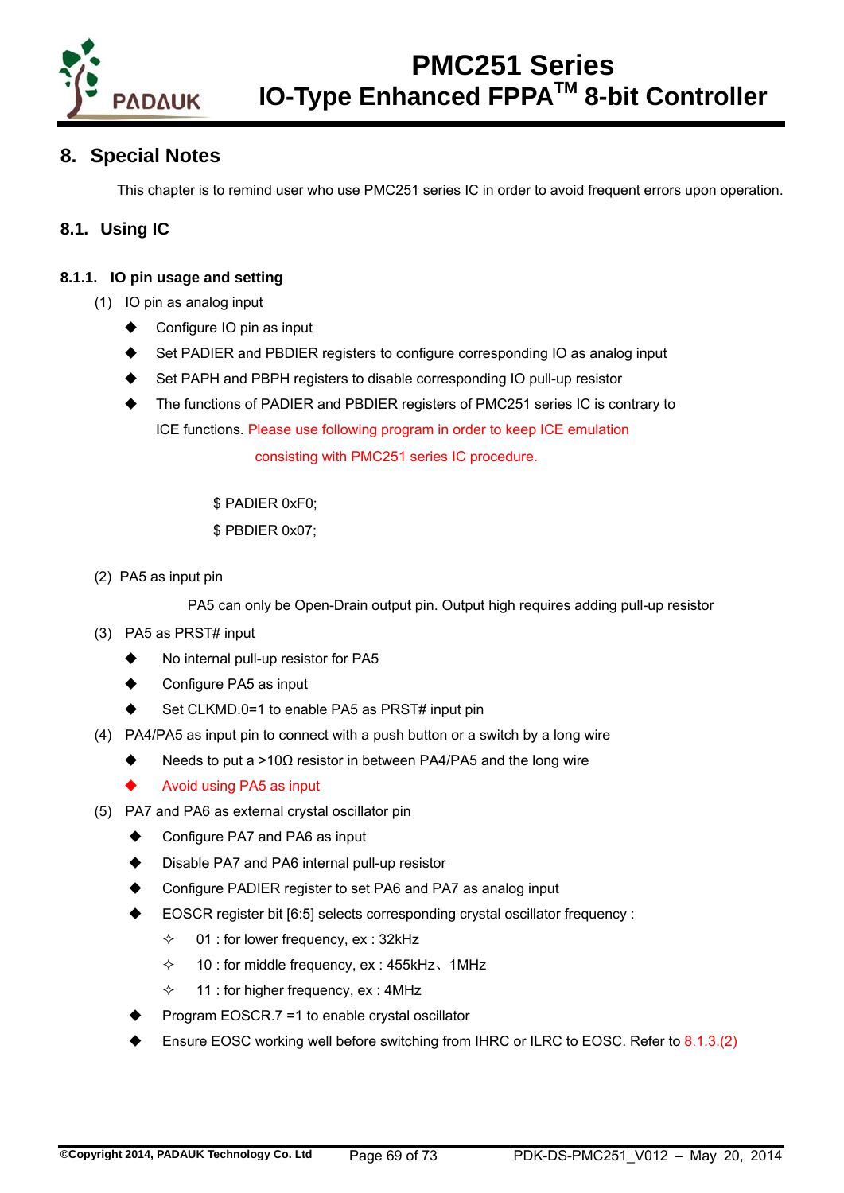## 8. Special Notes

This chapter is to remind user who use PMC251 series IC in order to avoid frequent errors upon operation.

### 8.1. Using IC

#### 8.1.1. IO pin usage and setting

(1) IO pin as analog input

- Configure IO pin as input
- Set PADIER and PBDIER registers to configure corresponding IO as analog input
- Set PAPH and PBPH registers to disable corresponding IO pull-up resistor
- The functions of PADIER and PBDIER registers of PMC251 series IC is contrary to ICE functions. Please use following program in order to keep ICE emulation consisting with PMC251 series IC procedure.

```
$ PADIER 0xF0;
$ PBDIER 0x07;
```

(2) PA5 as input pin

PA5 can only be Open-Drain output pin. Output high requires adding pull-up resistor

(3) PA5 as PRST# input

- No internal pull-up resistor for PA5
- Configure PA5 as input
- Set CLKMD.0=1 to enable PA5 as PRST# input pin

(4) PA4/PA5 as input pin to connect with a push button or a switch by a long wire

- Needs to put a >10Ω resistor in between PA4/PA5 and the long wire
- Avoid using PA5 as input

(5) PA7 and PA6 as external crystal oscillator pin

- Configure PA7 and PA6 as input
- Disable PA7 and PA6 internal pull-up resistor
- Configure PADIER register to set PA6 and PA7 as analog input
- EOSCR register bit [6:5] selects corresponding crystal oscillator frequency :
  - 01 : for lower frequency, ex : 32kHz
  - 10 : for middle frequency, ex : 455kHz、1MHz
  - 11 : for higher frequency, ex : 4MHz
- Program EOSCR.7 =1 to enable crystal oscillator
- Ensure EOSC working well before switching from IHRC or ILRC to EOSC. Refer to 8.1.3.(2)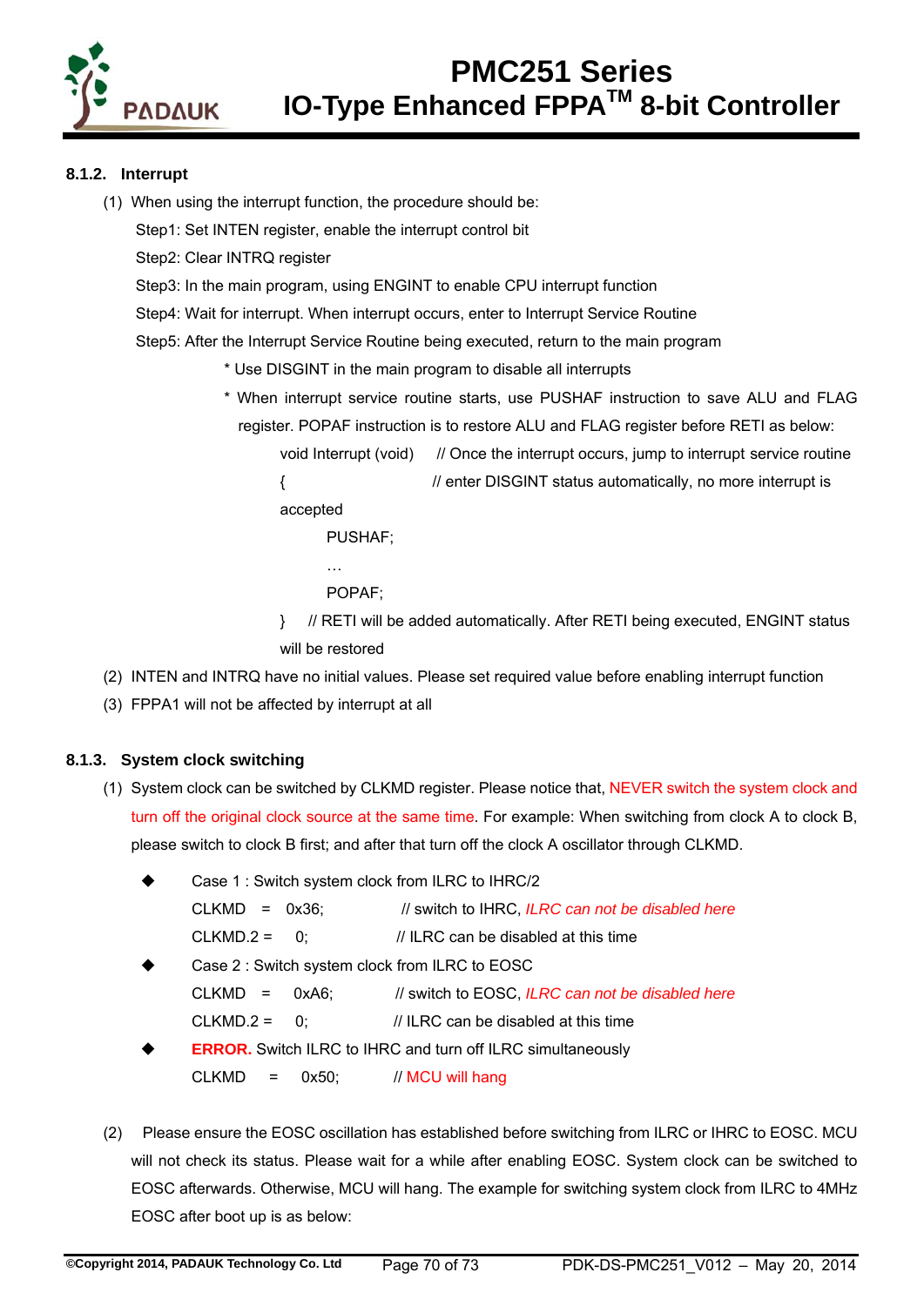### 8.1.2. Interrupt

(1) When using the interrupt function, the procedure should be:

Step1: Set INTEN register, enable the interrupt control bit

Step2: Clear INTRQ register

Step3: In the main program, using ENGINT to enable CPU interrupt function

Step4: Wait for interrupt. When interrupt occurs, enter to Interrupt Service Routine

Step5: After the Interrupt Service Routine being executed, return to the main program

\* Use DISGINT in the main program to disable all interrupts

\* When interrupt service routine starts, use PUSHAF instruction to save ALU and FLAG register. POPAF instruction is to restore ALU and FLAG register before RETI as below:

```
void Interrupt (void)    // Once the interrupt occurs, jump to interrupt service routine
{                        // enter DISGINT status automatically, no more interrupt is accepted
        PUSHAF;
        …
        POPAF;
}   // RETI will be added automatically. After RETI being executed, ENGINT status will be restored
```

(2) INTEN and INTRQ have no initial values. Please set required value before enabling interrupt function

(3) FPPA1 will not be affected by interrupt at all

### 8.1.3. System clock switching

(1) System clock can be switched by CLKMD register. Please notice that, NEVER switch the system clock and turn off the original clock source at the same time. For example: When switching from clock A to clock B, please switch to clock B first; and after that turn off the clock A oscillator through CLKMD.

- Case 1 : Switch system clock from ILRC to IHRC/2

```
CLKMD   =   0x36;        // switch to IHRC, ILRC can not be disabled here
CLKMD.2 =   0;           // ILRC can be disabled at this time
```

- Case 2 : Switch system clock from ILRC to EOSC

```
CLKMD   =   0xA6;        // switch to EOSC, ILRC can not be disabled here
CLKMD.2 =   0;           // ILRC can be disabled at this time
```

- **ERROR.** Switch ILRC to IHRC and turn off ILRC simultaneously

```
CLKMD   =   0x50;        // MCU will hang
```

(2) Please ensure the EOSC oscillation has established before switching from ILRC or IHRC to EOSC. MCU will not check its status. Please wait for a while after enabling EOSC. System clock can be switched to EOSC afterwards. Otherwise, MCU will hang. The example for switching system clock from ILRC to 4MHz EOSC after boot up is as below: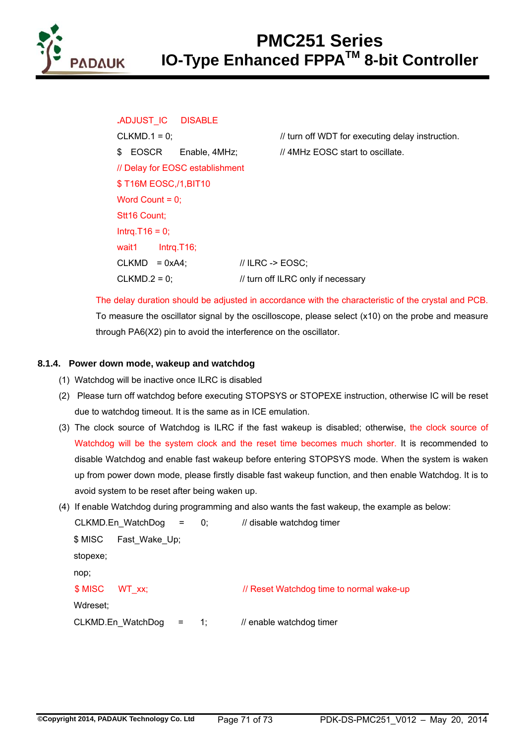```
.ADJUST_IC    DISABLE
CLKMD.1 = 0;                       // turn off WDT for executing delay instruction.
$  EOSCR      Enable, 4MHz;        // 4MHz EOSC start to oscillate.
// Delay for EOSC establishment
$ T16M EOSC,/1,BIT10
Word Count = 0;
Stt16 Count;
Intrq.T16 = 0;
wait1      Intrq.T16;
CLKMD  = 0xA4;                     // ILRC -> EOSC;
CLKMD.2 = 0;                       // turn off ILRC only if necessary
```

The delay duration should be adjusted in accordance with the characteristic of the crystal and PCB. To measure the oscillator signal by the oscilloscope, please select (x10) on the probe and measure through PA6(X2) pin to avoid the interference on the oscillator.

### 8.1.4. Power down mode, wakeup and watchdog

(1) Watchdog will be inactive once ILRC is disabled

(2) Please turn off watchdog before executing STOPSYS or STOPEXE instruction, otherwise IC will be reset due to watchdog timeout. It is the same as in ICE emulation.

(3) The clock source of Watchdog is ILRC if the fast wakeup is disabled; otherwise, the clock source of Watchdog will be the system clock and the reset time becomes much shorter. It is recommended to disable Watchdog and enable fast wakeup before entering STOPSYS mode. When the system is waken up from power down mode, please firstly disable fast wakeup function, and then enable Watchdog. It is to avoid system to be reset after being waken up.

(4) If enable Watchdog during programming and also wants the fast wakeup, the example as below:

```
CLKMD.En_WatchDog   =   0;      // disable watchdog timer
$ MISC    Fast_Wake_Up;
stopexe;
nop;
$ MISC    WT_xx;                // Reset Watchdog time to normal wake-up
Wdreset;
CLKMD.En_WatchDog   =   1;      // enable watchdog timer
```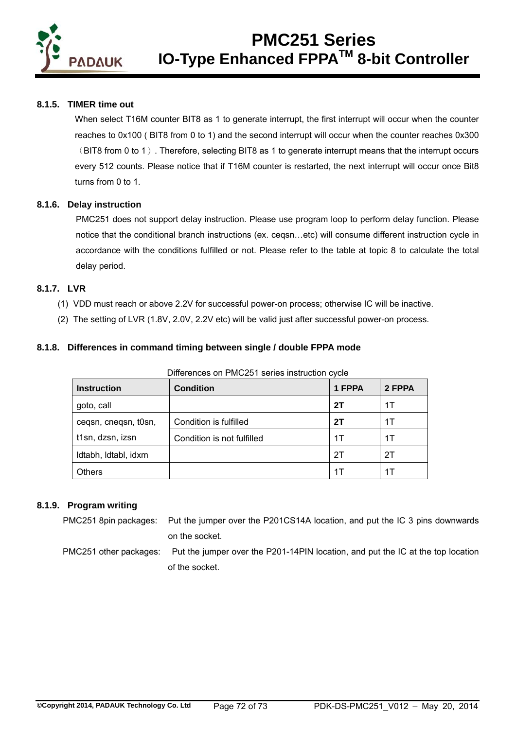### 8.1.5. TIMER time out

When select T16M counter BIT8 as 1 to generate interrupt, the first interrupt will occur when the counter reaches to 0x100 ( BIT8 from 0 to 1) and the second interrupt will occur when the counter reaches 0x300 （BIT8 from 0 to 1）. Therefore, selecting BIT8 as 1 to generate interrupt means that the interrupt occurs every 512 counts. Please notice that if T16M counter is restarted, the next interrupt will occur once Bit8 turns from 0 to 1.

### 8.1.6. Delay instruction

PMC251 does not support delay instruction. Please use program loop to perform delay function. Please notice that the conditional branch instructions (ex. ceqsn…etc) will consume different instruction cycle in accordance with the conditions fulfilled or not. Please refer to the table at topic 8 to calculate the total delay period.

### 8.1.7. LVR

(1) VDD must reach or above 2.2V for successful power-on process; otherwise IC will be inactive.

(2) The setting of LVR (1.8V, 2.0V, 2.2V etc) will be valid just after successful power-on process.

### 8.1.8. Differences in command timing between single / double FPPA mode

Differences on PMC251 series instruction cycle

| Instruction | Condition | 1 FPPA | 2 FPPA |
|---|---|---|---|
| goto, call | | **2T** | 1T |
| ceqsn, cneqsn, t0sn, t1sn, dzsn, izsn | Condition is fulfilled | **2T** | 1T |
| | Condition is not fulfilled | 1T | 1T |
| ldtabh, ldtabl, idxm | | 2T | 2T |
| Others | | 1T | 1T |

### 8.1.9. Program writing

PMC251 8pin packages: Put the jumper over the P201CS14A location, and put the IC 3 pins downwards on the socket.

PMC251 other packages: Put the jumper over the P201-14PIN location, and put the IC at the top location of the socket.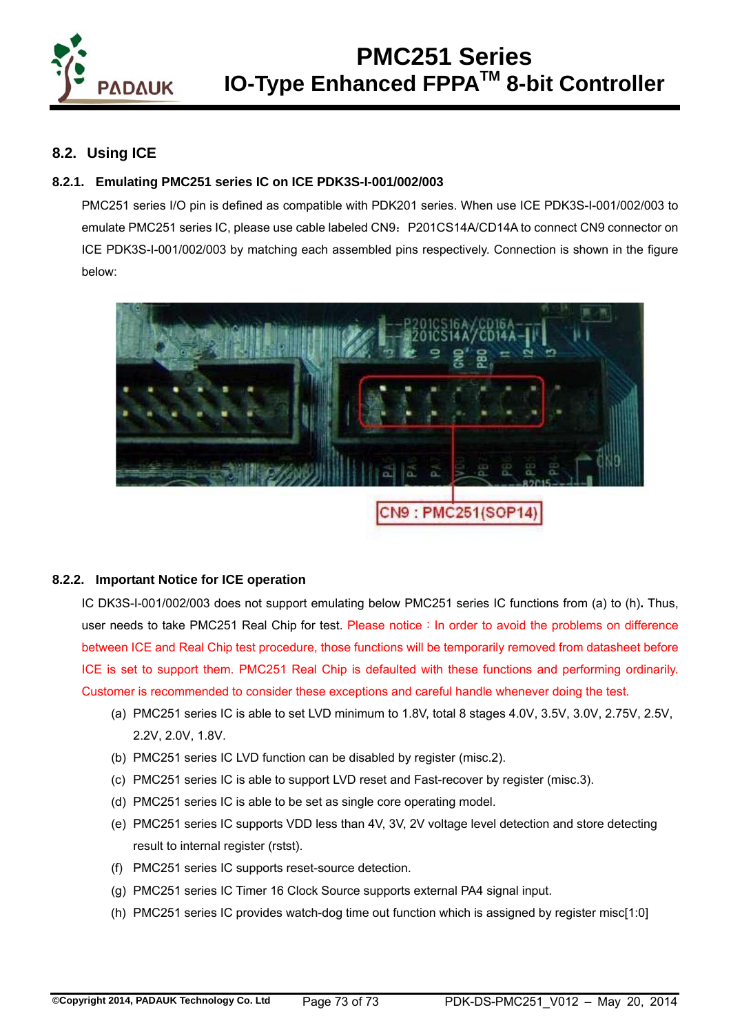## 8.2. Using ICE

### 8.2.1. Emulating PMC251 series IC on ICE PDK3S-I-001/002/003

PMC251 series I/O pin is defined as compatible with PDK201 series. When use ICE PDK3S-I-001/002/003 to emulate PMC251 series IC, please use cable labeled CN9：P201CS14A/CD14A to connect CN9 connector on ICE PDK3S-I-001/002/003 by matching each assembled pins respectively. Connection is shown in the figure below:

CN9 : PMC251(SOP14)

### 8.2.2. Important Notice for ICE operation

IC DK3S-I-001/002/003 does not support emulating below PMC251 series IC functions from (a) to (h). Thus, user needs to take PMC251 Real Chip for test. Please notice：In order to avoid the problems on difference between ICE and Real Chip test procedure, those functions will be temporarily removed from datasheet before ICE is set to support them. PMC251 Real Chip is defaulted with these functions and performing ordinarily. Customer is recommended to consider these exceptions and careful handle whenever doing the test.

(a) PMC251 series IC is able to set LVD minimum to 1.8V, total 8 stages 4.0V, 3.5V, 3.0V, 2.75V, 2.5V, 2.2V, 2.0V, 1.8V.

(b) PMC251 series IC LVD function can be disabled by register (misc.2).

(c) PMC251 series IC is able to support LVD reset and Fast-recover by register (misc.3).

(d) PMC251 series IC is able to be set as single core operating model.

(e) PMC251 series IC supports VDD less than 4V, 3V, 2V voltage level detection and store detecting result to internal register (rstst).

(f) PMC251 series IC supports reset-source detection.

(g) PMC251 series IC Timer 16 Clock Source supports external PA4 signal input.

(h) PMC251 series IC provides watch-dog time out function which is assigned by register misc[1:0]